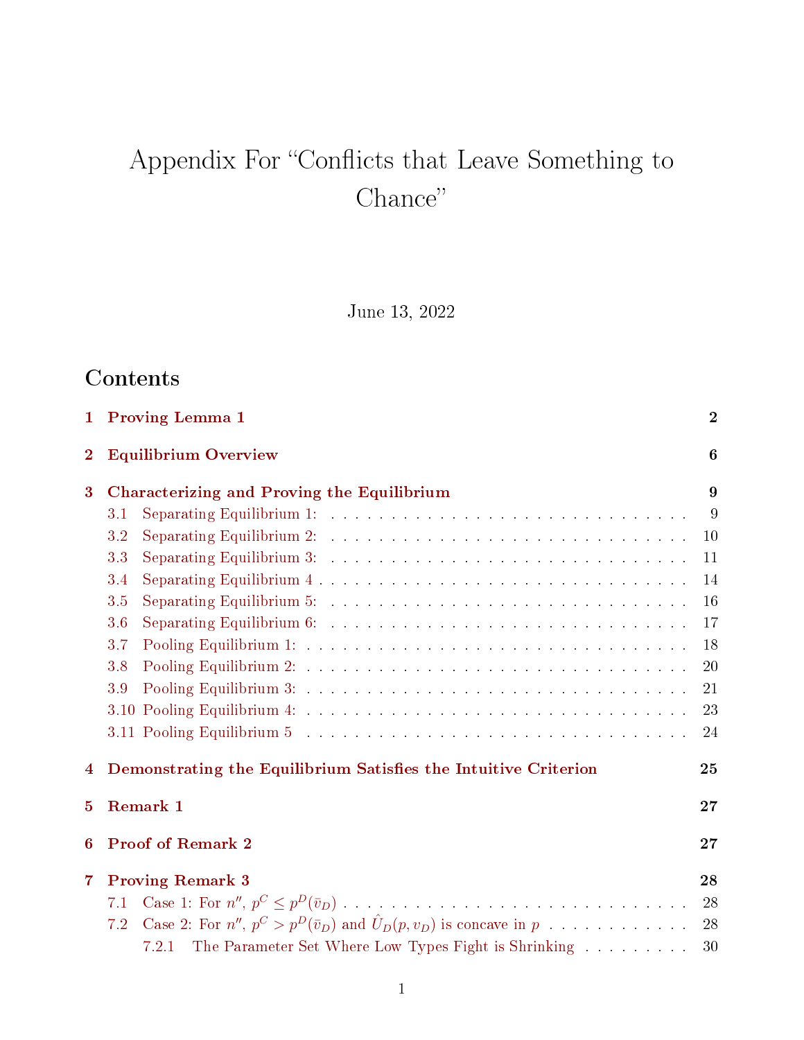# Appendix For "Conflicts that Leave Something to Chance"

June 13, 2022

## Contents

1 Proving Lemma 1 — 2

2 Equilibrium Overview — 6

3 Characterizing and Proving the Equilibrium — 9
- 3.1 Separating Equilibrium 1: — 9
- 3.2 Separating Equilibrium 2: — 10
- 3.3 Separating Equilibrium 3: — 11
- 3.4 Separating Equilibrium 4 — 14
- 3.5 Separating Equilibrium 5: — 16
- 3.6 Separating Equilibrium 6: — 17
- 3.7 Pooling Equilibrium 1: — 18
- 3.8 Pooling Equilibrium 2: — 20
- 3.9 Pooling Equilibrium 3: — 21
- 3.10 Pooling Equilibrium 4: — 23
- 3.11 Pooling Equilibrium 5 — 24

4 Demonstrating the Equilibrium Satisfies the Intuitive Criterion — 25

5 Remark 1 — 27

6 Proof of Remark 2 — 27

7 Proving Remark 3 — 28
- 7.1 Case 1: For $n''$, $p^C \leq p^D(\bar{v}_D)$ — 28
- 7.2 Case 2: For $n''$, $p^C > p^D(\bar{v}_D)$ and $\hat{U}_D(p, v_D)$ is concave in $p$ — 28
  - 7.2.1 The Parameter Set Where Low Types Fight is Shrinking — 30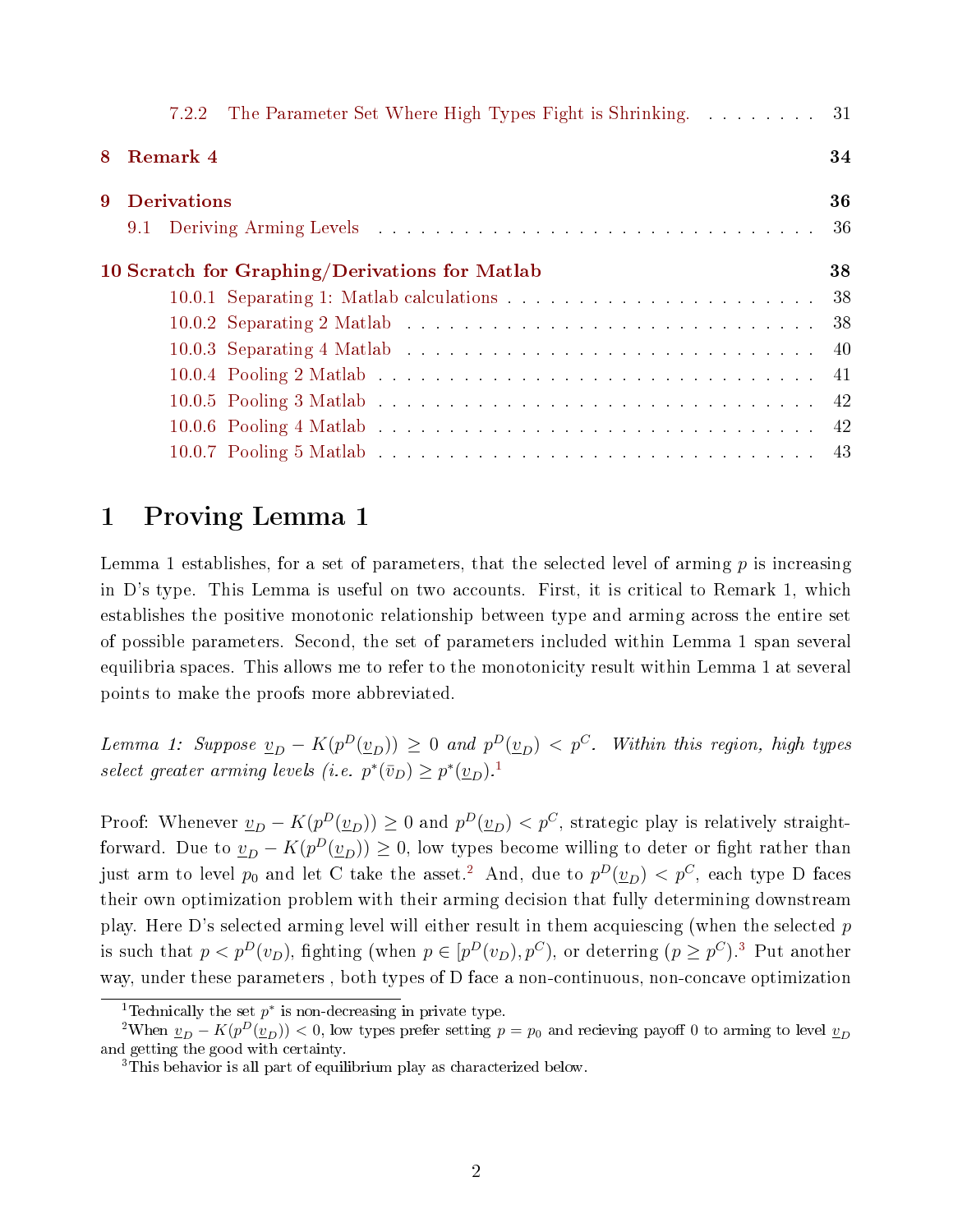7.2.2 The Parameter Set Where High Types Fight is Shrinking. . . . . . . . . . 31

**8 Remark 4** **34**

**9 Derivations** **36**

9.1 Deriving Arming Levels . . . . . . . . . . . . . . . . . . . . . . . . . . . . . . . . 36

**10 Scratch for Graphing/Derivations for Matlab** **38**

10.0.1 Separating 1: Matlab calculations . . . . . . . . . . . . . . . . . . . . . . . 38

10.0.2 Separating 2 Matlab . . . . . . . . . . . . . . . . . . . . . . . . . . . . . . . 38

10.0.3 Separating 4 Matlab . . . . . . . . . . . . . . . . . . . . . . . . . . . . . . . 40

10.0.4 Pooling 2 Matlab . . . . . . . . . . . . . . . . . . . . . . . . . . . . . . . . . 41

10.0.5 Pooling 3 Matlab . . . . . . . . . . . . . . . . . . . . . . . . . . . . . . . . . 42

10.0.6 Pooling 4 Matlab . . . . . . . . . . . . . . . . . . . . . . . . . . . . . . . . . 42

10.0.7 Pooling 5 Matlab . . . . . . . . . . . . . . . . . . . . . . . . . . . . . . . . . 43

# 1 Proving Lemma 1

Lemma 1 establishes, for a set of parameters, that the selected level of arming $p$ is increasing in D's type. This Lemma is useful on two accounts. First, it is critical to Remark 1, which establishes the positive monotonic relationship between type and arming across the entire set of possible parameters. Second, the set of parameters included within Lemma 1 span several equilibria spaces. This allows me to refer to the monotonicity result within Lemma 1 at several points to make the proofs more abbreviated.

*Lemma 1: Suppose $\underline{v}_D - K(p^D(\underline{v}_D)) \geq 0$ and $p^D(\underline{v}_D) < p^C$. Within this region, high types select greater arming levels (i.e. $p^*(\bar{v}_D) \geq p^*(\underline{v}_D)$).*[1]

Proof: Whenever $\underline{v}_D - K(p^D(\underline{v}_D)) \geq 0$ and $p^D(\underline{v}_D) < p^C$, strategic play is relatively straightforward. Due to $\underline{v}_D - K(p^D(\underline{v}_D)) \geq 0$, low types become willing to deter or fight rather than just arm to level $p_0$ and let C take the asset.[2] And, due to $p^D(\underline{v}_D) < p^C$, each type D faces their own optimization problem with their arming decision that fully determining downstream play. Here D's selected arming level will either result in them acquiescing (when the selected $p$ is such that $p < p^D(v_D)$, fighting (when $p \in [p^D(v_D), p^C)$, or deterring ($p \geq p^C$).[3] Put another way, under these parameters , both types of D face a non-continuous, non-concave optimization

[1] Technically the set $p^*$ is non-decreasing in private type.

[2] When $\underline{v}_D - K(p^D(\underline{v}_D)) < 0$, low types prefer setting $p = p_0$ and recieving payoff 0 to arming to level $\underline{v}_D$ and getting the good with certainty.

[3] This behavior is all part of equilibrium play as characterized below.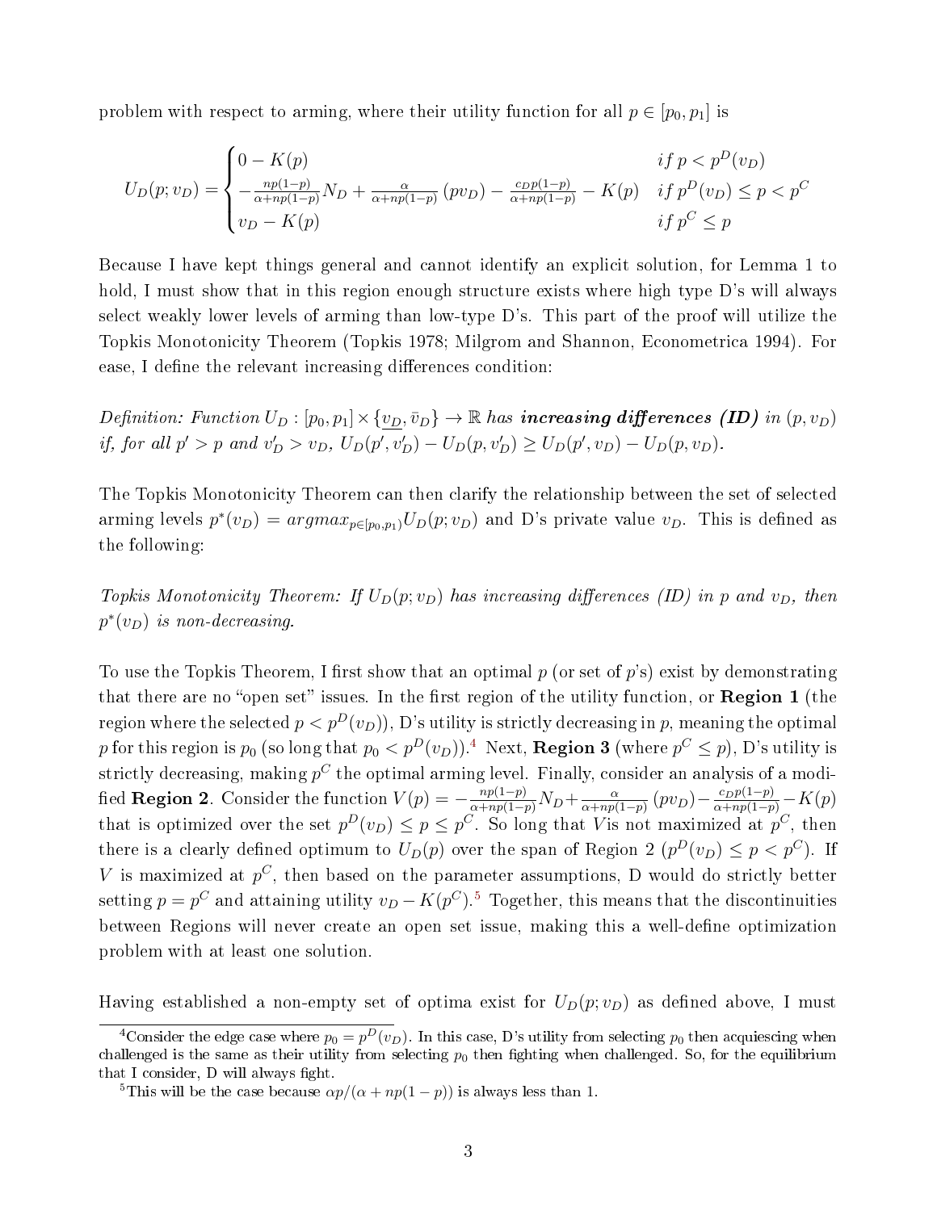problem with respect to arming, where their utility function for all $p \in [p_0, p_1]$ is

$$U_D(p; v_D) = \begin{cases} 0 - K(p) & if\ p < p^D(v_D) \\ -\frac{np(1-p)}{\alpha+np(1-p)} N_D + \frac{\alpha}{\alpha+np(1-p)} (pv_D) - \frac{c_D p(1-p)}{\alpha+np(1-p)} - K(p) & if\ p^D(v_D) \leq p < p^C \\ v_D - K(p) & if\ p^C \leq p \end{cases}$$

Because I have kept things general and cannot identify an explicit solution, for Lemma 1 to hold, I must show that in this region enough structure exists where high type D's will always select weakly lower levels of arming than low-type D's. This part of the proof will utilize the Topkis Monotonicity Theorem (Topkis 1978; Milgrom and Shannon, Econometrica 1994). For ease, I define the relevant increasing differences condition:

*Definition: Function $U_D : [p_0, p_1] \times \{\underline{v}_D, \bar{v}_D\} \to \mathbb{R}$ has **increasing differences (ID)** in $(p, v_D)$ if, for all $p' > p$ and $v'_D > v_D$, $U_D(p', v'_D) - U_D(p, v'_D) \geq U_D(p', v_D) - U_D(p, v_D)$.*

The Topkis Monotonicity Theorem can then clarify the relationship between the set of selected arming levels $p^*(v_D) = argmax_{p \in [p_0, p_1)} U_D(p; v_D)$ and D's private value $v_D$. This is defined as the following:

*Topkis Monotonicity Theorem: If $U_D(p; v_D)$ has increasing differences (ID) in $p$ and $v_D$, then $p^*(v_D)$ is non-decreasing.*

To use the Topkis Theorem, I first show that an optimal $p$ (or set of $p$'s) exist by demonstrating that there are no "open set" issues. In the first region of the utility function, or **Region 1** (the region where the selected $p < p^D(v_D)$), D's utility is strictly decreasing in $p$, meaning the optimal $p$ for this region is $p_0$ (so long that $p_0 < p^D(v_D)$).[4] Next, **Region 3** (where $p^C \leq p$), D's utility is strictly decreasing, making $p^C$ the optimal arming level. Finally, consider an analysis of a modified **Region 2**. Consider the function $V(p) = -\frac{np(1-p)}{\alpha+np(1-p)} N_D + \frac{\alpha}{\alpha+np(1-p)} (pv_D) - \frac{c_D p(1-p)}{\alpha+np(1-p)} - K(p)$ that is optimized over the set $p^D(v_D) \leq p \leq p^C$. So long that $V$is not maximized at $p^C$, then there is a clearly defined optimum to $U_D(p)$ over the span of Region 2 ($p^D(v_D) \leq p < p^C$). If $V$ is maximized at $p^C$, then based on the parameter assumptions, D would do strictly better setting $p = p^C$ and attaining utility $v_D - K(p^C)$.[5] Together, this means that the discontinuities between Regions will never create an open set issue, making this a well-define optimization problem with at least one solution.

Having established a non-empty set of optima exist for $U_D(p; v_D)$ as defined above, I must

---

[4] Consider the edge case where $p_0 = p^D(v_D)$. In this case, D's utility from selecting $p_0$ then acquiescing when challenged is the same as their utility from selecting $p_0$ then fighting when challenged. So, for the equilibrium that I consider, D will always fight.

[5] This will be the case because $\alpha p/(\alpha + np(1-p))$ is always less than 1.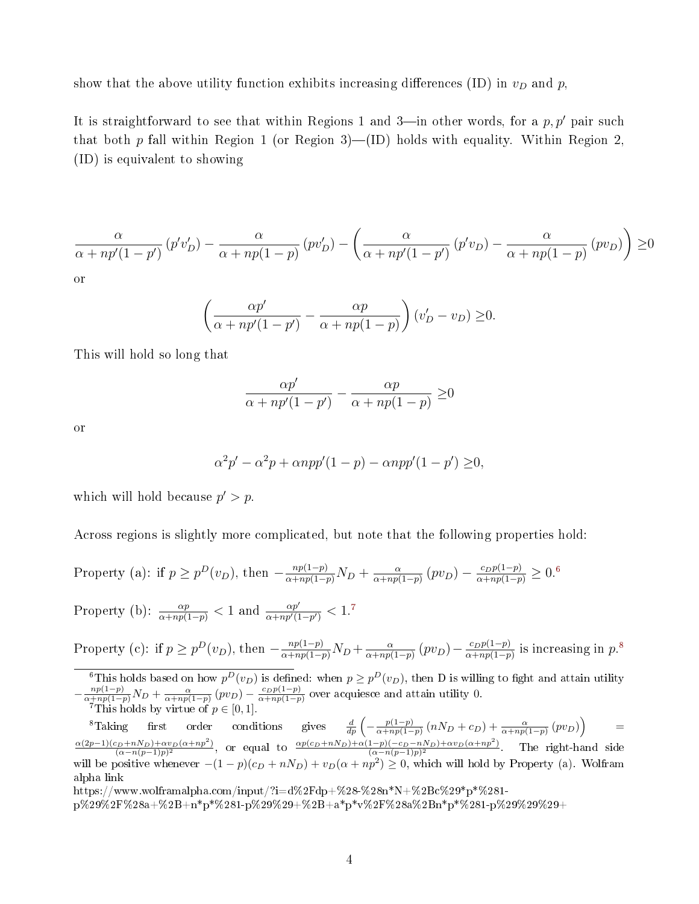show that the above utility function exhibits increasing differences (ID) in $v_D$ and $p$,

It is straightforward to see that within Regions 1 and 3—in other words, for a $p, p'$ pair such that both $p$ fall within Region 1 (or Region 3)—(ID) holds with equality. Within Region 2, (ID) is equivalent to showing

$$\frac{\alpha}{\alpha + np'(1-p')}(p'v_D') - \frac{\alpha}{\alpha + np(1-p)}(pv_D') - \left(\frac{\alpha}{\alpha + np'(1-p')}(p'v_D) - \frac{\alpha}{\alpha + np(1-p)}(pv_D)\right) \geq 0$$

or

$$\left(\frac{\alpha p'}{\alpha + np'(1-p')} - \frac{\alpha p}{\alpha + np(1-p)}\right)(v_D' - v_D) \geq 0.$$

This will hold so long that

$$\frac{\alpha p'}{\alpha + np'(1-p')} - \frac{\alpha p}{\alpha + np(1-p)} \geq 0$$

or

$$\alpha^2 p' - \alpha^2 p + \alpha npp'(1-p) - \alpha npp'(1-p') \geq 0,$$

which will hold because $p' > p$.

Across regions is slightly more complicated, but note that the following properties hold:

Property (a): if $p \geq p^D(v_D)$, then $-\frac{np(1-p)}{\alpha+np(1-p)}N_D + \frac{\alpha}{\alpha+np(1-p)}(pv_D) - \frac{c_D p(1-p)}{\alpha+np(1-p)} \geq 0$.[6]

Property (b): $\frac{\alpha p}{\alpha+np(1-p)} < 1$ and $\frac{\alpha p'}{\alpha+np'(1-p')} < 1$.[7]

Property (c): if $p \geq p^D(v_D)$, then $-\frac{np(1-p)}{\alpha+np(1-p)}N_D + \frac{\alpha}{\alpha+np(1-p)}(pv_D) - \frac{c_D p(1-p)}{\alpha+np(1-p)}$ is increasing in $p$.[8]

---

[6] This holds based on how $p^D(v_D)$ is defined: when $p \geq p^D(v_D)$, then D is willing to fight and attain utility $-\frac{np(1-p)}{\alpha+np(1-p)}N_D + \frac{\alpha}{\alpha+np(1-p)}(pv_D) - \frac{c_D p(1-p)}{\alpha+np(1-p)}$ over acquiesce and attain utility 0.

[7] This holds by virtue of $p \in [0, 1]$.

[8] Taking first order conditions gives $\frac{d}{dp}\left(-\frac{p(1-p)}{\alpha+np(1-p)}(nN_D + c_D) + \frac{\alpha}{\alpha+np(1-p)}(pv_D)\right) = \frac{\alpha(2p-1)(c_D+nN_D)+\alpha v_D(\alpha+np^2)}{(\alpha-n(p-1)p)^2}$, or equal to $\frac{\alpha p(c_D+nN_D)+\alpha(1-p)(-c_D-nN_D)+\alpha v_D(\alpha+np^2)}{(\alpha-n(p-1)p)^2}$. The right-hand side will be positive whenever $-(1-p)(c_D+nN_D) + v_D(\alpha+np^2) \geq 0$, which will hold by Property (a). Wolfram alpha link https://www.wolframalpha.com/input/?i=d%2Fdp+%28-%28n*N+%2Bc%29*p*%281-p%29%2F%28a+%2B+n*p*%281-p%29%29+%2B+a*p*v%2F%28a%2Bn*p*%281-p%29%29%29+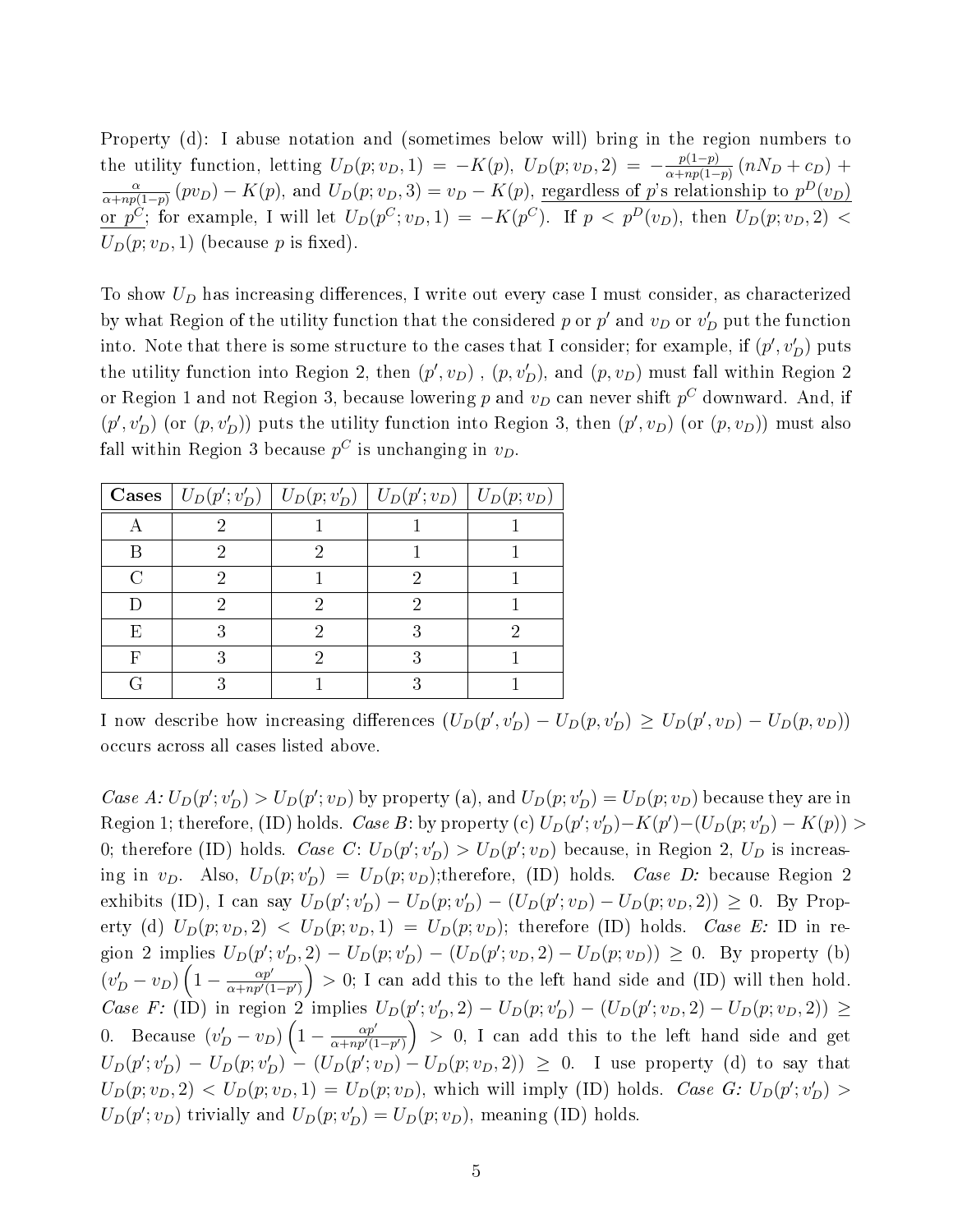Property (d): I abuse notation and (sometimes below will) bring in the region numbers to the utility function, letting $U_D(p; v_D, 1) = -K(p)$, $U_D(p; v_D, 2) = -\frac{p(1-p)}{\alpha+np(1-p)}(nN_D + c_D) + \frac{\alpha}{\alpha+np(1-p)}(pv_D) - K(p)$, and $U_D(p; v_D, 3) = v_D - K(p)$, <u>regardless of $p$'s relationship to $p^D(v_D)$ or $p^C$</u>; for example, I will let $U_D(p^C; v_D, 1) = -K(p^C)$. If $p < p^D(v_D)$, then $U_D(p; v_D, 2) < U_D(p; v_D, 1)$ (because $p$ is fixed).

To show $U_D$ has increasing differences, I write out every case I must consider, as characterized by what Region of the utility function that the considered $p$ or $p'$ and $v_D$ or $v_D'$ put the function into. Note that there is some structure to the cases that I consider; for example, if $(p', v_D')$ puts the utility function into Region 2, then $(p', v_D)$, $(p, v_D')$, and $(p, v_D)$ must fall within Region 2 or Region 1 and not Region 3, because lowering $p$ and $v_D$ can never shift $p^C$ downward. And, if $(p', v_D')$ (or $(p, v_D')$) puts the utility function into Region 3, then $(p', v_D)$ (or $(p, v_D)$) must also fall within Region 3 because $p^C$ is unchanging in $v_D$.

| **Cases** | $U_D(p'; v_D')$ | $U_D(p; v_D')$ | $U_D(p'; v_D)$ | $U_D(p; v_D)$ |
|---|---|---|---|---|
| A | 2 | 1 | 1 | 1 |
| B | 2 | 2 | 1 | 1 |
| C | 2 | 1 | 2 | 1 |
| D | 2 | 2 | 2 | 1 |
| E | 3 | 2 | 3 | 2 |
| F | 3 | 2 | 3 | 1 |
| G | 3 | 1 | 3 | 1 |

I now describe how increasing differences ($U_D(p', v_D') - U_D(p, v_D') \geq U_D(p', v_D) - U_D(p, v_D)$) occurs across all cases listed above.

*Case A:* $U_D(p'; v_D') > U_D(p'; v_D)$ by property (a), and $U_D(p; v_D') = U_D(p; v_D)$ because they are in Region 1; therefore, (ID) holds. *Case B*: by property (c) $U_D(p'; v_D') - K(p') - (U_D(p; v_D') - K(p)) > 0$; therefore (ID) holds. *Case C*: $U_D(p'; v_D') > U_D(p'; v_D)$ because, in Region 2, $U_D$ is increasing in $v_D$. Also, $U_D(p; v_D') = U_D(p; v_D)$;therefore, (ID) holds. *Case D:* because Region 2 exhibits (ID), I can say $U_D(p'; v_D') - U_D(p; v_D') - (U_D(p'; v_D) - U_D(p; v_D, 2)) \geq 0$. By Property (d) $U_D(p; v_D, 2) < U_D(p; v_D, 1) = U_D(p; v_D)$; therefore (ID) holds. *Case E:* ID in region 2 implies $U_D(p'; v_D', 2) - U_D(p; v_D') - (U_D(p'; v_D, 2) - U_D(p; v_D)) \geq 0$. By property (b) $(v_D' - v_D)\left(1 - \frac{\alpha p'}{\alpha+np'(1-p')}\right) > 0$; I can add this to the left hand side and (ID) will then hold. *Case F:* (ID) in region 2 implies $U_D(p'; v_D', 2) - U_D(p; v_D') - (U_D(p'; v_D, 2) - U_D(p; v_D, 2)) \geq 0$. Because $(v_D' - v_D)\left(1 - \frac{\alpha p'}{\alpha+np'(1-p')}\right) > 0$, I can add this to the left hand side and get $U_D(p'; v_D') - U_D(p; v_D') - (U_D(p'; v_D) - U_D(p; v_D, 2)) \geq 0$. I use property (d) to say that $U_D(p; v_D, 2) < U_D(p; v_D, 1) = U_D(p; v_D)$, which will imply (ID) holds. *Case G:* $U_D(p'; v_D') > U_D(p'; v_D)$ trivially and $U_D(p; v_D') = U_D(p; v_D)$, meaning (ID) holds.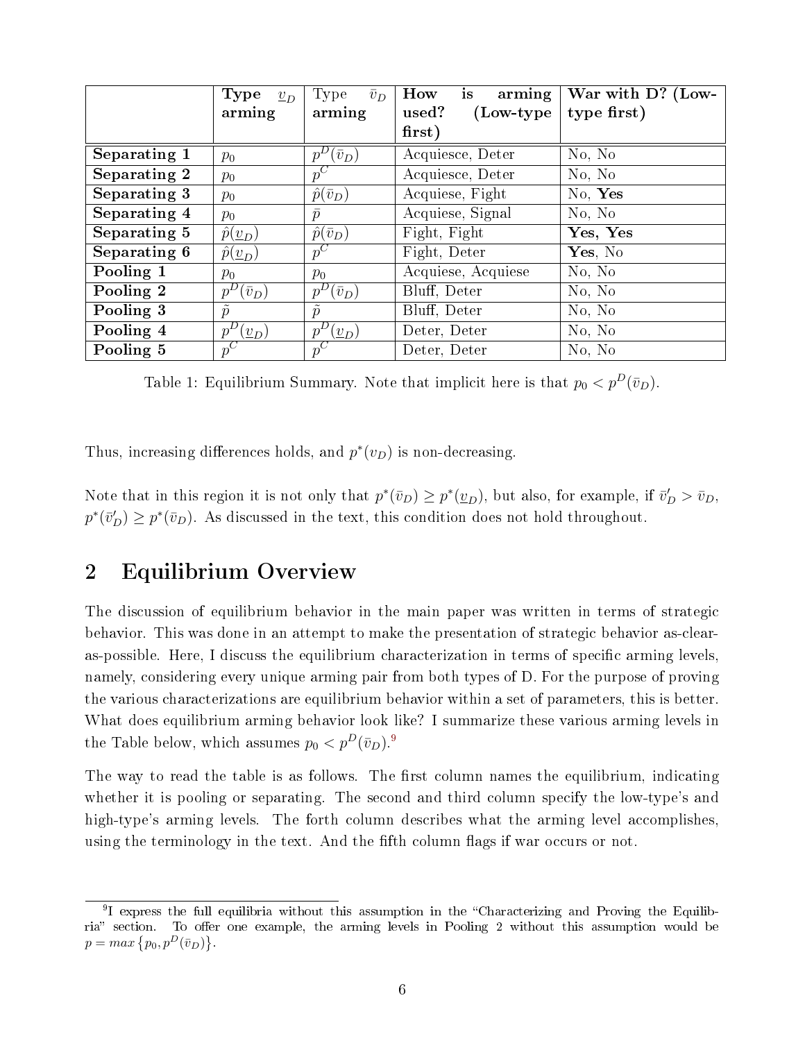|  | **Type $\underline{v}_D$ arming** | Type $\bar{v}_D$ arming | **How is arming used? (Low-type first)** | **War with D? (Low-type first)** |
|---|---|---|---|---|
| **Separating 1** | $p_0$ | $p^D(\bar{v}_D)$ | Acquiesce, Deter | No, No |
| **Separating 2** | $p_0$ | $p^C$ | Acquiesce, Deter | No, No |
| **Separating 3** | $p_0$ | $\hat{p}(\bar{v}_D)$ | Acquiese, Fight | No, **Yes** |
| **Separating 4** | $p_0$ | $\bar{p}$ | Acquiese, Signal | No, No |
| **Separating 5** | $\hat{p}(\underline{v}_D)$ | $\hat{p}(\bar{v}_D)$ | Fight, Fight | **Yes, Yes** |
| **Separating 6** | $\hat{p}(\underline{v}_D)$ | $p^C$ | Fight, Deter | **Yes**, No |
| **Pooling 1** | $p_0$ | $p_0$ | Acquiese, Acquiese | No, No |
| **Pooling 2** | $p^D(\bar{v}_D)$ | $p^D(\bar{v}_D)$ | Bluff, Deter | No, No |
| **Pooling 3** | $\tilde{p}$ | $\tilde{p}$ | Bluff, Deter | No, No |
| **Pooling 4** | $p^D(\underline{v}_D)$ | $p^D(\underline{v}_D)$ | Deter, Deter | No, No |
| **Pooling 5** | $p^C$ | $p^C$ | Deter, Deter | No, No |

Table 1: Equilibrium Summary. Note that implicit here is that $p_0 < p^D(\bar{v}_D)$.

Thus, increasing differences holds, and $p^*(v_D)$ is non-decreasing.

Note that in this region it is not only that $p^*(\bar{v}_D) \geq p^*(\underline{v}_D)$, but also, for example, if $\bar{v}'_D > \bar{v}_D$, $p^*(\bar{v}'_D) \geq p^*(\bar{v}_D)$. As discussed in the text, this condition does not hold throughout.

## 2 Equilibrium Overview

The discussion of equilibrium behavior in the main paper was written in terms of strategic behavior. This was done in an attempt to make the presentation of strategic behavior as-clear-as-possible. Here, I discuss the equilibrium characterization in terms of specific arming levels, namely, considering every unique arming pair from both types of D. For the purpose of proving the various characterizations are equilibrium behavior within a set of parameters, this is better. What does equilibrium arming behavior look like? I summarize these various arming levels in the Table below, which assumes $p_0 < p^D(\bar{v}_D)$.[9]

The way to read the table is as follows. The first column names the equilibrium, indicating whether it is pooling or separating. The second and third column specify the low-type's and high-type's arming levels. The forth column describes what the arming level accomplishes, using the terminology in the text. And the fifth column flags if war occurs or not.

[9] I express the full equilibria without this assumption in the "Characterizing and Proving the Equilibria" section. To offer one example, the arming levels in Pooling 2 without this assumption would be $p = max\{p_0, p^D(\bar{v}_D)\}$.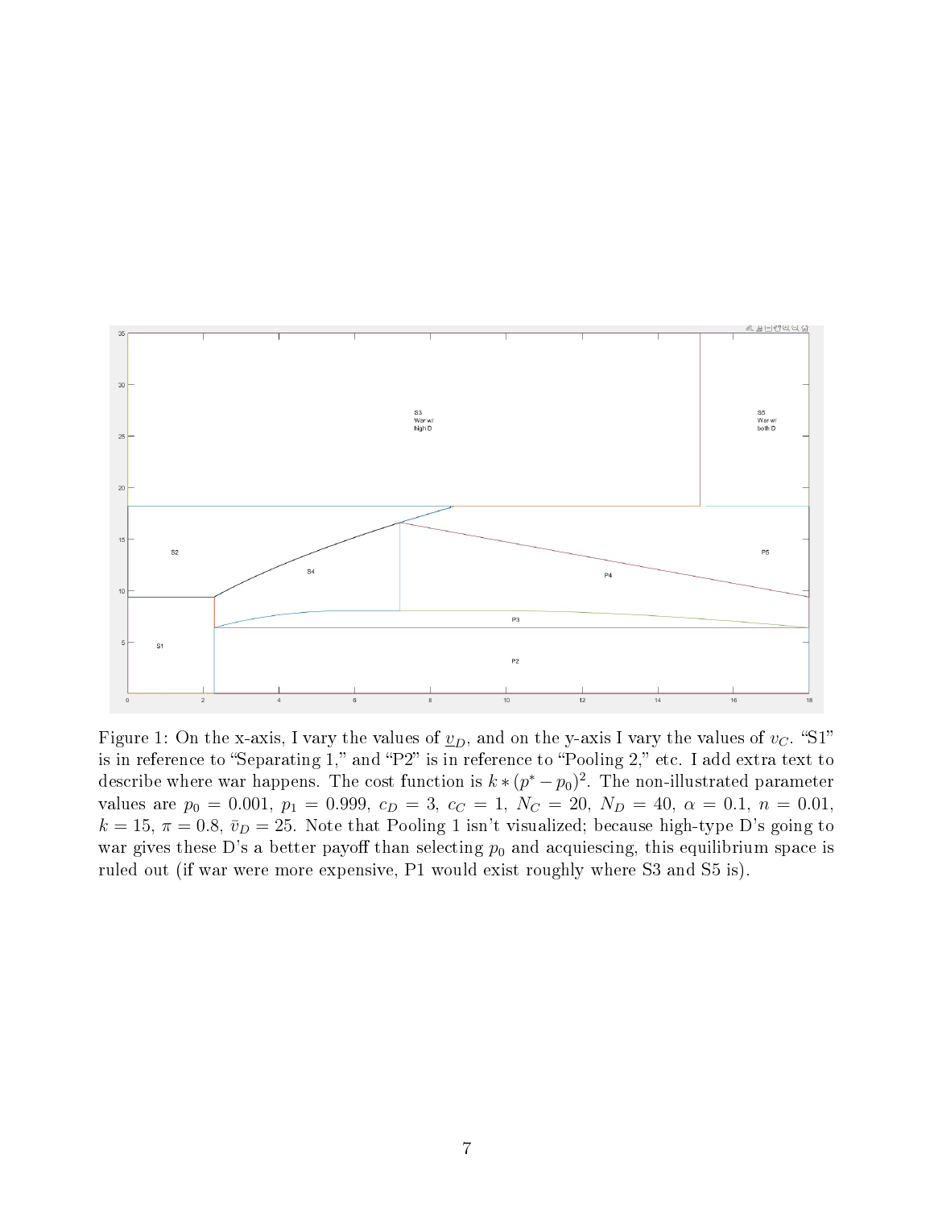Figure 1: On the x-axis, I vary the values of $\underline{v}_D$, and on the y-axis I vary the values of $v_C$. "S1" is in reference to "Separating 1," and "P2" is in reference to "Pooling 2," etc. I add extra text to describe where war happens. The cost function is $k * (p^* - p_0)^2$. The non-illustrated parameter values are $p_0 = 0.001$, $p_1 = 0.999$, $c_D = 3$, $c_C = 1$, $N_C = 20$, $N_D = 40$, $\alpha = 0.1$, $n = 0.01$, $k = 15$, $\pi = 0.8$, $\bar{v}_D = 25$. Note that Pooling 1 isn't visualized; because high-type D's going to war gives these D's a better payoff than selecting $p_0$ and acquiescing, this equilibrium space is ruled out (if war were more expensive, P1 would exist roughly where S3 and S5 is).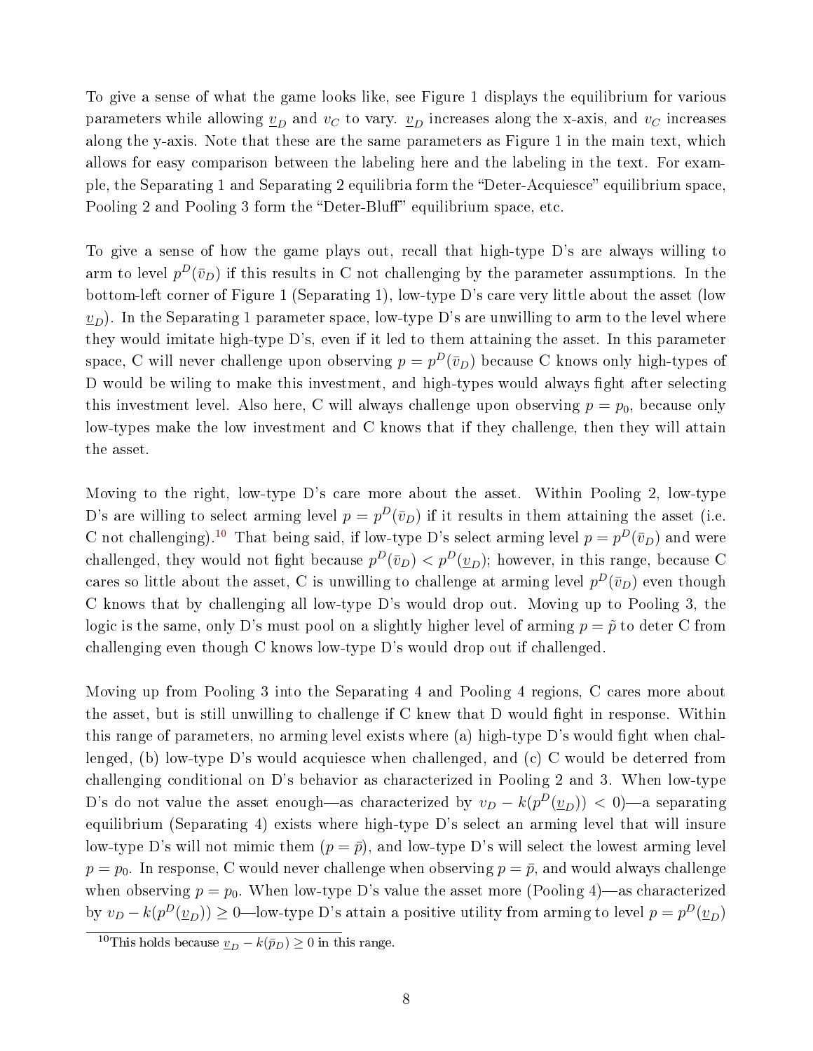To give a sense of what the game looks like, see Figure 1 displays the equilibrium for various parameters while allowing $\underline{v}_D$ and $v_C$ to vary. $\underline{v}_D$ increases along the x-axis, and $v_C$ increases along the y-axis. Note that these are the same parameters as Figure 1 in the main text, which allows for easy comparison between the labeling here and the labeling in the text. For example, the Separating 1 and Separating 2 equilibria form the "Deter-Acquiesce" equilibrium space, Pooling 2 and Pooling 3 form the "Deter-Bluff" equilibrium space, etc.

To give a sense of how the game plays out, recall that high-type D's are always willing to arm to level $p^D(\bar{v}_D)$ if this results in C not challenging by the parameter assumptions. In the bottom-left corner of Figure 1 (Separating 1), low-type D's care very little about the asset (low $\underline{v}_D$). In the Separating 1 parameter space, low-type D's are unwilling to arm to the level where they would imitate high-type D's, even if it led to them attaining the asset. In this parameter space, C will never challenge upon observing $p = p^D(\bar{v}_D)$ because C knows only high-types of D would be wiling to make this investment, and high-types would always fight after selecting this investment level. Also here, C will always challenge upon observing $p = p_0$, because only low-types make the low investment and C knows that if they challenge, then they will attain the asset.

Moving to the right, low-type D's care more about the asset. Within Pooling 2, low-type D's are willing to select arming level $p = p^D(\bar{v}_D)$ if it results in them attaining the asset (i.e. C not challenging).[10] That being said, if low-type D's select arming level $p = p^D(\bar{v}_D)$ and were challenged, they would not fight because $p^D(\bar{v}_D) < p^D(\underline{v}_D)$; however, in this range, because C cares so little about the asset, C is unwilling to challenge at arming level $p^D(\bar{v}_D)$ even though C knows that by challenging all low-type D's would drop out. Moving up to Pooling 3, the logic is the same, only D's must pool on a slightly higher level of arming $p = \tilde{p}$ to deter C from challenging even though C knows low-type D's would drop out if challenged.

Moving up from Pooling 3 into the Separating 4 and Pooling 4 regions, C cares more about the asset, but is still unwilling to challenge if C knew that D would fight in response. Within this range of parameters, no arming level exists where (a) high-type D's would fight when challenged, (b) low-type D's would acquiesce when challenged, and (c) C would be deterred from challenging conditional on D's behavior as characterized in Pooling 2 and 3. When low-type D's do not value the asset enough—as characterized by $v_D - k(p^D(\underline{v}_D)) < 0$)—a separating equilibrium (Separating 4) exists where high-type D's select an arming level that will insure low-type D's will not mimic them ($p = \bar{p}$), and low-type D's will select the lowest arming level $p = p_0$. In response, C would never challenge when observing $p = \bar{p}$, and would always challenge when observing $p = p_0$. When low-type D's value the asset more (Pooling 4)—as characterized by $v_D - k(p^D(\underline{v}_D)) \geq 0$—low-type D's attain a positive utility from arming to level $p = p^D(\underline{v}_D)$

[10] This holds because $\underline{v}_D - k(\bar{p}_D) \geq 0$ in this range.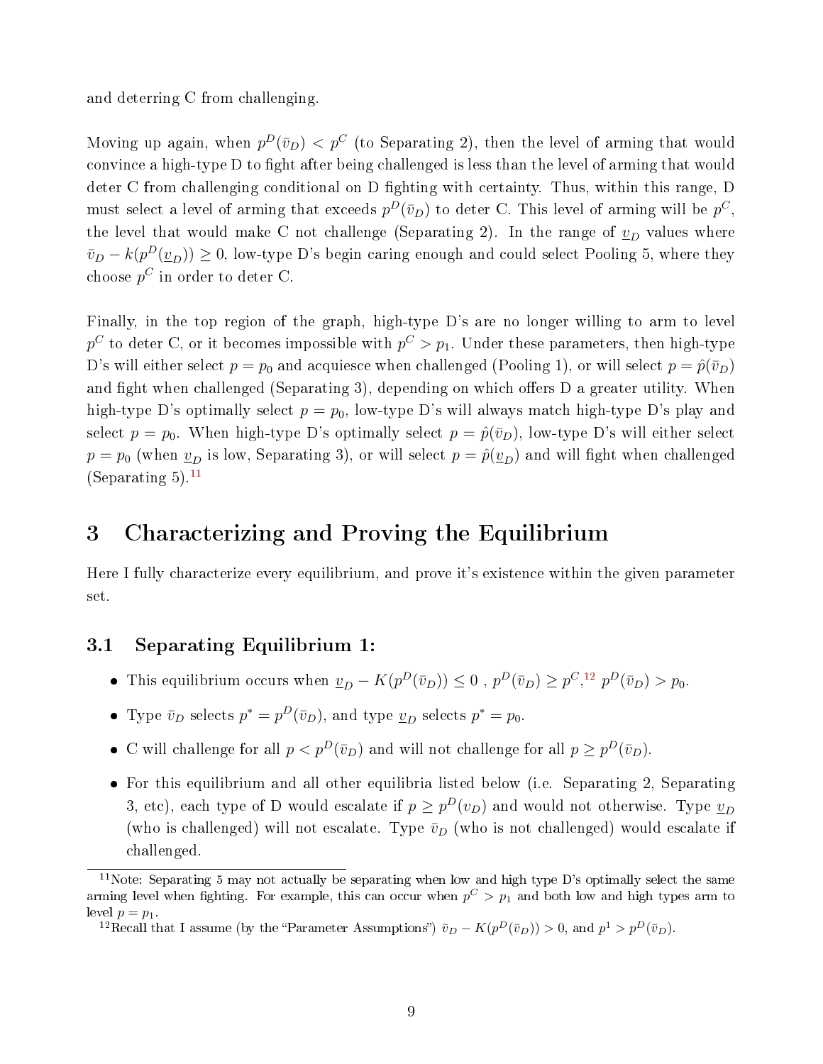and deterring C from challenging.

Moving up again, when $p^D(\bar{v}_D) < p^C$ (to Separating 2), then the level of arming that would convince a high-type D to fight after being challenged is less than the level of arming that would deter C from challenging conditional on D fighting with certainty. Thus, within this range, D must select a level of arming that exceeds $p^D(\bar{v}_D)$ to deter C. This level of arming will be $p^C$, the level that would make C not challenge (Separating 2). In the range of $\underline{v}_D$ values where $\bar{v}_D - k(p^D(\underline{v}_D)) \geq 0$, low-type D's begin caring enough and could select Pooling 5, where they choose $p^C$ in order to deter C.

Finally, in the top region of the graph, high-type D's are no longer willing to arm to level $p^C$ to deter C, or it becomes impossible with $p^C > p_1$. Under these parameters, then high-type D's will either select $p = p_0$ and acquiesce when challenged (Pooling 1), or will select $p = \hat{p}(\bar{v}_D)$ and fight when challenged (Separating 3), depending on which offers D a greater utility. When high-type D's optimally select $p = p_0$, low-type D's will always match high-type D's play and select $p = p_0$. When high-type D's optimally select $p = \hat{p}(\bar{v}_D)$, low-type D's will either select $p = p_0$ (when $\underline{v}_D$ is low, Separating 3), or will select $p = \hat{p}(\underline{v}_D)$ and will fight when challenged (Separating 5).[11]

## 3 Characterizing and Proving the Equilibrium

Here I fully characterize every equilibrium, and prove it's existence within the given parameter set.

### 3.1 Separating Equilibrium 1:

- This equilibrium occurs when $\underline{v}_D - K(p^D(\bar{v}_D)) \leq 0$ , $p^D(\bar{v}_D) \geq p^C$,[12] $p^D(\bar{v}_D) > p_0$.
- Type $\bar{v}_D$ selects $p^* = p^D(\bar{v}_D)$, and type $\underline{v}_D$ selects $p^* = p_0$.
- C will challenge for all $p < p^D(\bar{v}_D)$ and will not challenge for all $p \geq p^D(\bar{v}_D)$.
- For this equilibrium and all other equilibria listed below (i.e. Separating 2, Separating 3, etc), each type of D would escalate if $p \geq p^D(v_D)$ and would not otherwise. Type $\underline{v}_D$ (who is challenged) will not escalate. Type $\bar{v}_D$ (who is not challenged) would escalate if challenged.

[11] Note: Separating 5 may not actually be separating when low and high type D's optimally select the same arming level when fighting. For example, this can occur when $p^C > p_1$ and both low and high types arm to level $p = p_1$.

[12] Recall that I assume (by the "Parameter Assumptions") $\bar{v}_D - K(p^D(\bar{v}_D)) > 0$, and $p^1 > p^D(\bar{v}_D)$.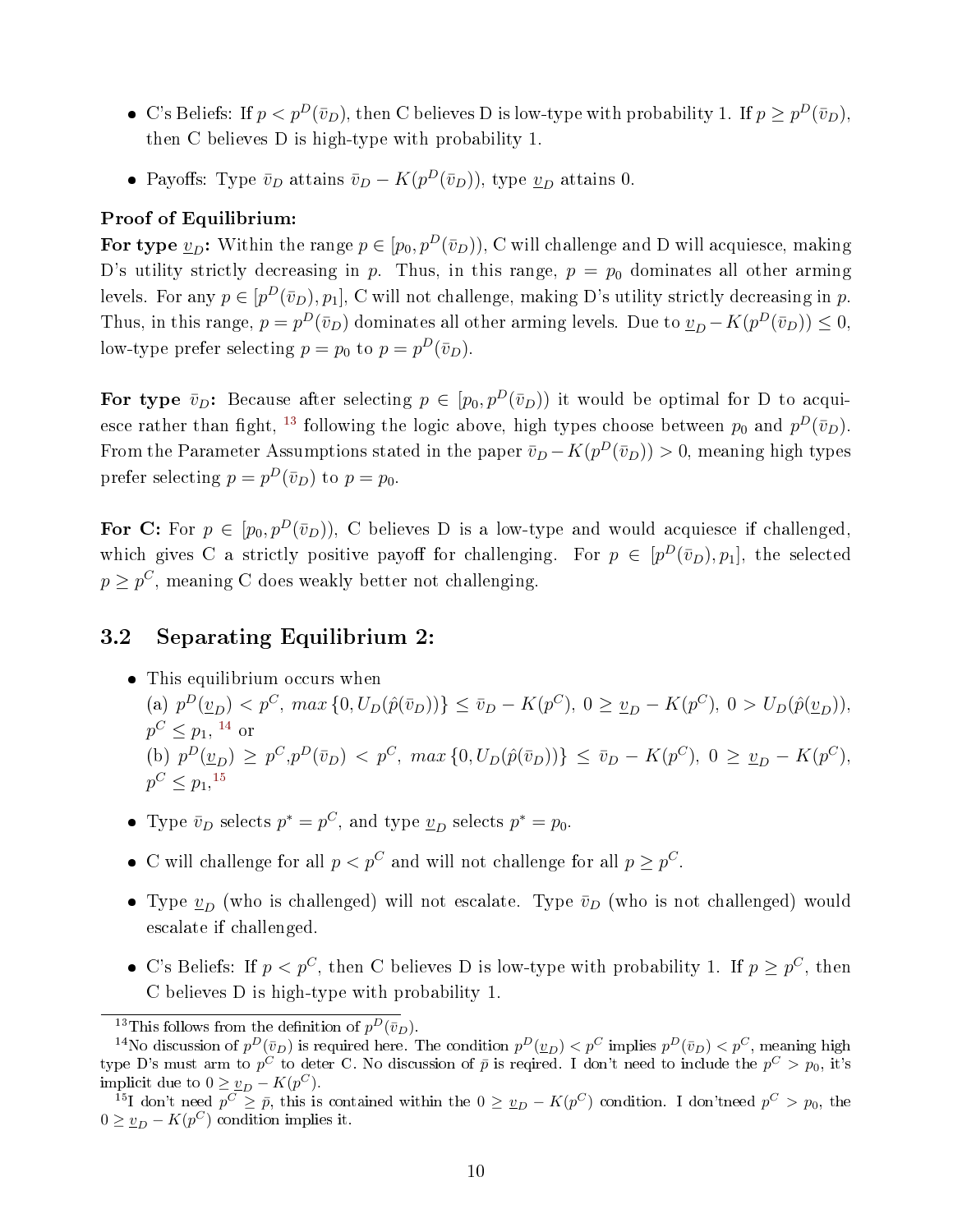- C's Beliefs: If $p < p^D(\bar{v}_D)$, then C believes D is low-type with probability 1. If $p \geq p^D(\bar{v}_D)$, then C believes D is high-type with probability 1.

- Payoffs: Type $\bar{v}_D$ attains $\bar{v}_D - K(p^D(\bar{v}_D))$, type $\underline{v}_D$ attains 0.

**Proof of Equilibrium:**

**For type $\underline{v}_D$:** Within the range $p \in [p_0, p^D(\bar{v}_D))$, C will challenge and D will acquiesce, making D's utility strictly decreasing in $p$. Thus, in this range, $p = p_0$ dominates all other arming levels. For any $p \in [p^D(\bar{v}_D), p_1]$, C will not challenge, making D's utility strictly decreasing in $p$. Thus, in this range, $p = p^D(\bar{v}_D)$ dominates all other arming levels. Due to $\underline{v}_D - K(p^D(\bar{v}_D)) \leq 0$, low-type prefer selecting $p = p_0$ to $p = p^D(\bar{v}_D)$.

**For type $\bar{v}_D$:** Because after selecting $p \in [p_0, p^D(\bar{v}_D))$ it would be optimal for D to acquiesce rather than fight, [13] following the logic above, high types choose between $p_0$ and $p^D(\bar{v}_D)$. From the Parameter Assumptions stated in the paper $\bar{v}_D - K(p^D(\bar{v}_D)) > 0$, meaning high types prefer selecting $p = p^D(\bar{v}_D)$ to $p = p_0$.

**For C:** For $p \in [p_0, p^D(\bar{v}_D))$, C believes D is a low-type and would acquiesce if challenged, which gives C a strictly positive payoff for challenging. For $p \in [p^D(\bar{v}_D), p_1]$, the selected $p \geq p^C$, meaning C does weakly better not challenging.

## 3.2 Separating Equilibrium 2:

- This equilibrium occurs when
  (a) $p^D(\underline{v}_D) < p^C$, $max\,\{0, U_D(\hat{p}(\bar{v}_D))\} \leq \bar{v}_D - K(p^C)$, $0 \geq \underline{v}_D - K(p^C)$, $0 > U_D(\hat{p}(\underline{v}_D))$, $p^C \leq p_1$, [14] or
  (b) $p^D(\underline{v}_D) \geq p^C$,$p^D(\bar{v}_D) < p^C$, $max\,\{0, U_D(\hat{p}(\bar{v}_D))\} \leq \bar{v}_D - K(p^C)$, $0 \geq \underline{v}_D - K(p^C)$, $p^C \leq p_1$,[15]

- Type $\bar{v}_D$ selects $p^* = p^C$, and type $\underline{v}_D$ selects $p^* = p_0$.

- C will challenge for all $p < p^C$ and will not challenge for all $p \geq p^C$.

- Type $\underline{v}_D$ (who is challenged) will not escalate. Type $\bar{v}_D$ (who is not challenged) would escalate if challenged.

- C's Beliefs: If $p < p^C$, then C believes D is low-type with probability 1. If $p \geq p^C$, then C believes D is high-type with probability 1.

---

[13] This follows from the definition of $p^D(\bar{v}_D)$.

[14] No discussion of $p^D(\bar{v}_D)$ is required here. The condition $p^D(\underline{v}_D) < p^C$ implies $p^D(\bar{v}_D) < p^C$, meaning high type D's must arm to $p^C$ to deter C. No discussion of $\bar{p}$ is reqired. I don't need to include the $p^C > p_0$, it's implicit due to $0 \geq \underline{v}_D - K(p^C)$.

[15] I don't need $p^C \geq \bar{p}$, this is contained within the $0 \geq \underline{v}_D - K(p^C)$ condition. I don'tneed $p^C > p_0$, the $0 \geq \underline{v}_D - K(p^C)$ condition implies it.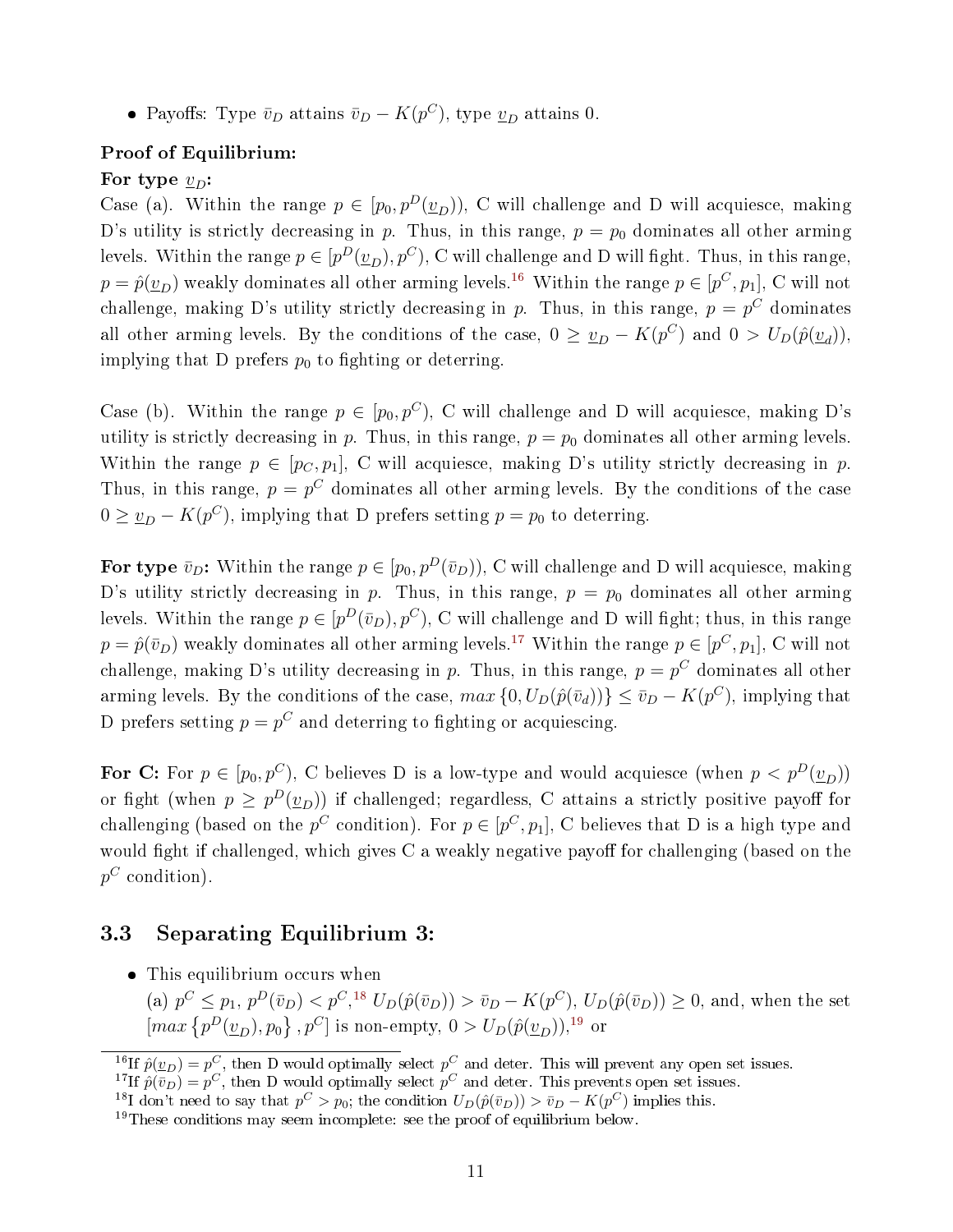- Payoffs: Type $\bar{v}_D$ attains $\bar{v}_D - K(p^C)$, type $\underline{v}_D$ attains 0.

**Proof of Equilibrium:**

**For type $\underline{v}_D$:**

Case (a). Within the range $p \in [p_0, p^D(\underline{v}_D))$, C will challenge and D will acquiesce, making D's utility is strictly decreasing in $p$. Thus, in this range, $p = p_0$ dominates all other arming levels. Within the range $p \in [p^D(\underline{v}_D), p^C)$, C will challenge and D will fight. Thus, in this range, $p = \hat{p}(\underline{v}_D)$ weakly dominates all other arming levels.[16] Within the range $p \in [p^C, p_1]$, C will not challenge, making D's utility strictly decreasing in $p$. Thus, in this range, $p = p^C$ dominates all other arming levels. By the conditions of the case, $0 \geq \underline{v}_D - K(p^C)$ and $0 > U_D(\hat{p}(\underline{v}_d))$, implying that D prefers $p_0$ to fighting or deterring.

Case (b). Within the range $p \in [p_0, p^C)$, C will challenge and D will acquiesce, making D's utility is strictly decreasing in $p$. Thus, in this range, $p = p_0$ dominates all other arming levels. Within the range $p \in [p_C, p_1]$, C will acquiesce, making D's utility strictly decreasing in $p$. Thus, in this range, $p = p^C$ dominates all other arming levels. By the conditions of the case $0 \geq \underline{v}_D - K(p^C)$, implying that D prefers setting $p = p_0$ to deterring.

**For type $\bar{v}_D$:** Within the range $p \in [p_0, p^D(\bar{v}_D))$, C will challenge and D will acquiesce, making D's utility strictly decreasing in $p$. Thus, in this range, $p = p_0$ dominates all other arming levels. Within the range $p \in [p^D(\bar{v}_D), p^C)$, C will challenge and D will fight; thus, in this range $p = \hat{p}(\bar{v}_D)$ weakly dominates all other arming levels.[17] Within the range $p \in [p^C, p_1]$, C will not challenge, making D's utility decreasing in $p$. Thus, in this range, $p = p^C$ dominates all other arming levels. By the conditions of the case, $max\left\{0, U_D(\hat{p}(\bar{v}_d))\right\} \leq \bar{v}_D - K(p^C)$, implying that D prefers setting $p = p^C$ and deterring to fighting or acquiescing.

**For C:** For $p \in [p_0, p^C)$, C believes D is a low-type and would acquiesce (when $p < p^D(\underline{v}_D)$) or fight (when $p \geq p^D(\underline{v}_D)$) if challenged; regardless, C attains a strictly positive payoff for challenging (based on the $p^C$ condition). For $p \in [p^C, p_1]$, C believes that D is a high type and would fight if challenged, which gives C a weakly negative payoff for challenging (based on the $p^C$ condition).

## 3.3 Separating Equilibrium 3:

- This equilibrium occurs when
  (a) $p^C \leq p_1$, $p^D(\bar{v}_D) < p^C$,[18] $U_D(\hat{p}(\bar{v}_D)) > \bar{v}_D - K(p^C)$, $U_D(\hat{p}(\bar{v}_D)) \geq 0$, and, when the set $[max\left\{p^D(\underline{v}_D), p_0\right\}, p^C]$ is non-empty, $0 > U_D(\hat{p}(\underline{v}_D))$,[19] or

---

[16] If $\hat{p}(\underline{v}_D) = p^C$, then D would optimally select $p^C$ and deter. This will prevent any open set issues.

[17] If $\hat{p}(\bar{v}_D) = p^C$, then D would optimally select $p^C$ and deter. This prevents open set issues.

[18] I don't need to say that $p^C > p_0$; the condition $U_D(\hat{p}(\bar{v}_D)) > \bar{v}_D - K(p^C)$ implies this.

[19] These conditions may seem incomplete: see the proof of equilibrium below.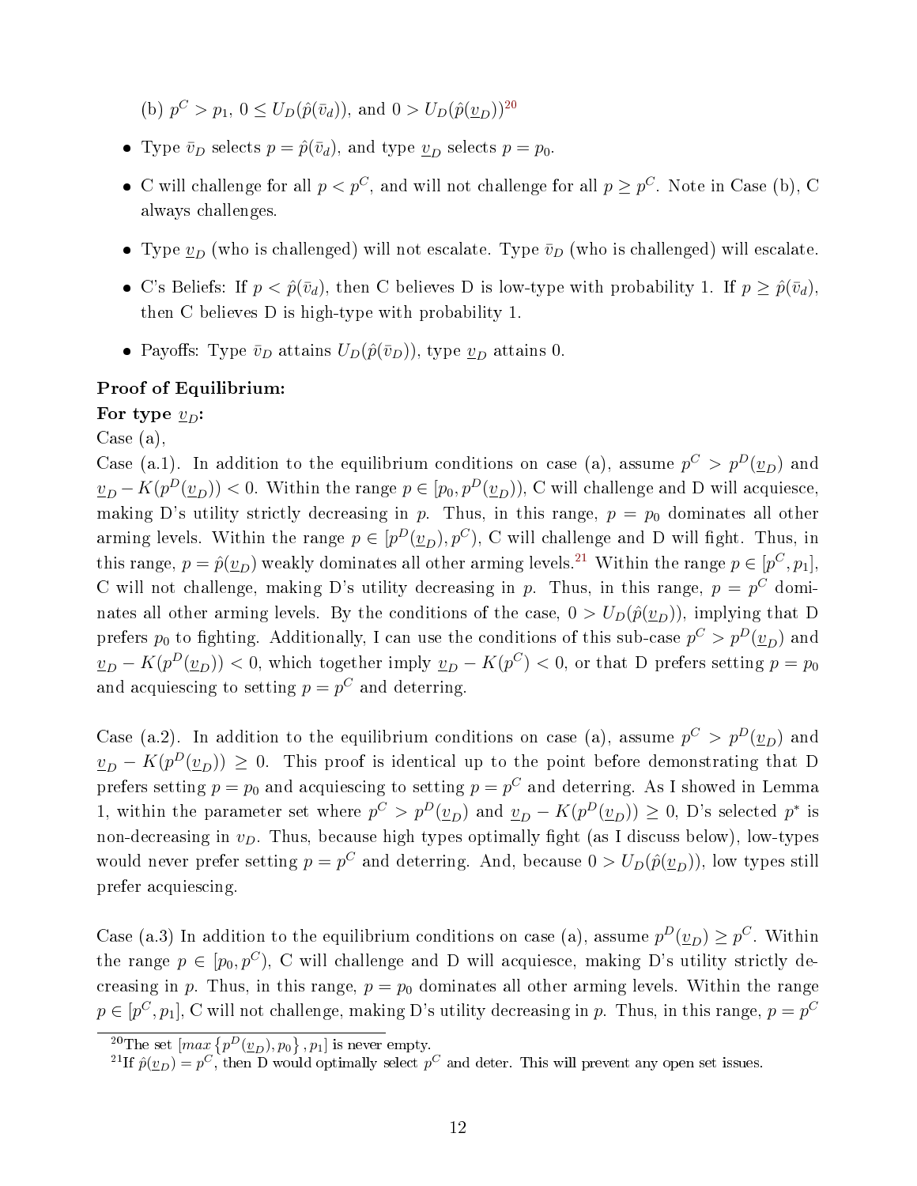(b) $p^C > p_1$, $0 \leq U_D(\hat{p}(\bar{v}_d))$, and $0 > U_D(\hat{p}(\underline{v}_D))$[20]

- Type $\bar{v}_D$ selects $p = \hat{p}(\bar{v}_d)$, and type $\underline{v}_D$ selects $p = p_0$.
- C will challenge for all $p < p^C$, and will not challenge for all $p \geq p^C$. Note in Case (b), C always challenges.
- Type $\underline{v}_D$ (who is challenged) will not escalate. Type $\bar{v}_D$ (who is challenged) will escalate.
- C's Beliefs: If $p < \hat{p}(\bar{v}_d)$, then C believes D is low-type with probability 1. If $p \geq \hat{p}(\bar{v}_d)$, then C believes D is high-type with probability 1.
- Payoffs: Type $\bar{v}_D$ attains $U_D(\hat{p}(\bar{v}_D))$, type $\underline{v}_D$ attains 0.

**Proof of Equilibrium:**

**For type $\underline{v}_D$:**

Case (a),

Case (a.1). In addition to the equilibrium conditions on case (a), assume $p^C > p^D(\underline{v}_D)$ and $\underline{v}_D - K(p^D(\underline{v}_D)) < 0$. Within the range $p \in [p_0, p^D(\underline{v}_D))$, C will challenge and D will acquiesce, making D's utility strictly decreasing in $p$. Thus, in this range, $p = p_0$ dominates all other arming levels. Within the range $p \in [p^D(\underline{v}_D), p^C)$, C will challenge and D will fight. Thus, in this range, $p = \hat{p}(\underline{v}_D)$ weakly dominates all other arming levels.[21] Within the range $p \in [p^C, p_1]$, C will not challenge, making D's utility decreasing in $p$. Thus, in this range, $p = p^C$ dominates all other arming levels. By the conditions of the case, $0 > U_D(\hat{p}(\underline{v}_D))$, implying that D prefers $p_0$ to fighting. Additionally, I can use the conditions of this sub-case $p^C > p^D(\underline{v}_D)$ and $\underline{v}_D - K(p^D(\underline{v}_D)) < 0$, which together imply $\underline{v}_D - K(p^C) < 0$, or that D prefers setting $p = p_0$ and acquiescing to setting $p = p^C$ and deterring.

Case (a.2). In addition to the equilibrium conditions on case (a), assume $p^C > p^D(\underline{v}_D)$ and $\underline{v}_D - K(p^D(\underline{v}_D)) \geq 0$. This proof is identical up to the point before demonstrating that D prefers setting $p = p_0$ and acquiescing to setting $p = p^C$ and deterring. As I showed in Lemma 1, within the parameter set where $p^C > p^D(\underline{v}_D)$ and $\underline{v}_D - K(p^D(\underline{v}_D)) \geq 0$, D's selected $p^*$ is non-decreasing in $v_D$. Thus, because high types optimally fight (as I discuss below), low-types would never prefer setting $p = p^C$ and deterring. And, because $0 > U_D(\hat{p}(\underline{v}_D))$, low types still prefer acquiescing.

Case (a.3) In addition to the equilibrium conditions on case (a), assume $p^D(\underline{v}_D) \geq p^C$. Within the range $p \in [p_0, p^C)$, C will challenge and D will acquiesce, making D's utility strictly decreasing in $p$. Thus, in this range, $p = p_0$ dominates all other arming levels. Within the range $p \in [p^C, p_1]$, C will not challenge, making D's utility decreasing in $p$. Thus, in this range, $p = p^C$

[20] The set $[max\{p^D(\underline{v}_D), p_0\}, p_1]$ is never empty.

[21] If $\hat{p}(\underline{v}_D) = p^C$, then D would optimally select $p^C$ and deter. This will prevent any open set issues.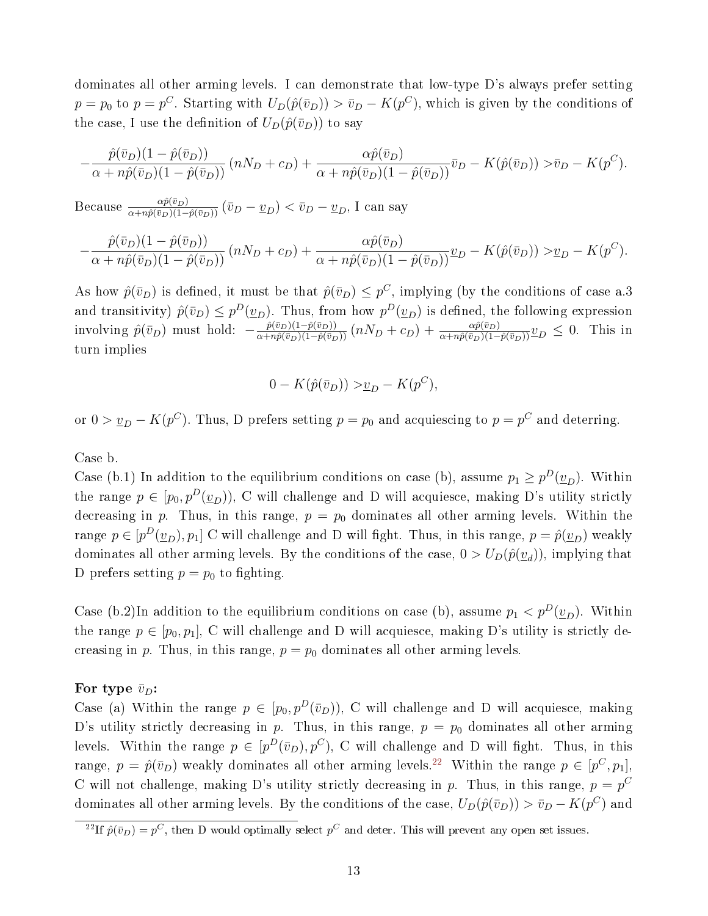dominates all other arming levels. I can demonstrate that low-type D's always prefer setting $p = p_0$ to $p = p^C$. Starting with $U_D(\hat{p}(\bar{v}_D)) > \bar{v}_D - K(p^C)$, which is given by the conditions of the case, I use the definition of $U_D(\hat{p}(\bar{v}_D))$ to say

$$-\frac{\hat{p}(\bar{v}_D)(1-\hat{p}(\bar{v}_D))}{\alpha + n\hat{p}(\bar{v}_D)(1-\hat{p}(\bar{v}_D))}(nN_D + c_D) + \frac{\alpha\hat{p}(\bar{v}_D)}{\alpha + n\hat{p}(\bar{v}_D)(1-\hat{p}(\bar{v}_D))}\bar{v}_D - K(\hat{p}(\bar{v}_D)) > \bar{v}_D - K(p^C).$$

Because $\frac{\alpha\hat{p}(\bar{v}_D)}{\alpha + n\hat{p}(\bar{v}_D)(1-\hat{p}(\bar{v}_D))}(\bar{v}_D - \underline{v}_D) < \bar{v}_D - \underline{v}_D$, I can say

$$-\frac{\hat{p}(\bar{v}_D)(1-\hat{p}(\bar{v}_D))}{\alpha + n\hat{p}(\bar{v}_D)(1-\hat{p}(\bar{v}_D))}(nN_D + c_D) + \frac{\alpha\hat{p}(\bar{v}_D)}{\alpha + n\hat{p}(\bar{v}_D)(1-\hat{p}(\bar{v}_D))}\underline{v}_D - K(\hat{p}(\bar{v}_D)) > \underline{v}_D - K(p^C).$$

As how $\hat{p}(\bar{v}_D)$ is defined, it must be that $\hat{p}(\bar{v}_D) \leq p^C$, implying (by the conditions of case a.3 and transitivity) $\hat{p}(\bar{v}_D) \leq p^D(\underline{v}_D)$. Thus, from how $p^D(\underline{v}_D)$ is defined, the following expression involving $\hat{p}(\bar{v}_D)$ must hold: $-\frac{\hat{p}(\bar{v}_D)(1-\hat{p}(\bar{v}_D))}{\alpha + n\hat{p}(\bar{v}_D)(1-\hat{p}(\bar{v}_D))}(nN_D + c_D) + \frac{\alpha\hat{p}(\bar{v}_D)}{\alpha + n\hat{p}(\bar{v}_D)(1-\hat{p}(\bar{v}_D))}\underline{v}_D \leq 0$. This in turn implies

$$0 - K(\hat{p}(\bar{v}_D)) > \underline{v}_D - K(p^C),$$

or $0 > \underline{v}_D - K(p^C)$. Thus, D prefers setting $p = p_0$ and acquiescing to $p = p^C$ and deterring.

Case b.

Case (b.1) In addition to the equilibrium conditions on case (b), assume $p_1 \geq p^D(\underline{v}_D)$. Within the range $p \in [p_0, p^D(\underline{v}_D))$, C will challenge and D will acquiesce, making D's utility strictly decreasing in $p$. Thus, in this range, $p = p_0$ dominates all other arming levels. Within the range $p \in [p^D(\underline{v}_D), p_1]$ C will challenge and D will fight. Thus, in this range, $p = \hat{p}(\underline{v}_D)$ weakly dominates all other arming levels. By the conditions of the case, $0 > U_D(\hat{p}(\underline{v}_d))$, implying that D prefers setting $p = p_0$ to fighting.

Case (b.2)In addition to the equilibrium conditions on case (b), assume $p_1 < p^D(\underline{v}_D)$. Within the range $p \in [p_0, p_1]$, C will challenge and D will acquiesce, making D's utility is strictly decreasing in $p$. Thus, in this range, $p = p_0$ dominates all other arming levels.

**For type $\bar{v}_D$:**

Case (a) Within the range $p \in [p_0, p^D(\bar{v}_D))$, C will challenge and D will acquiesce, making D's utility strictly decreasing in $p$. Thus, in this range, $p = p_0$ dominates all other arming levels. Within the range $p \in [p^D(\bar{v}_D), p^C)$, C will challenge and D will fight. Thus, in this range, $p = \hat{p}(\bar{v}_D)$ weakly dominates all other arming levels.[22] Within the range $p \in [p^C, p_1]$, C will not challenge, making D's utility strictly decreasing in $p$. Thus, in this range, $p = p^C$ dominates all other arming levels. By the conditions of the case, $U_D(\hat{p}(\bar{v}_D)) > \bar{v}_D - K(p^C)$ and

[22] If $\hat{p}(\bar{v}_D) = p^C$, then D would optimally select $p^C$ and deter. This will prevent any open set issues.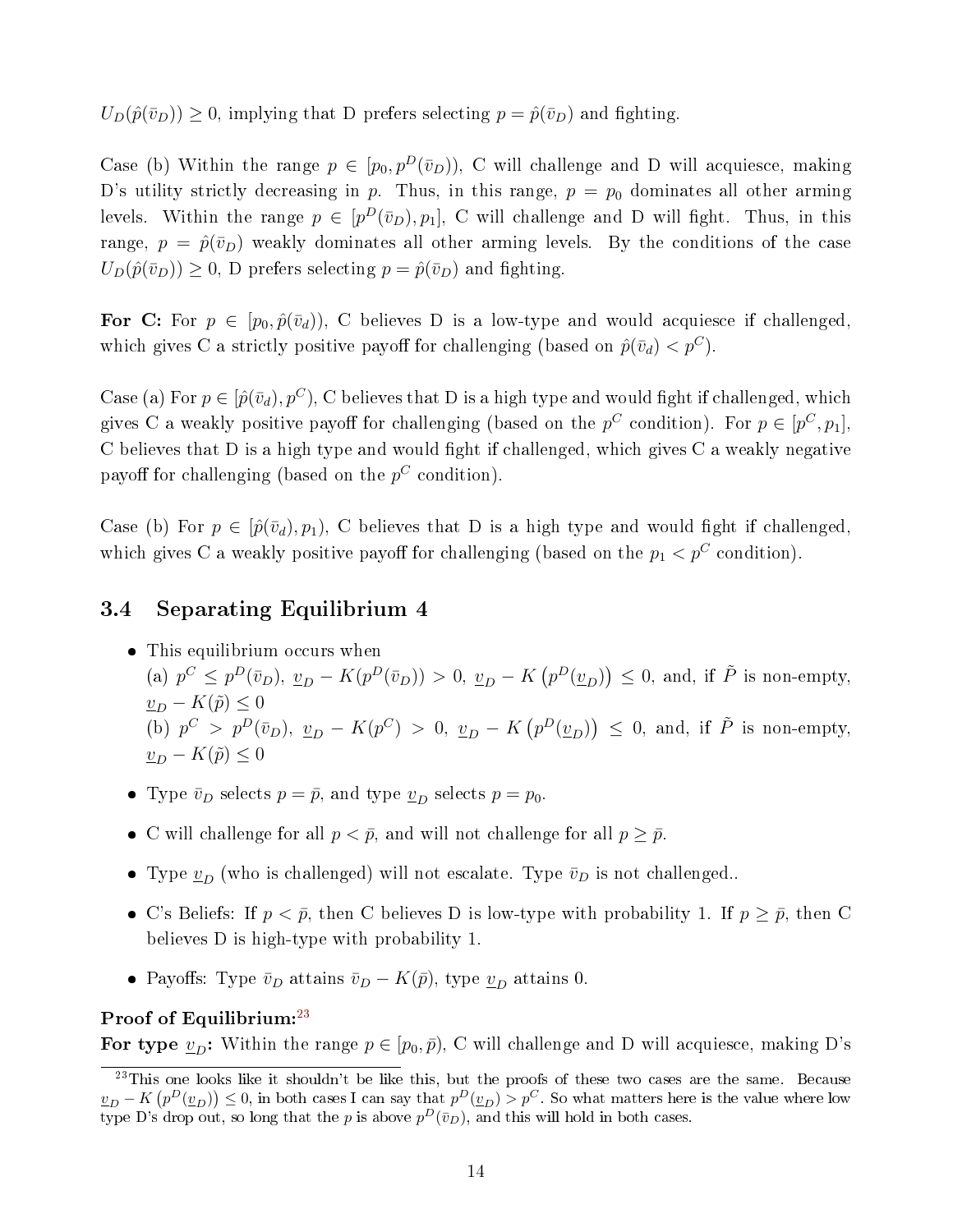$U_D(\hat{p}(\bar{v}_D)) \geq 0$, implying that D prefers selecting $p = \hat{p}(\bar{v}_D)$ and fighting.

Case (b) Within the range $p \in [p_0, p^D(\bar{v}_D))$, C will challenge and D will acquiesce, making D's utility strictly decreasing in $p$. Thus, in this range, $p = p_0$ dominates all other arming levels. Within the range $p \in [p^D(\bar{v}_D), p_1]$, C will challenge and D will fight. Thus, in this range, $p = \hat{p}(\bar{v}_D)$ weakly dominates all other arming levels. By the conditions of the case $U_D(\hat{p}(\bar{v}_D)) \geq 0$, D prefers selecting $p = \hat{p}(\bar{v}_D)$ and fighting.

**For C:** For $p \in [p_0, \hat{p}(\bar{v}_d))$, C believes D is a low-type and would acquiesce if challenged, which gives C a strictly positive payoff for challenging (based on $\hat{p}(\bar{v}_d) < p^C$).

Case (a) For $p \in [\hat{p}(\bar{v}_d), p^C)$, C believes that D is a high type and would fight if challenged, which gives C a weakly positive payoff for challenging (based on the $p^C$ condition). For $p \in [p^C, p_1]$, C believes that D is a high type and would fight if challenged, which gives C a weakly negative payoff for challenging (based on the $p^C$ condition).

Case (b) For $p \in [\hat{p}(\bar{v}_d), p_1)$, C believes that D is a high type and would fight if challenged, which gives C a weakly positive payoff for challenging (based on the $p_1 < p^C$ condition).

## 3.4 Separating Equilibrium 4

- This equilibrium occurs when
  (a) $p^C \leq p^D(\bar{v}_D)$, $\underline{v}_D - K(p^D(\bar{v}_D)) > 0$, $\underline{v}_D - K\left(p^D(\underline{v}_D)\right) \leq 0$, and, if $\tilde{P}$ is non-empty, $\underline{v}_D - K(\tilde{p}) \leq 0$
  (b) $p^C > p^D(\bar{v}_D)$, $\underline{v}_D - K(p^C) > 0$, $\underline{v}_D - K\left(p^D(\underline{v}_D)\right) \leq 0$, and, if $\tilde{P}$ is non-empty, $\underline{v}_D - K(\tilde{p}) \leq 0$
- Type $\bar{v}_D$ selects $p = \bar{p}$, and type $\underline{v}_D$ selects $p = p_0$.
- C will challenge for all $p < \bar{p}$, and will not challenge for all $p \geq \bar{p}$.
- Type $\underline{v}_D$ (who is challenged) will not escalate. Type $\bar{v}_D$ is not challenged..
- C's Beliefs: If $p < \bar{p}$, then C believes D is low-type with probability 1. If $p \geq \bar{p}$, then C believes D is high-type with probability 1.
- Payoffs: Type $\bar{v}_D$ attains $\bar{v}_D - K(\bar{p})$, type $\underline{v}_D$ attains 0.

**Proof of Equilibrium:**[23]

**For type $\underline{v}_D$:** Within the range $p \in [p_0, \bar{p})$, C will challenge and D will acquiesce, making D's

[23] This one looks like it shouldn't be like this, but the proofs of these two cases are the same. Because $\underline{v}_D - K\left(p^D(\underline{v}_D)\right) \leq 0$, in both cases I can say that $p^D(\underline{v}_D) > p^C$. So what matters here is the value where low type D's drop out, so long that the $p$ is above $p^D(\bar{v}_D)$, and this will hold in both cases.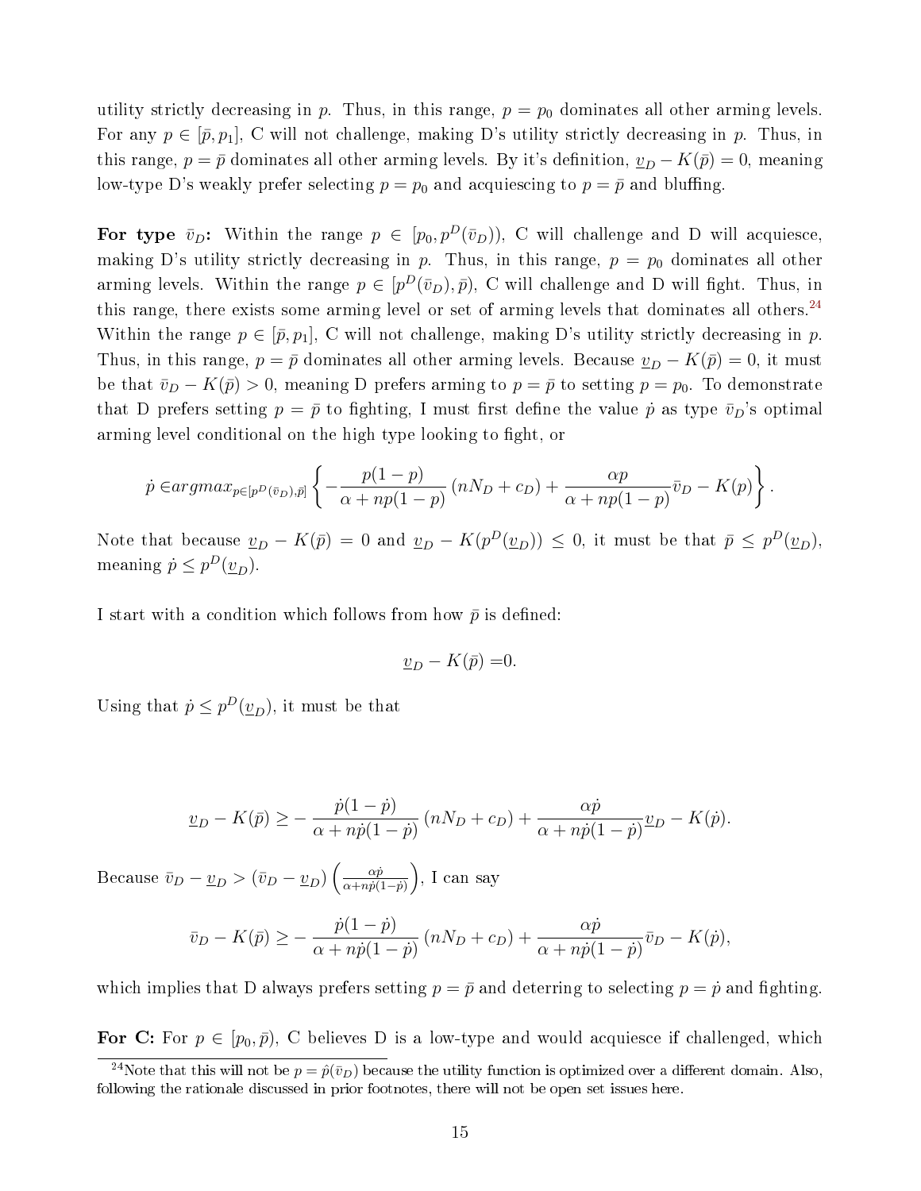utility strictly decreasing in $p$. Thus, in this range, $p = p_0$ dominates all other arming levels. For any $p \in [\bar{p}, p_1]$, C will not challenge, making D's utility strictly decreasing in $p$. Thus, in this range, $p = \bar{p}$ dominates all other arming levels. By it's definition, $\underline{v}_D - K(\bar{p}) = 0$, meaning low-type D's weakly prefer selecting $p = p_0$ and acquiescing to $p = \bar{p}$ and bluffing.

**For type $\bar{v}_D$:** Within the range $p \in [p_0, p^D(\bar{v}_D))$, C will challenge and D will acquiesce, making D's utility strictly decreasing in $p$. Thus, in this range, $p = p_0$ dominates all other arming levels. Within the range $p \in [p^D(\bar{v}_D), \bar{p})$, C will challenge and D will fight. Thus, in this range, there exists some arming level or set of arming levels that dominates all others.[24] Within the range $p \in [\bar{p}, p_1]$, C will not challenge, making D's utility strictly decreasing in $p$. Thus, in this range, $p = \bar{p}$ dominates all other arming levels. Because $\underline{v}_D - K(\bar{p}) = 0$, it must be that $\bar{v}_D - K(\bar{p}) > 0$, meaning D prefers arming to $p = \bar{p}$ to setting $p = p_0$. To demonstrate that D prefers setting $p = \bar{p}$ to fighting, I must first define the value $\dot{p}$ as type $\bar{v}_D$'s optimal arming level conditional on the high type looking to fight, or

$$\dot{p} \in argmax_{p \in [p^D(\bar{v}_D), \bar{p}]} \left\{ -\frac{p(1-p)}{\alpha + np(1-p)} (nN_D + c_D) + \frac{\alpha p}{\alpha + np(1-p)} \bar{v}_D - K(p) \right\}.$$

Note that because $\underline{v}_D - K(\bar{p}) = 0$ and $\underline{v}_D - K(p^D(\underline{v}_D)) \leq 0$, it must be that $\bar{p} \leq p^D(\underline{v}_D)$, meaning $\dot{p} \leq p^D(\underline{v}_D)$.

I start with a condition which follows from how $\bar{p}$ is defined:

$$\underline{v}_D - K(\bar{p}) = 0.$$

Using that $\dot{p} \leq p^D(\underline{v}_D)$, it must be that

$$\underline{v}_D - K(\bar{p}) \geq -\frac{\dot{p}(1-\dot{p})}{\alpha + n\dot{p}(1-\dot{p})} (nN_D + c_D) + \frac{\alpha \dot{p}}{\alpha + n\dot{p}(1-\dot{p})} \underline{v}_D - K(\dot{p}).$$

Because $\bar{v}_D - \underline{v}_D > (\bar{v}_D - \underline{v}_D) \left( \frac{\alpha \dot{p}}{\alpha + n\dot{p}(1-\dot{p})} \right)$, I can say

$$\bar{v}_D - K(\bar{p}) \geq -\frac{\dot{p}(1-\dot{p})}{\alpha + n\dot{p}(1-\dot{p})} (nN_D + c_D) + \frac{\alpha \dot{p}}{\alpha + n\dot{p}(1-\dot{p})} \bar{v}_D - K(\dot{p}),$$

which implies that D always prefers setting $p = \bar{p}$ and deterring to selecting $p = \dot{p}$ and fighting.

**For C:** For $p \in [p_0, \bar{p})$, C believes D is a low-type and would acquiesce if challenged, which

[24] Note that this will not be $p = \hat{p}(\bar{v}_D)$ because the utility function is optimized over a different domain. Also, following the rationale discussed in prior footnotes, there will not be open set issues here.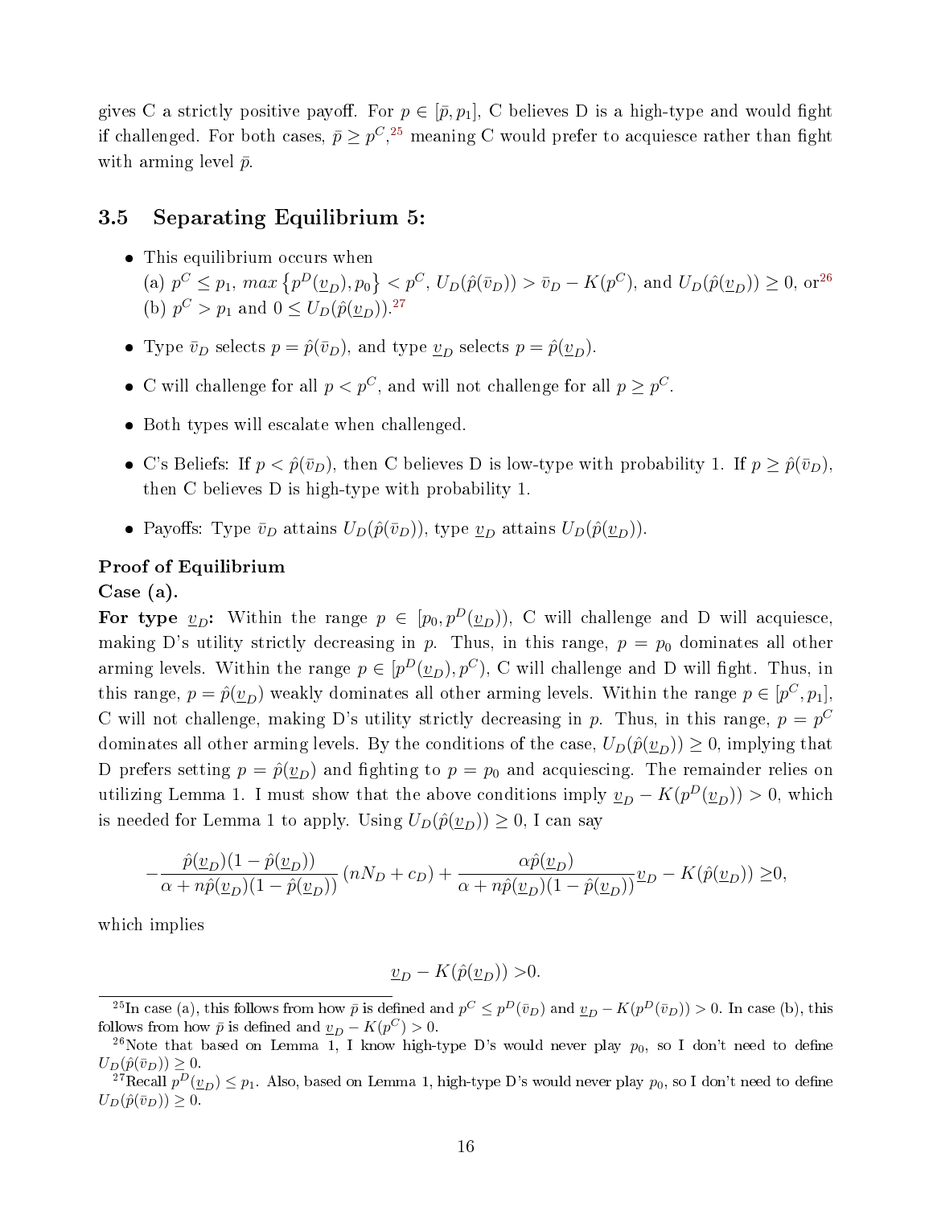gives C a strictly positive payoff. For $p \in [\bar{p}, p_1]$, C believes D is a high-type and would fight if challenged. For both cases, $\bar{p} \geq p^C$,[25] meaning C would prefer to acquiesce rather than fight with arming level $\bar{p}$.

## 3.5 Separating Equilibrium 5:

- This equilibrium occurs when
(a) $p^C \leq p_1$, $max\left\{p^D(\underline{v}_D), p_0\right\} < p^C$, $U_D(\hat{p}(\bar{v}_D)) > \bar{v}_D - K(p^C)$, and $U_D(\hat{p}(\underline{v}_D)) \geq 0$, or[26]
(b) $p^C > p_1$ and $0 \leq U_D(\hat{p}(\underline{v}_D))$.[27]
- Type $\bar{v}_D$ selects $p = \hat{p}(\bar{v}_D)$, and type $\underline{v}_D$ selects $p = \hat{p}(\underline{v}_D)$.
- C will challenge for all $p < p^C$, and will not challenge for all $p \geq p^C$.
- Both types will escalate when challenged.
- C's Beliefs: If $p < \hat{p}(\bar{v}_D)$, then C believes D is low-type with probability 1. If $p \geq \hat{p}(\bar{v}_D)$, then C believes D is high-type with probability 1.
- Payoffs: Type $\bar{v}_D$ attains $U_D(\hat{p}(\bar{v}_D))$, type $\underline{v}_D$ attains $U_D(\hat{p}(\underline{v}_D))$.

**Proof of Equilibrium**

**Case (a).**

**For type $\underline{v}_D$:** Within the range $p \in [p_0, p^D(\underline{v}_D))$, C will challenge and D will acquiesce, making D's utility strictly decreasing in $p$. Thus, in this range, $p = p_0$ dominates all other arming levels. Within the range $p \in [p^D(\underline{v}_D), p^C)$, C will challenge and D will fight. Thus, in this range, $p = \hat{p}(\underline{v}_D)$ weakly dominates all other arming levels. Within the range $p \in [p^C, p_1]$, C will not challenge, making D's utility strictly decreasing in $p$. Thus, in this range, $p = p^C$ dominates all other arming levels. By the conditions of the case, $U_D(\hat{p}(\underline{v}_D)) \geq 0$, implying that D prefers setting $p = \hat{p}(\underline{v}_D)$ and fighting to $p = p_0$ and acquiescing. The remainder relies on utilizing Lemma 1. I must show that the above conditions imply $\underline{v}_D - K(p^D(\underline{v}_D)) > 0$, which is needed for Lemma 1 to apply. Using $U_D(\hat{p}(\underline{v}_D)) \geq 0$, I can say

$$-\frac{\hat{p}(\underline{v}_D)(1-\hat{p}(\underline{v}_D))}{\alpha + n\hat{p}(\underline{v}_D)(1-\hat{p}(\underline{v}_D))}(nN_D + c_D) + \frac{\alpha\hat{p}(\underline{v}_D)}{\alpha + n\hat{p}(\underline{v}_D)(1-\hat{p}(\underline{v}_D))}\underline{v}_D - K(\hat{p}(\underline{v}_D)) \geq 0,$$

which implies

$$\underline{v}_D - K(\hat{p}(\underline{v}_D)) > 0.$$

[25] In case (a), this follows from how $\bar{p}$ is defined and $p^C \leq p^D(\bar{v}_D)$ and $\underline{v}_D - K(p^D(\bar{v}_D)) > 0$. In case (b), this follows from how $\bar{p}$ is defined and $\underline{v}_D - K(p^C) > 0$.

[26] Note that based on Lemma 1, I know high-type D's would never play $p_0$, so I don't need to define $U_D(\hat{p}(\bar{v}_D)) \geq 0$.

[27] Recall $p^D(\underline{v}_D) \leq p_1$. Also, based on Lemma 1, high-type D's would never play $p_0$, so I don't need to define $U_D(\hat{p}(\bar{v}_D)) \geq 0$.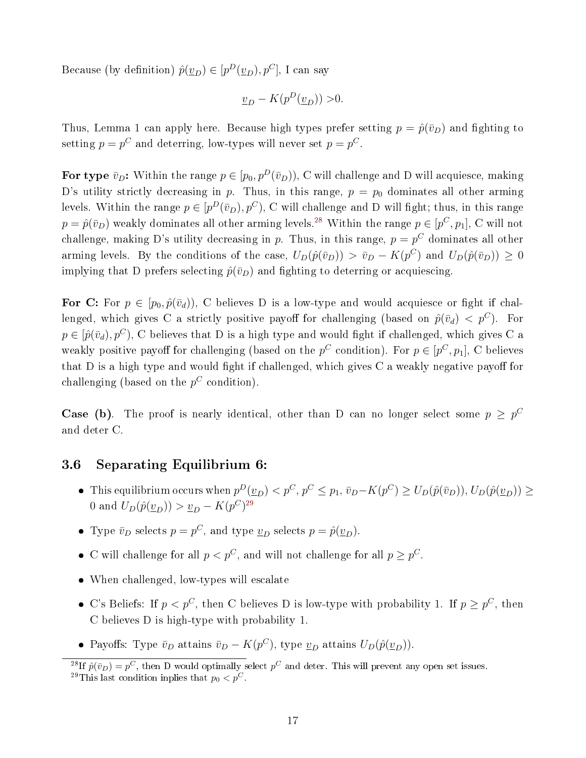Because (by definition) $\hat{p}(\underline{v}_D) \in [p^D(\underline{v}_D), p^C]$, I can say

$$\underline{v}_D - K(p^D(\underline{v}_D)) > 0.$$

Thus, Lemma 1 can apply here. Because high types prefer setting $p = \hat{p}(\bar{v}_D)$ and fighting to setting $p = p^C$ and deterring, low-types will never set $p = p^C$.

**For type $\bar{v}_D$:** Within the range $p \in [p_0, p^D(\bar{v}_D))$, C will challenge and D will acquiesce, making D's utility strictly decreasing in $p$. Thus, in this range, $p = p_0$ dominates all other arming levels. Within the range $p \in [p^D(\bar{v}_D), p^C)$, C will challenge and D will fight; thus, in this range $p = \hat{p}(\bar{v}_D)$ weakly dominates all other arming levels.[28] Within the range $p \in [p^C, p_1]$, C will not challenge, making D's utility decreasing in $p$. Thus, in this range, $p = p^C$ dominates all other arming levels. By the conditions of the case, $U_D(\hat{p}(\bar{v}_D)) > \bar{v}_D - K(p^C)$ and $U_D(\hat{p}(\bar{v}_D)) \geq 0$ implying that D prefers selecting $\hat{p}(\bar{v}_D)$ and fighting to deterring or acquiescing.

**For C:** For $p \in [p_0, \hat{p}(\bar{v}_d))$, C believes D is a low-type and would acquiesce or fight if challenged, which gives C a strictly positive payoff for challenging (based on $\hat{p}(\bar{v}_d) < p^C$). For $p \in [\hat{p}(\bar{v}_d), p^C)$, C believes that D is a high type and would fight if challenged, which gives C a weakly positive payoff for challenging (based on the $p^C$ condition). For $p \in [p^C, p_1]$, C believes that D is a high type and would fight if challenged, which gives C a weakly negative payoff for challenging (based on the $p^C$ condition).

**Case (b).** The proof is nearly identical, other than D can no longer select some $p \geq p^C$ and deter C.

### 3.6 Separating Equilibrium 6:

- This equilibrium occurs when $p^D(\underline{v}_D) < p^C$, $p^C \leq p_1$, $\bar{v}_D - K(p^C) \geq U_D(\hat{p}(\bar{v}_D))$, $U_D(\hat{p}(\underline{v}_D)) \geq 0$ and $U_D(\hat{p}(\underline{v}_D)) > \underline{v}_D - K(p^C)$[29]
- Type $\bar{v}_D$ selects $p = p^C$, and type $\underline{v}_D$ selects $p = \hat{p}(\underline{v}_D)$.
- C will challenge for all $p < p^C$, and will not challenge for all $p \geq p^C$.
- When challenged, low-types will escalate
- C's Beliefs: If $p < p^C$, then C believes D is low-type with probability 1. If $p \geq p^C$, then C believes D is high-type with probability 1.
- Payoffs: Type $\bar{v}_D$ attains $\bar{v}_D - K(p^C)$, type $\underline{v}_D$ attains $U_D(\hat{p}(\underline{v}_D))$.

[28] If $\hat{p}(\bar{v}_D) = p^C$, then D would optimally select $p^C$ and deter. This will prevent any open set issues.

[29] This last condition inplies that $p_0 < p^C$.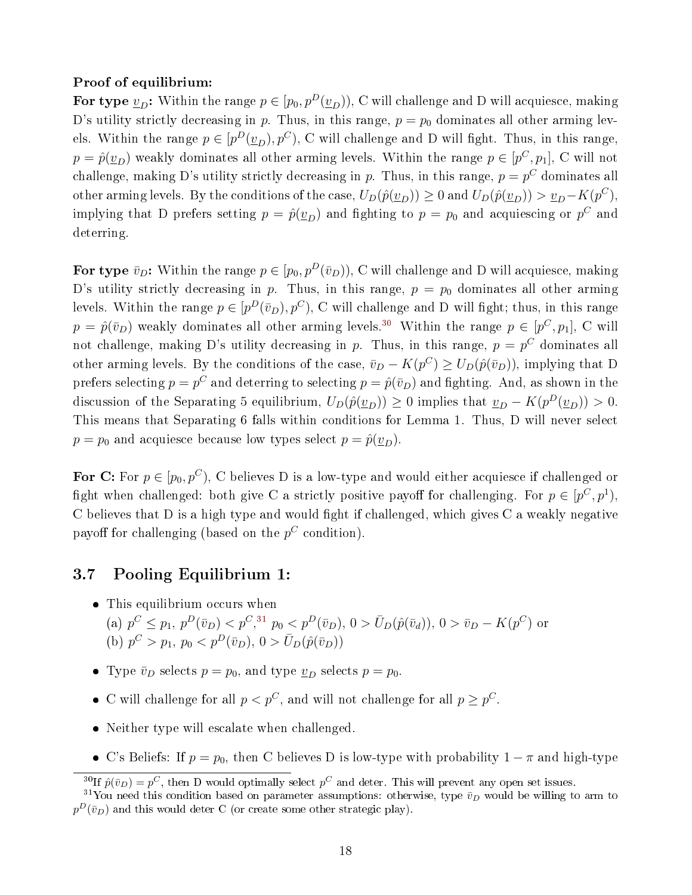**Proof of equilibrium:**

**For type $\underline{v}_D$:** Within the range $p \in [p_0, p^D(\underline{v}_D))$, C will challenge and D will acquiesce, making D's utility strictly decreasing in $p$. Thus, in this range, $p = p_0$ dominates all other arming levels. Within the range $p \in [p^D(\underline{v}_D), p^C)$, C will challenge and D will fight. Thus, in this range, $p = \hat{p}(\underline{v}_D)$ weakly dominates all other arming levels. Within the range $p \in [p^C, p_1]$, C will not challenge, making D's utility strictly decreasing in $p$. Thus, in this range, $p = p^C$ dominates all other arming levels. By the conditions of the case, $U_D(\hat{p}(\underline{v}_D)) \geq 0$ and $U_D(\hat{p}(\underline{v}_D)) > \underline{v}_D - K(p^C)$, implying that D prefers setting $p = \hat{p}(\underline{v}_D)$ and fighting to $p = p_0$ and acquiescing or $p^C$ and deterring.

**For type $\bar{v}_D$:** Within the range $p \in [p_0, p^D(\bar{v}_D))$, C will challenge and D will acquiesce, making D's utility strictly decreasing in $p$. Thus, in this range, $p = p_0$ dominates all other arming levels. Within the range $p \in [p^D(\bar{v}_D), p^C)$, C will challenge and D will fight; thus, in this range $p = \hat{p}(\bar{v}_D)$ weakly dominates all other arming levels.[30] Within the range $p \in [p^C, p_1]$, C will not challenge, making D's utility decreasing in $p$. Thus, in this range, $p = p^C$ dominates all other arming levels. By the conditions of the case, $\bar{v}_D - K(p^C) \geq U_D(\hat{p}(\bar{v}_D))$, implying that D prefers selecting $p = p^C$ and deterring to selecting $p = \hat{p}(\bar{v}_D)$ and fighting. And, as shown in the discussion of the Separating 5 equilibrium, $U_D(\hat{p}(\underline{v}_D)) \geq 0$ implies that $\underline{v}_D - K(p^D(\underline{v}_D)) > 0$. This means that Separating 6 falls within conditions for Lemma 1. Thus, D will never select $p = p_0$ and acquiesce because low types select $p = \hat{p}(\underline{v}_D)$.

**For C:** For $p \in [p_0, p^C)$, C believes D is a low-type and would either acquiesce if challenged or fight when challenged: both give C a strictly positive payoff for challenging. For $p \in [p^C, p^1)$, C believes that D is a high type and would fight if challenged, which gives C a weakly negative payoff for challenging (based on the $p^C$ condition).

### 3.7 Pooling Equilibrium 1:

- This equilibrium occurs when
  (a) $p^C \leq p_1$, $p^D(\bar{v}_D) < p^C$,[31] $p_0 < p^D(\bar{v}_D)$, $0 > \bar{U}_D(\hat{p}(\bar{v}_d))$, $0 > \bar{v}_D - K(p^C)$ or
  (b) $p^C > p_1$, $p_0 < p^D(\bar{v}_D)$, $0 > \bar{U}_D(\hat{p}(\bar{v}_D))$
- Type $\bar{v}_D$ selects $p = p_0$, and type $\underline{v}_D$ selects $p = p_0$.
- C will challenge for all $p < p^C$, and will not challenge for all $p \geq p^C$.
- Neither type will escalate when challenged.
- C's Beliefs: If $p = p_0$, then C believes D is low-type with probability $1 - \pi$ and high-type

[30] If $\hat{p}(\bar{v}_D) = p^C$, then D would optimally select $p^C$ and deter. This will prevent any open set issues.

[31] You need this condition based on parameter assumptions: otherwise, type $\bar{v}_D$ would be willing to arm to $p^D(\bar{v}_D)$ and this would deter C (or create some other strategic play).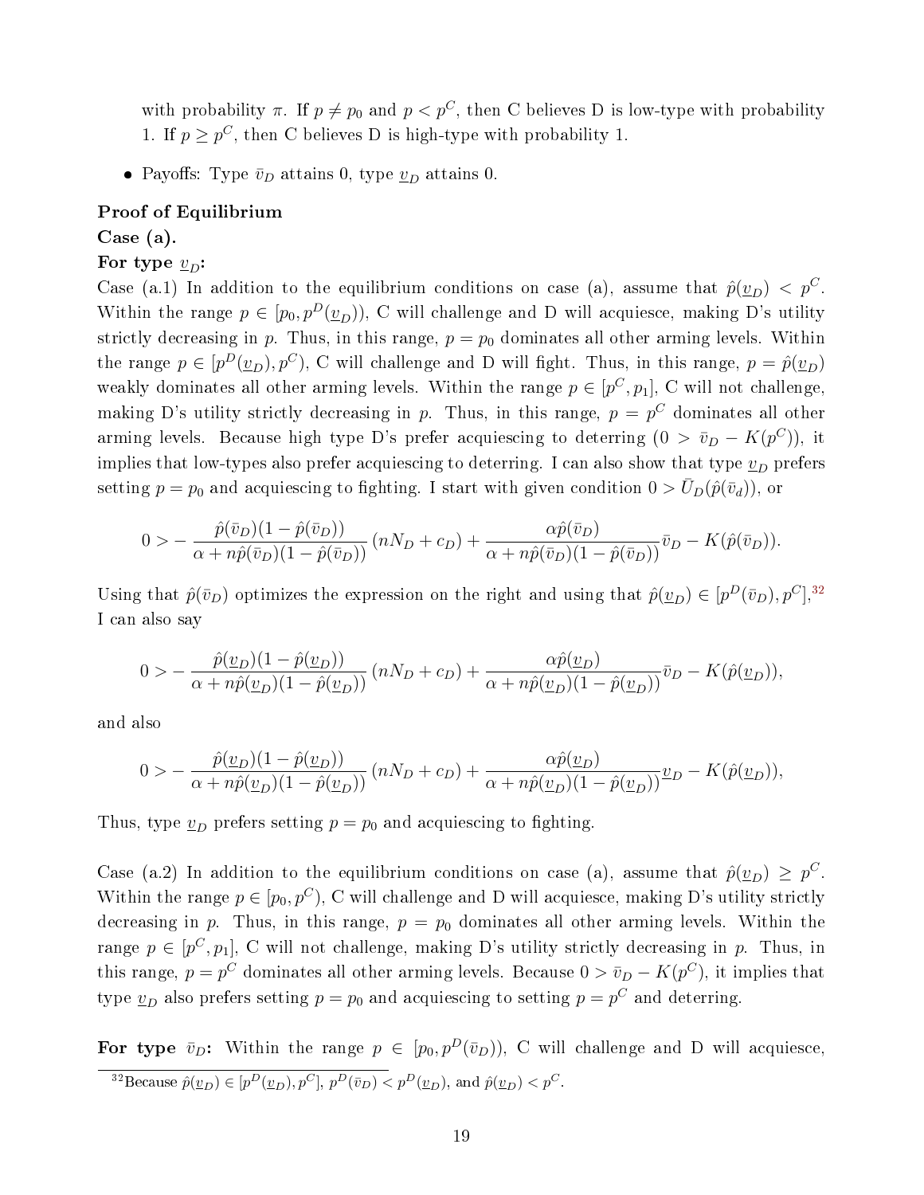with probability $\pi$. If $p \neq p_0$ and $p < p^C$, then C believes D is low-type with probability 1. If $p \geq p^C$, then C believes D is high-type with probability 1.

- Payoffs: Type $\bar{v}_D$ attains 0, type $\underline{v}_D$ attains 0.

**Proof of Equilibrium**

**Case (a).**

**For type $\underline{v}_D$:**

Case (a.1) In addition to the equilibrium conditions on case (a), assume that $\hat{p}(\underline{v}_D) < p^C$. Within the range $p \in [p_0, p^D(\underline{v}_D))$, C will challenge and D will acquiesce, making D's utility strictly decreasing in $p$. Thus, in this range, $p = p_0$ dominates all other arming levels. Within the range $p \in [p^D(\underline{v}_D), p^C)$, C will challenge and D will fight. Thus, in this range, $p = \hat{p}(\underline{v}_D)$ weakly dominates all other arming levels. Within the range $p \in [p^C, p_1]$, C will not challenge, making D's utility strictly decreasing in $p$. Thus, in this range, $p = p^C$ dominates all other arming levels. Because high type D's prefer acquiescing to deterring $(0 > \bar{v}_D - K(p^C))$, it implies that low-types also prefer acquiescing to deterring. I can also show that type $\underline{v}_D$ prefers setting $p = p_0$ and acquiescing to fighting. I start with given condition $0 > \bar{U}_D(\hat{p}(\bar{v}_d))$, or

$$0 > -\frac{\hat{p}(\bar{v}_D)(1-\hat{p}(\bar{v}_D))}{\alpha + n\hat{p}(\bar{v}_D)(1-\hat{p}(\bar{v}_D))}(nN_D + c_D) + \frac{\alpha\hat{p}(\bar{v}_D)}{\alpha + n\hat{p}(\bar{v}_D)(1-\hat{p}(\bar{v}_D))}\bar{v}_D - K(\hat{p}(\bar{v}_D)).$$

Using that $\hat{p}(\bar{v}_D)$ optimizes the expression on the right and using that $\hat{p}(\underline{v}_D) \in [p^D(\bar{v}_D), p^C]$,[32] I can also say

$$0 > -\frac{\hat{p}(\underline{v}_D)(1-\hat{p}(\underline{v}_D))}{\alpha + n\hat{p}(\underline{v}_D)(1-\hat{p}(\underline{v}_D))}(nN_D + c_D) + \frac{\alpha\hat{p}(\underline{v}_D)}{\alpha + n\hat{p}(\underline{v}_D)(1-\hat{p}(\underline{v}_D))}\bar{v}_D - K(\hat{p}(\underline{v}_D)),$$

and also

$$0 > -\frac{\hat{p}(\underline{v}_D)(1-\hat{p}(\underline{v}_D))}{\alpha + n\hat{p}(\underline{v}_D)(1-\hat{p}(\underline{v}_D))}(nN_D + c_D) + \frac{\alpha\hat{p}(\underline{v}_D)}{\alpha + n\hat{p}(\underline{v}_D)(1-\hat{p}(\underline{v}_D))}\underline{v}_D - K(\hat{p}(\underline{v}_D)),$$

Thus, type $\underline{v}_D$ prefers setting $p = p_0$ and acquiescing to fighting.

Case (a.2) In addition to the equilibrium conditions on case (a), assume that $\hat{p}(\underline{v}_D) \geq p^C$. Within the range $p \in [p_0, p^C)$, C will challenge and D will acquiesce, making D's utility strictly decreasing in $p$. Thus, in this range, $p = p_0$ dominates all other arming levels. Within the range $p \in [p^C, p_1]$, C will not challenge, making D's utility strictly decreasing in $p$. Thus, in this range, $p = p^C$ dominates all other arming levels. Because $0 > \bar{v}_D - K(p^C)$, it implies that type $\underline{v}_D$ also prefers setting $p = p_0$ and acquiescing to setting $p = p^C$ and deterring.

**For type $\bar{v}_D$:** Within the range $p \in [p_0, p^D(\bar{v}_D))$, C will challenge and D will acquiesce,

[32] Because $\hat{p}(\underline{v}_D) \in [p^D(\underline{v}_D), p^C]$, $p^D(\bar{v}_D) < p^D(\underline{v}_D)$, and $\hat{p}(\underline{v}_D) < p^C$.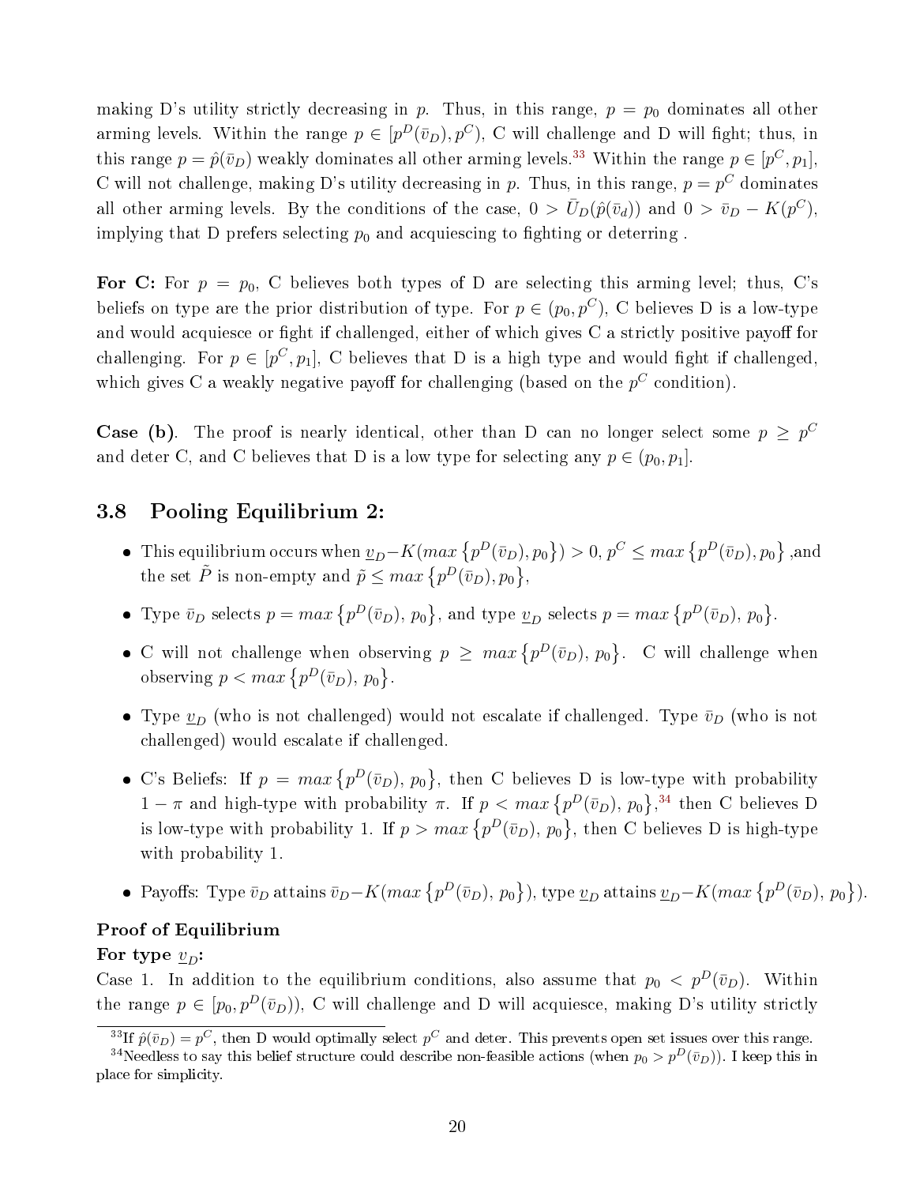making D's utility strictly decreasing in $p$. Thus, in this range, $p = p_0$ dominates all other arming levels. Within the range $p \in [p^D(\bar{v}_D), p^C)$, C will challenge and D will fight; thus, in this range $p = \hat{p}(\bar{v}_D)$ weakly dominates all other arming levels.[33] Within the range $p \in [p^C, p_1]$, C will not challenge, making D's utility decreasing in $p$. Thus, in this range, $p = p^C$ dominates all other arming levels. By the conditions of the case, $0 > \bar{U}_D(\hat{p}(\bar{v}_d))$ and $0 > \bar{v}_D - K(p^C)$, implying that D prefers selecting $p_0$ and acquiescing to fighting or deterring .

**For C:** For $p = p_0$, C believes both types of D are selecting this arming level; thus, C's beliefs on type are the prior distribution of type. For $p \in (p_0, p^C)$, C believes D is a low-type and would acquiesce or fight if challenged, either of which gives C a strictly positive payoff for challenging. For $p \in [p^C, p_1]$, C believes that D is a high type and would fight if challenged, which gives C a weakly negative payoff for challenging (based on the $p^C$ condition).

**Case (b)**. The proof is nearly identical, other than D can no longer select some $p \geq p^C$ and deter C, and C believes that D is a low type for selecting any $p \in (p_0, p_1]$.

### 3.8 Pooling Equilibrium 2:

- This equilibrium occurs when $\underline{v}_D - K(max\{p^D(\bar{v}_D), p_0\}) > 0$, $p^C \leq max\{p^D(\bar{v}_D), p_0\}$ ,and the set $\tilde{P}$ is non-empty and $\tilde{p} \leq max\{p^D(\bar{v}_D), p_0\}$,
- Type $\bar{v}_D$ selects $p = max\{p^D(\bar{v}_D),\, p_0\}$, and type $\underline{v}_D$ selects $p = max\{p^D(\bar{v}_D),\, p_0\}$.
- C will not challenge when observing $p \geq max\{p^D(\bar{v}_D),\, p_0\}$. C will challenge when observing $p < max\{p^D(\bar{v}_D),\, p_0\}$.
- Type $\underline{v}_D$ (who is not challenged) would not escalate if challenged. Type $\bar{v}_D$ (who is not challenged) would escalate if challenged.
- C's Beliefs: If $p = max\{p^D(\bar{v}_D),\, p_0\}$, then C believes D is low-type with probability $1 - \pi$ and high-type with probability $\pi$. If $p < max\{p^D(\bar{v}_D),\, p_0\}$,[34] then C believes D is low-type with probability 1. If $p > max\{p^D(\bar{v}_D),\, p_0\}$, then C believes D is high-type with probability 1.
- Payoffs: Type $\bar{v}_D$ attains $\bar{v}_D - K(max\{p^D(\bar{v}_D),\, p_0\})$, type $\underline{v}_D$ attains $\underline{v}_D - K(max\{p^D(\bar{v}_D),\, p_0\})$.

**Proof of Equilibrium**

**For type $\underline{v}_D$:**

Case 1. In addition to the equilibrium conditions, also assume that $p_0 < p^D(\bar{v}_D)$. Within the range $p \in [p_0, p^D(\bar{v}_D))$, C will challenge and D will acquiesce, making D's utility strictly

[33] If $\hat{p}(\bar{v}_D) = p^C$, then D would optimally select $p^C$ and deter. This prevents open set issues over this range.

[34] Needless to say this belief structure could describe non-feasible actions (when $p_0 > p^D(\bar{v}_D)$). I keep this in place for simplicity.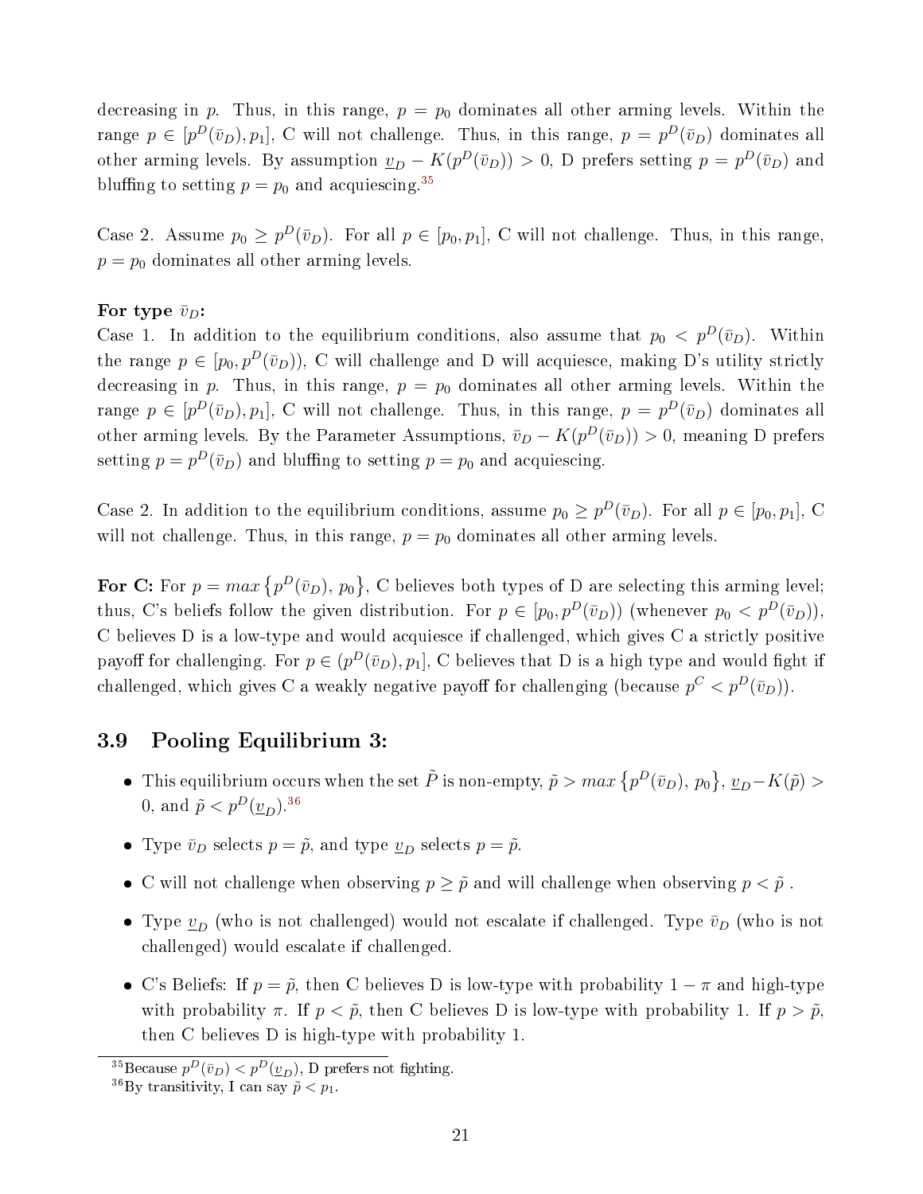decreasing in $p$. Thus, in this range, $p = p_0$ dominates all other arming levels. Within the range $p \in [p^D(\bar{v}_D), p_1]$, C will not challenge. Thus, in this range, $p = p^D(\bar{v}_D)$ dominates all other arming levels. By assumption $\underline{v}_D - K(p^D(\bar{v}_D)) > 0$, D prefers setting $p = p^D(\bar{v}_D)$ and bluffing to setting $p = p_0$ and acquiescing.[35]

Case 2. Assume $p_0 \geq p^D(\bar{v}_D)$. For all $p \in [p_0, p_1]$, C will not challenge. Thus, in this range, $p = p_0$ dominates all other arming levels.

**For type $\bar{v}_D$:**
Case 1. In addition to the equilibrium conditions, also assume that $p_0 < p^D(\bar{v}_D)$. Within the range $p \in [p_0, p^D(\bar{v}_D))$, C will challenge and D will acquiesce, making D's utility strictly decreasing in $p$. Thus, in this range, $p = p_0$ dominates all other arming levels. Within the range $p \in [p^D(\bar{v}_D), p_1]$, C will not challenge. Thus, in this range, $p = p^D(\bar{v}_D)$ dominates all other arming levels. By the Parameter Assumptions, $\bar{v}_D - K(p^D(\bar{v}_D)) > 0$, meaning D prefers setting $p = p^D(\bar{v}_D)$ and bluffing to setting $p = p_0$ and acquiescing.

Case 2. In addition to the equilibrium conditions, assume $p_0 \geq p^D(\bar{v}_D)$. For all $p \in [p_0, p_1]$, C will not challenge. Thus, in this range, $p = p_0$ dominates all other arming levels.

**For C:** For $p = max\{p^D(\bar{v}_D), p_0\}$, C believes both types of D are selecting this arming level; thus, C's beliefs follow the given distribution. For $p \in [p_0, p^D(\bar{v}_D))$ (whenever $p_0 < p^D(\bar{v}_D)$), C believes D is a low-type and would acquiesce if challenged, which gives C a strictly positive payoff for challenging. For $p \in (p^D(\bar{v}_D), p_1]$, C believes that D is a high type and would fight if challenged, which gives C a weakly negative payoff for challenging (because $p^C < p^D(\bar{v}_D)$).

## 3.9 Pooling Equilibrium 3:

- This equilibrium occurs when the set $\tilde{P}$ is non-empty, $\tilde{p} > max\{p^D(\bar{v}_D), p_0\}$, $\underline{v}_D - K(\tilde{p}) > 0$, and $\tilde{p} < p^D(\underline{v}_D)$.[36]
- Type $\bar{v}_D$ selects $p = \tilde{p}$, and type $\underline{v}_D$ selects $p = \tilde{p}$.
- C will not challenge when observing $p \geq \tilde{p}$ and will challenge when observing $p < \tilde{p}$ .
- Type $\underline{v}_D$ (who is not challenged) would not escalate if challenged. Type $\bar{v}_D$ (who is not challenged) would escalate if challenged.
- C's Beliefs: If $p = \tilde{p}$, then C believes D is low-type with probability $1 - \pi$ and high-type with probability $\pi$. If $p < \tilde{p}$, then C believes D is low-type with probability 1. If $p > \tilde{p}$, then C believes D is high-type with probability 1.

[35] Because $p^D(\bar{v}_D) < p^D(\underline{v}_D)$, D prefers not fighting.

[36] By transitivity, I can say $\tilde{p} < p_1$.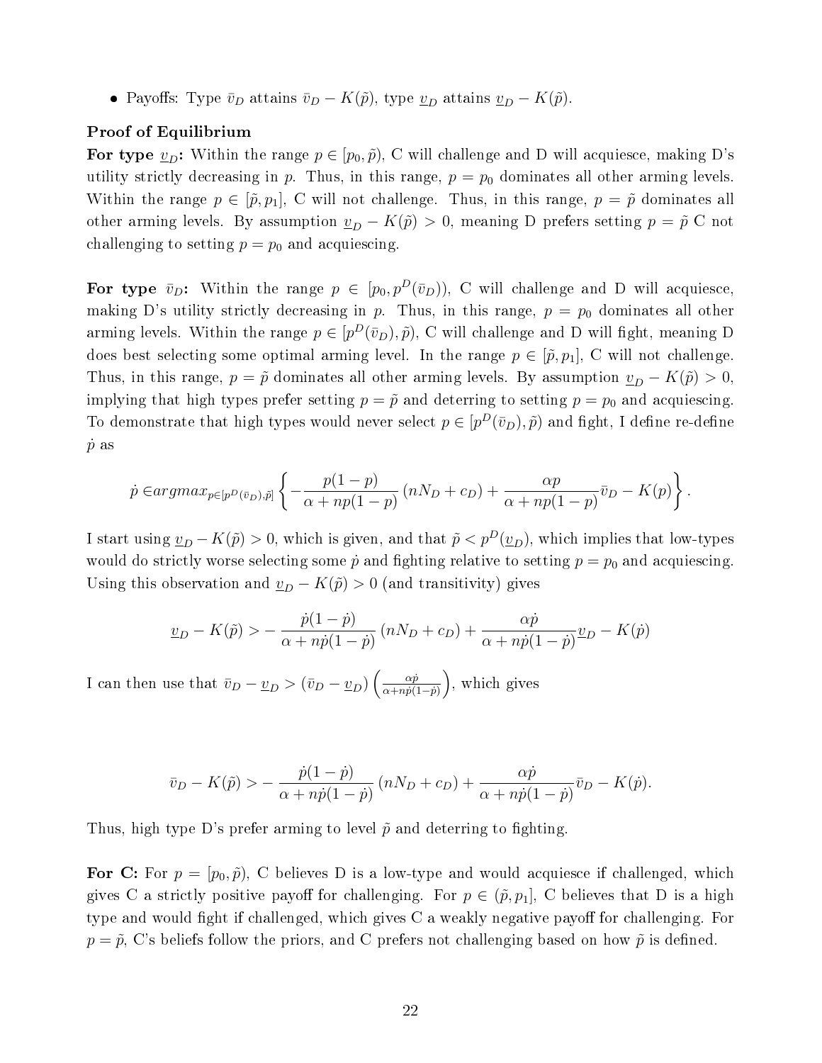- Payoffs: Type $\bar{v}_D$ attains $\bar{v}_D - K(\tilde{p})$, type $\underline{v}_D$ attains $\underline{v}_D - K(\tilde{p})$.

**Proof of Equilibrium**

**For type $\underline{v}_D$:** Within the range $p \in [p_0, \tilde{p})$, C will challenge and D will acquiesce, making D's utility strictly decreasing in $p$. Thus, in this range, $p = p_0$ dominates all other arming levels. Within the range $p \in [\tilde{p}, p_1]$, C will not challenge. Thus, in this range, $p = \tilde{p}$ dominates all other arming levels. By assumption $\underline{v}_D - K(\tilde{p}) > 0$, meaning D prefers setting $p = \tilde{p}$ C not challenging to setting $p = p_0$ and acquiescing.

**For type $\bar{v}_D$:** Within the range $p \in [p_0, p^D(\bar{v}_D))$, C will challenge and D will acquiesce, making D's utility strictly decreasing in $p$. Thus, in this range, $p = p_0$ dominates all other arming levels. Within the range $p \in [p^D(\bar{v}_D), \tilde{p})$, C will challenge and D will fight, meaning D does best selecting some optimal arming level. In the range $p \in [\tilde{p}, p_1]$, C will not challenge. Thus, in this range, $p = \tilde{p}$ dominates all other arming levels. By assumption $\underline{v}_D - K(\tilde{p}) > 0$, implying that high types prefer setting $p = \tilde{p}$ and deterring to setting $p = p_0$ and acquiescing. To demonstrate that high types would never select $p \in [p^D(\bar{v}_D), \tilde{p})$ and fight, I define re-define $\dot{p}$ as

$$\dot{p} \in argmax_{p \in [p^D(\bar{v}_D), \tilde{p}]} \left\{ -\frac{p(1-p)}{\alpha + np(1-p)} (nN_D + c_D) + \frac{\alpha p}{\alpha + np(1-p)} \bar{v}_D - K(p) \right\}.$$

I start using $\underline{v}_D - K(\tilde{p}) > 0$, which is given, and that $\tilde{p} < p^D(\underline{v}_D)$, which implies that low-types would do strictly worse selecting some $\dot{p}$ and fighting relative to setting $p = p_0$ and acquiescing. Using this observation and $\underline{v}_D - K(\tilde{p}) > 0$ (and transitivity) gives

$$\underline{v}_D - K(\tilde{p}) > -\frac{\dot{p}(1-\dot{p})}{\alpha + n\dot{p}(1-\dot{p})} (nN_D + c_D) + \frac{\alpha \dot{p}}{\alpha + n\dot{p}(1-\dot{p})} \underline{v}_D - K(\dot{p})$$

I can then use that $\bar{v}_D - \underline{v}_D > (\bar{v}_D - \underline{v}_D) \left( \frac{\alpha \dot{p}}{\alpha + n\dot{p}(1-\dot{p})} \right)$, which gives

$$\bar{v}_D - K(\tilde{p}) > -\frac{\dot{p}(1-\dot{p})}{\alpha + n\dot{p}(1-\dot{p})} (nN_D + c_D) + \frac{\alpha \dot{p}}{\alpha + n\dot{p}(1-\dot{p})} \bar{v}_D - K(\dot{p}).$$

Thus, high type D's prefer arming to level $\tilde{p}$ and deterring to fighting.

**For C:** For $p = [p_0, \tilde{p})$, C believes D is a low-type and would acquiesce if challenged, which gives C a strictly positive payoff for challenging. For $p \in (\tilde{p}, p_1]$, C believes that D is a high type and would fight if challenged, which gives C a weakly negative payoff for challenging. For $p = \tilde{p}$, C's beliefs follow the priors, and C prefers not challenging based on how $\tilde{p}$ is defined.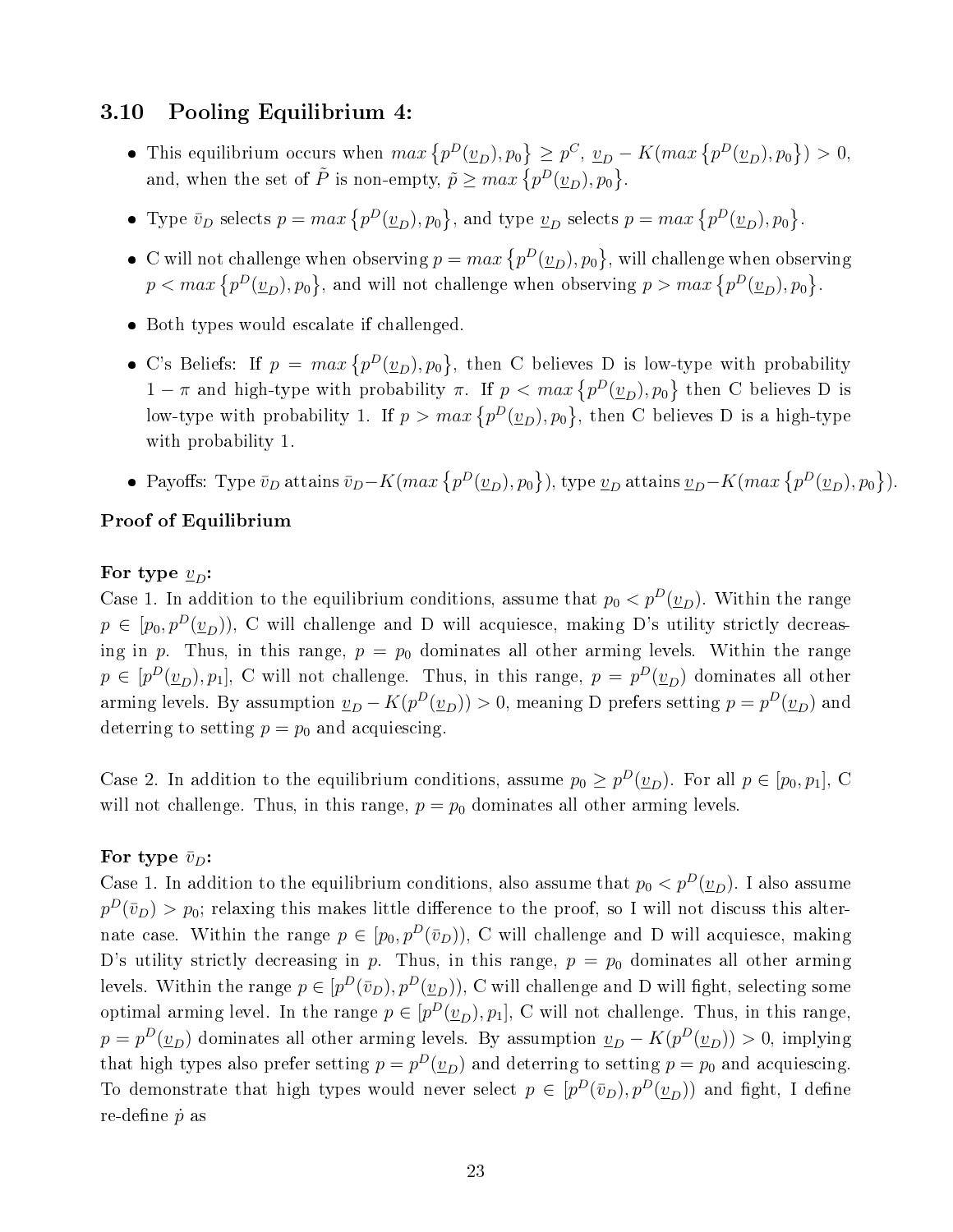### 3.10 Pooling Equilibrium 4:

- This equilibrium occurs when $max\left\{p^D(\underline{v}_D), p_0\right\} \geq p^C$, $\underline{v}_D - K(max\left\{p^D(\underline{v}_D), p_0\right\}) > 0$, and, when the set of $\tilde{P}$ is non-empty, $\tilde{p} \geq max\left\{p^D(\underline{v}_D), p_0\right\}$.
- Type $\bar{v}_D$ selects $p = max\left\{p^D(\underline{v}_D), p_0\right\}$, and type $\underline{v}_D$ selects $p = max\left\{p^D(\underline{v}_D), p_0\right\}$.
- C will not challenge when observing $p = max\left\{p^D(\underline{v}_D), p_0\right\}$, will challenge when observing $p < max\left\{p^D(\underline{v}_D), p_0\right\}$, and will not challenge when observing $p > max\left\{p^D(\underline{v}_D), p_0\right\}$.
- Both types would escalate if challenged.
- C's Beliefs: If $p = max\left\{p^D(\underline{v}_D), p_0\right\}$, then C believes D is low-type with probability $1 - \pi$ and high-type with probability $\pi$. If $p < max\left\{p^D(\underline{v}_D), p_0\right\}$ then C believes D is low-type with probability 1. If $p > max\left\{p^D(\underline{v}_D), p_0\right\}$, then C believes D is a high-type with probability 1.
- Payoffs: Type $\bar{v}_D$ attains $\bar{v}_D - K(max\left\{p^D(\underline{v}_D), p_0\right\})$, type $\underline{v}_D$ attains $\underline{v}_D - K(max\left\{p^D(\underline{v}_D), p_0\right\})$.

**Proof of Equilibrium**

**For type $\underline{v}_D$:**

Case 1. In addition to the equilibrium conditions, assume that $p_0 < p^D(\underline{v}_D)$. Within the range $p \in [p_0, p^D(\underline{v}_D))$, C will challenge and D will acquiesce, making D's utility strictly decreasing in $p$. Thus, in this range, $p = p_0$ dominates all other arming levels. Within the range $p \in [p^D(\underline{v}_D), p_1]$, C will not challenge. Thus, in this range, $p = p^D(\underline{v}_D)$ dominates all other arming levels. By assumption $\underline{v}_D - K(p^D(\underline{v}_D)) > 0$, meaning D prefers setting $p = p^D(\underline{v}_D)$ and deterring to setting $p = p_0$ and acquiescing.

Case 2. In addition to the equilibrium conditions, assume $p_0 \geq p^D(\underline{v}_D)$. For all $p \in [p_0, p_1]$, C will not challenge. Thus, in this range, $p = p_0$ dominates all other arming levels.

**For type $\bar{v}_D$:**

Case 1. In addition to the equilibrium conditions, also assume that $p_0 < p^D(\underline{v}_D)$. I also assume $p^D(\bar{v}_D) > p_0$; relaxing this makes little difference to the proof, so I will not discuss this alternate case. Within the range $p \in [p_0, p^D(\bar{v}_D))$, C will challenge and D will acquiesce, making D's utility strictly decreasing in $p$. Thus, in this range, $p = p_0$ dominates all other arming levels. Within the range $p \in [p^D(\bar{v}_D), p^D(\underline{v}_D))$, C will challenge and D will fight, selecting some optimal arming level. In the range $p \in [p^D(\underline{v}_D), p_1]$, C will not challenge. Thus, in this range, $p = p^D(\underline{v}_D)$ dominates all other arming levels. By assumption $\underline{v}_D - K(p^D(\underline{v}_D)) > 0$, implying that high types also prefer setting $p = p^D(\underline{v}_D)$ and deterring to setting $p = p_0$ and acquiescing. To demonstrate that high types would never select $p \in [p^D(\bar{v}_D), p^D(\underline{v}_D))$ and fight, I define re-define $\dot{p}$ as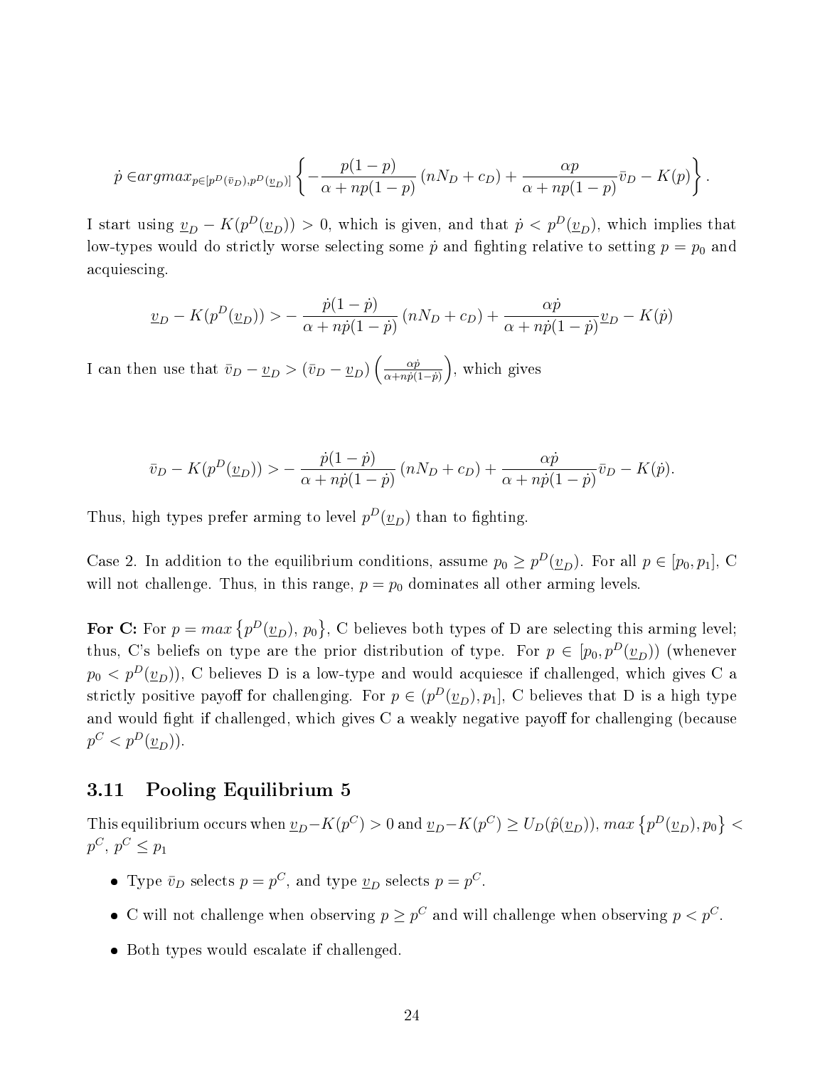$$\dot{p} \in argmax_{p \in [p^D(\bar{v}_D), p^D(\underline{v}_D)]} \left\{ -\frac{p(1-p)}{\alpha + np(1-p)} (nN_D + c_D) + \frac{\alpha p}{\alpha + np(1-p)} \bar{v}_D - K(p) \right\}.$$

I start using $\underline{v}_D - K(p^D(\underline{v}_D)) > 0$, which is given, and that $\dot{p} < p^D(\underline{v}_D)$, which implies that low-types would do strictly worse selecting some $\dot{p}$ and fighting relative to setting $p = p_0$ and acquiescing.

$$\underline{v}_D - K(p^D(\underline{v}_D)) > -\frac{\dot{p}(1-\dot{p})}{\alpha + n\dot{p}(1-\dot{p})} (nN_D + c_D) + \frac{\alpha \dot{p}}{\alpha + n\dot{p}(1-\dot{p})} \underline{v}_D - K(\dot{p})$$

I can then use that $\bar{v}_D - \underline{v}_D > (\bar{v}_D - \underline{v}_D) \left( \frac{\alpha \dot{p}}{\alpha + n\dot{p}(1-\dot{p})} \right)$, which gives

$$\bar{v}_D - K(p^D(\underline{v}_D)) > -\frac{\dot{p}(1-\dot{p})}{\alpha + n\dot{p}(1-\dot{p})} (nN_D + c_D) + \frac{\alpha \dot{p}}{\alpha + n\dot{p}(1-\dot{p})} \bar{v}_D - K(\dot{p}).$$

Thus, high types prefer arming to level $p^D(\underline{v}_D)$ than to fighting.

Case 2. In addition to the equilibrium conditions, assume $p_0 \geq p^D(\underline{v}_D)$. For all $p \in [p_0, p_1]$, C will not challenge. Thus, in this range, $p = p_0$ dominates all other arming levels.

**For C:** For $p = max\left\{p^D(\underline{v}_D),\, p_0\right\}$, C believes both types of D are selecting this arming level; thus, C's beliefs on type are the prior distribution of type. For $p \in [p_0, p^D(\underline{v}_D))$ (whenever $p_0 < p^D(\underline{v}_D)$), C believes D is a low-type and would acquiesce if challenged, which gives C a strictly positive payoff for challenging. For $p \in (p^D(\underline{v}_D), p_1]$, C believes that D is a high type and would fight if challenged, which gives C a weakly negative payoff for challenging (because $p^C < p^D(\underline{v}_D)$).

### 3.11 Pooling Equilibrium 5

This equilibrium occurs when $\underline{v}_D - K(p^C) > 0$ and $\underline{v}_D - K(p^C) \geq U_D(\hat{p}(\underline{v}_D))$, $max\left\{p^D(\underline{v}_D), p_0\right\} < p^C$, $p^C \leq p_1$

- Type $\bar{v}_D$ selects $p = p^C$, and type $\underline{v}_D$ selects $p = p^C$.
- C will not challenge when observing $p \geq p^C$ and will challenge when observing $p < p^C$.
- Both types would escalate if challenged.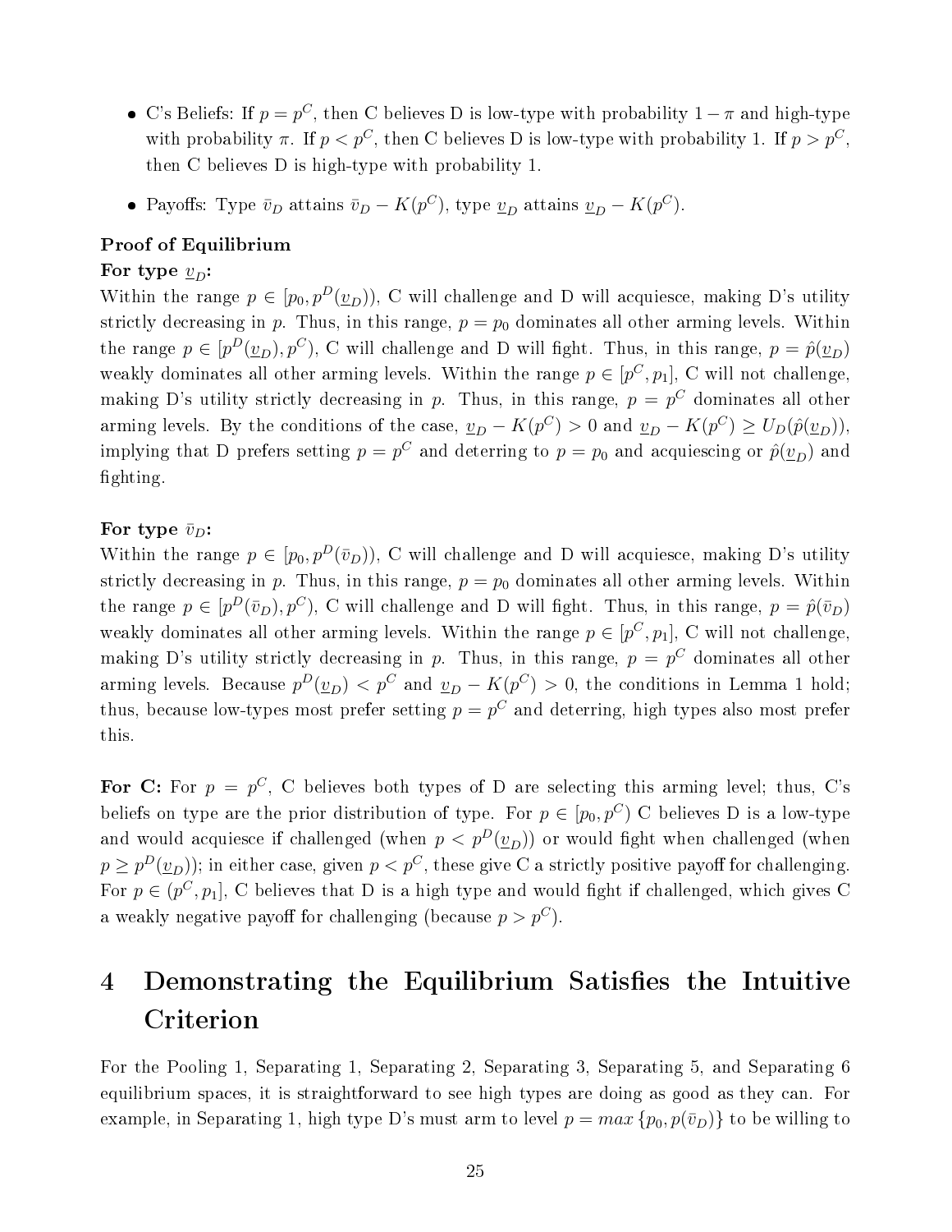- C's Beliefs: If $p = p^C$, then C believes D is low-type with probability $1 - \pi$ and high-type with probability $\pi$. If $p < p^C$, then C believes D is low-type with probability 1. If $p > p^C$, then C believes D is high-type with probability 1.
- Payoffs: Type $\bar{v}_D$ attains $\bar{v}_D - K(p^C)$, type $\underline{v}_D$ attains $\underline{v}_D - K(p^C)$.

**Proof of Equilibrium**

**For type $\underline{v}_D$:**
Within the range $p \in [p_0, p^D(\underline{v}_D))$, C will challenge and D will acquiesce, making D's utility strictly decreasing in $p$. Thus, in this range, $p = p_0$ dominates all other arming levels. Within the range $p \in [p^D(\underline{v}_D), p^C)$, C will challenge and D will fight. Thus, in this range, $p = \hat{p}(\underline{v}_D)$ weakly dominates all other arming levels. Within the range $p \in [p^C, p_1]$, C will not challenge, making D's utility strictly decreasing in $p$. Thus, in this range, $p = p^C$ dominates all other arming levels. By the conditions of the case, $\underline{v}_D - K(p^C) > 0$ and $\underline{v}_D - K(p^C) \geq U_D(\hat{p}(\underline{v}_D))$, implying that D prefers setting $p = p^C$ and deterring to $p = p_0$ and acquiescing or $\hat{p}(\underline{v}_D)$ and fighting.

**For type $\bar{v}_D$:**
Within the range $p \in [p_0, p^D(\bar{v}_D))$, C will challenge and D will acquiesce, making D's utility strictly decreasing in $p$. Thus, in this range, $p = p_0$ dominates all other arming levels. Within the range $p \in [p^D(\bar{v}_D), p^C)$, C will challenge and D will fight. Thus, in this range, $p = \hat{p}(\bar{v}_D)$ weakly dominates all other arming levels. Within the range $p \in [p^C, p_1]$, C will not challenge, making D's utility strictly decreasing in $p$. Thus, in this range, $p = p^C$ dominates all other arming levels. Because $p^D(\underline{v}_D) < p^C$ and $\underline{v}_D - K(p^C) > 0$, the conditions in Lemma 1 hold; thus, because low-types most prefer setting $p = p^C$ and deterring, high types also most prefer this.

**For C:** For $p = p^C$, C believes both types of D are selecting this arming level; thus, C's beliefs on type are the prior distribution of type. For $p \in [p_0, p^C)$ C believes D is a low-type and would acquiesce if challenged (when $p < p^D(\underline{v}_D)$) or would fight when challenged (when $p \geq p^D(\underline{v}_D)$); in either case, given $p < p^C$, these give C a strictly positive payoff for challenging. For $p \in (p^C, p_1]$, C believes that D is a high type and would fight if challenged, which gives C a weakly negative payoff for challenging (because $p > p^C$).

# 4 Demonstrating the Equilibrium Satisfies the Intuitive Criterion

For the Pooling 1, Separating 1, Separating 2, Separating 3, Separating 5, and Separating 6 equilibrium spaces, it is straightforward to see high types are doing as good as they can. For example, in Separating 1, high type D's must arm to level $p = max\{p_0, p(\bar{v}_D)\}$ to be willing to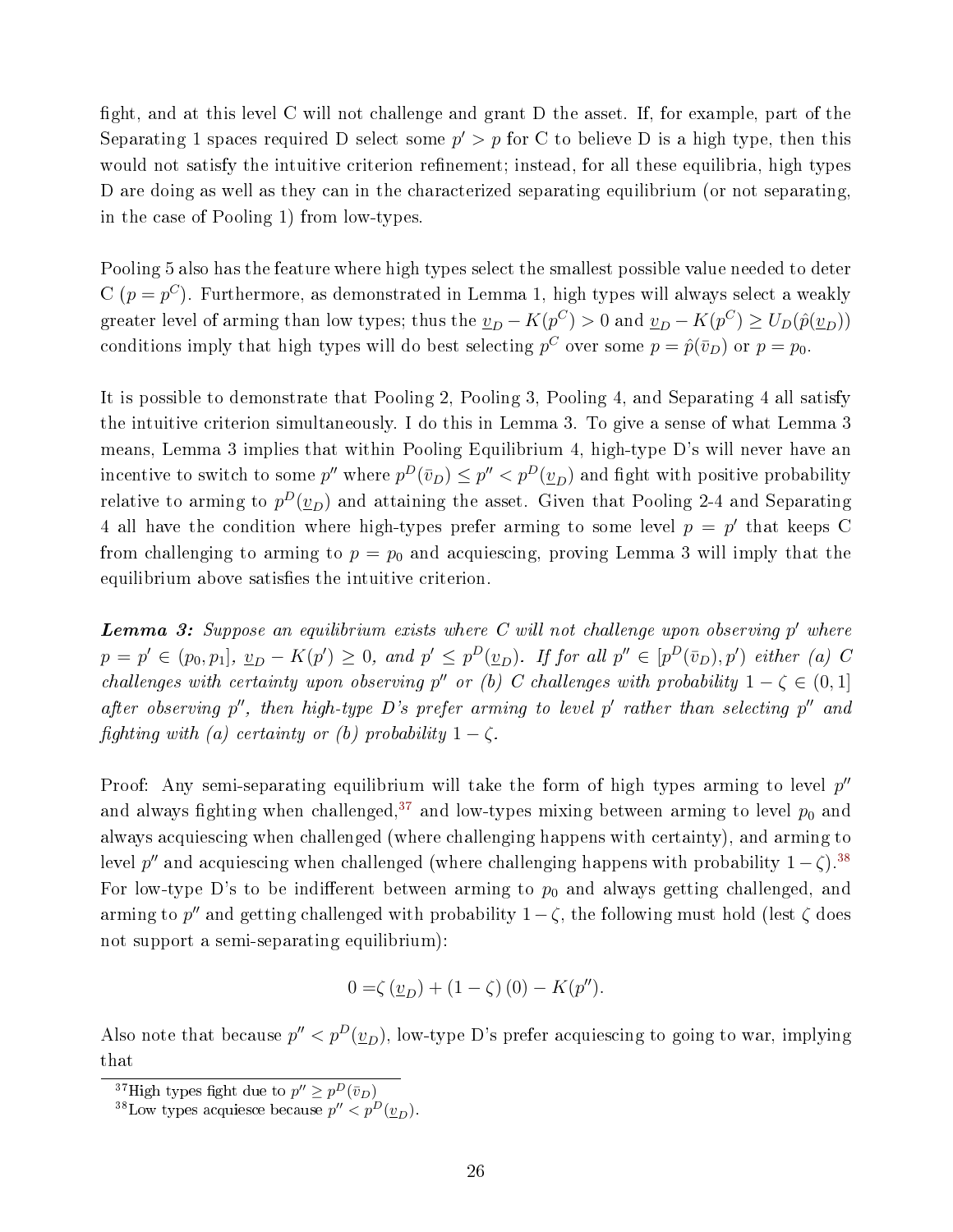fight, and at this level C will not challenge and grant D the asset. If, for example, part of the Separating 1 spaces required D select some $p' > p$ for C to believe D is a high type, then this would not satisfy the intuitive criterion refinement; instead, for all these equilibria, high types D are doing as well as they can in the characterized separating equilibrium (or not separating, in the case of Pooling 1) from low-types.

Pooling 5 also has the feature where high types select the smallest possible value needed to deter C ($p = p^C$). Furthermore, as demonstrated in Lemma 1, high types will always select a weakly greater level of arming than low types; thus the $\underline{v}_D - K(p^C) > 0$ and $\underline{v}_D - K(p^C) \geq U_D(\hat{p}(\underline{v}_D))$ conditions imply that high types will do best selecting $p^C$ over some $p = \hat{p}(\bar{v}_D)$ or $p = p_0$.

It is possible to demonstrate that Pooling 2, Pooling 3, Pooling 4, and Separating 4 all satisfy the intuitive criterion simultaneously. I do this in Lemma 3. To give a sense of what Lemma 3 means, Lemma 3 implies that within Pooling Equilibrium 4, high-type D's will never have an incentive to switch to some $p''$ where $p^D(\bar{v}_D) \leq p'' < p^D(\underline{v}_D)$ and fight with positive probability relative to arming to $p^D(\underline{v}_D)$ and attaining the asset. Given that Pooling 2-4 and Separating 4 all have the condition where high-types prefer arming to some level $p = p'$ that keeps C from challenging to arming to $p = p_0$ and acquiescing, proving Lemma 3 will imply that the equilibrium above satisfies the intuitive criterion.

***Lemma 3:*** *Suppose an equilibrium exists where C will not challenge upon observing $p'$ where $p = p' \in (p_0, p_1]$, $\underline{v}_D - K(p') \geq 0$, and $p' \leq p^D(\underline{v}_D)$. If for all $p'' \in [p^D(\bar{v}_D), p')$ either (a) C challenges with certainty upon observing $p''$ or (b) C challenges with probability $1 - \zeta \in (0, 1]$ after observing $p''$, then high-type D's prefer arming to level $p'$ rather than selecting $p''$ and fighting with (a) certainty or (b) probability $1 - \zeta$.*

Proof: Any semi-separating equilibrium will take the form of high types arming to level $p''$ and always fighting when challenged,[37] and low-types mixing between arming to level $p_0$ and always acquiescing when challenged (where challenging happens with certainty), and arming to level $p''$ and acquiescing when challenged (where challenging happens with probability $1 - \zeta$).[38] For low-type D's to be indifferent between arming to $p_0$ and always getting challenged, and arming to $p''$ and getting challenged with probability $1 - \zeta$, the following must hold (lest $\zeta$ does not support a semi-separating equilibrium):

$$0 = \zeta \left(\underline{v}_D\right) + (1 - \zeta)(0) - K(p'').$$

Also note that because $p'' < p^D(\underline{v}_D)$, low-type D's prefer acquiescing to going to war, implying that

[37] High types fight due to $p'' \geq p^D(\bar{v}_D)$

[38] Low types acquiesce because $p'' < p^D(\underline{v}_D)$.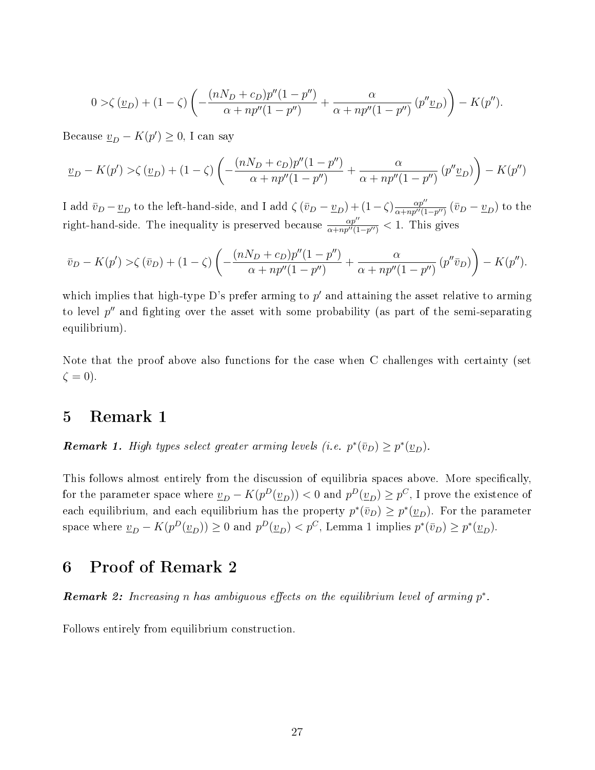$$0 > \zeta \left(\underline{v}_D\right) + (1-\zeta)\left(-\frac{(nN_D + c_D)p''(1-p'')}{\alpha + np''(1-p'')} + \frac{\alpha}{\alpha + np''(1-p'')}\left(p''\underline{v}_D\right)\right) - K(p'').$$

Because $\underline{v}_D - K(p') \geq 0$, I can say

$$\underline{v}_D - K(p') > \zeta \left(\underline{v}_D\right) + (1-\zeta)\left(-\frac{(nN_D + c_D)p''(1-p'')}{\alpha + np''(1-p'')} + \frac{\alpha}{\alpha + np''(1-p'')}\left(p''\underline{v}_D\right)\right) - K(p'')$$

I add $\bar{v}_D - \underline{v}_D$ to the left-hand-side, and I add $\zeta\left(\bar{v}_D - \underline{v}_D\right) + (1-\zeta)\frac{\alpha p''}{\alpha + np''(1-p'')}\left(\bar{v}_D - \underline{v}_D\right)$ to the right-hand-side. The inequality is preserved because $\frac{\alpha p''}{\alpha + np''(1-p'')} < 1$. This gives

$$\bar{v}_D - K(p') > \zeta \left(\bar{v}_D\right) + (1-\zeta)\left(-\frac{(nN_D + c_D)p''(1-p'')}{\alpha + np''(1-p'')} + \frac{\alpha}{\alpha + np''(1-p'')}\left(p''\bar{v}_D\right)\right) - K(p'').$$

which implies that high-type D's prefer arming to $p'$ and attaining the asset relative to arming to level $p''$ and fighting over the asset with some probability (as part of the semi-separating equilibrium).

Note that the proof above also functions for the case when C challenges with certainty (set $\zeta = 0$).

# 5 Remark 1

***Remark 1.*** *High types select greater arming levels (i.e. $p^*(\bar{v}_D) \geq p^*(\underline{v}_D)$.*

This follows almost entirely from the discussion of equilibria spaces above. More specifically, for the parameter space where $\underline{v}_D - K(p^D(\underline{v}_D)) < 0$ and $p^D(\underline{v}_D) \geq p^C$, I prove the existence of each equilibrium, and each equilibrium has the property $p^*(\bar{v}_D) \geq p^*(\underline{v}_D)$. For the parameter space where $\underline{v}_D - K(p^D(\underline{v}_D)) \geq 0$ and $p^D(\underline{v}_D) < p^C$, Lemma 1 implies $p^*(\bar{v}_D) \geq p^*(\underline{v}_D)$.

# 6 Proof of Remark 2

***Remark 2:*** *Increasing $n$ has ambiguous effects on the equilibrium level of arming $p^*$.*

Follows entirely from equilibrium construction.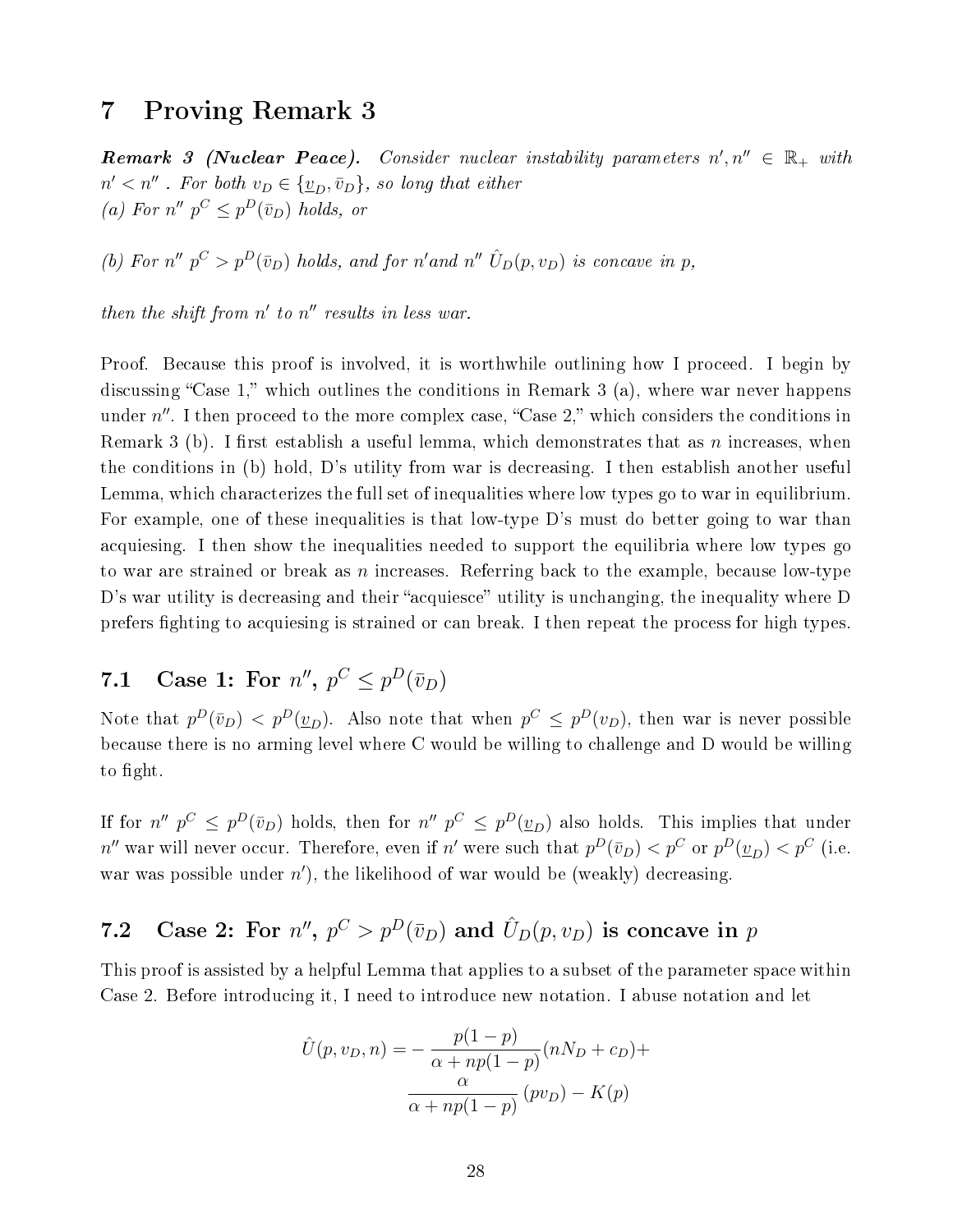# 7 Proving Remark 3

***Remark 3 (Nuclear Peace).*** *Consider nuclear instability parameters $n', n'' \in \mathbb{R}_+$ with $n' < n''$ . For both $v_D \in \{\underline{v}_D, \bar{v}_D\}$, so long that either*
*(a) For $n''$ $p^C \leq p^D(\bar{v}_D)$ holds, or*

*(b) For $n''$ $p^C > p^D(\bar{v}_D)$ holds, and for $n'$and $n''$ $\hat{U}_D(p, v_D)$ is concave in p,*

*then the shift from $n'$ to $n''$ results in less war.*

Proof. Because this proof is involved, it is worthwhile outlining how I proceed. I begin by discussing "Case 1," which outlines the conditions in Remark 3 (a), where war never happens under $n''$. I then proceed to the more complex case, "Case 2," which considers the conditions in Remark 3 (b). I first establish a useful lemma, which demonstrates that as $n$ increases, when the conditions in (b) hold, D's utility from war is decreasing. I then establish another useful Lemma, which characterizes the full set of inequalities where low types go to war in equilibrium. For example, one of these inequalities is that low-type D's must do better going to war than acquiesing. I then show the inequalities needed to support the equilibria where low types go to war are strained or break as $n$ increases. Referring back to the example, because low-type D's war utility is decreasing and their "acquiesce" utility is unchanging, the inequality where D prefers fighting to acquiesing is strained or can break. I then repeat the process for high types.

## 7.1 Case 1: For $n''$, $p^C \leq p^D(\bar{v}_D)$

Note that $p^D(\bar{v}_D) < p^D(\underline{v}_D)$. Also note that when $p^C \leq p^D(v_D)$, then war is never possible because there is no arming level where C would be willing to challenge and D would be willing to fight.

If for $n''$ $p^C \leq p^D(\bar{v}_D)$ holds, then for $n''$ $p^C \leq p^D(\underline{v}_D)$ also holds. This implies that under $n''$ war will never occur. Therefore, even if $n'$ were such that $p^D(\bar{v}_D) < p^C$ or $p^D(\underline{v}_D) < p^C$ (i.e. war was possible under $n'$), the likelihood of war would be (weakly) decreasing.

## 7.2 Case 2: For $n''$, $p^C > p^D(\bar{v}_D)$ and $\hat{U}_D(p, v_D)$ is concave in $p$

This proof is assisted by a helpful Lemma that applies to a subset of the parameter space within Case 2. Before introducing it, I need to introduce new notation. I abuse notation and let

$$\hat{U}(p, v_D, n) = -\frac{p(1-p)}{\alpha + np(1-p)}(nN_D + c_D) + \frac{\alpha}{\alpha + np(1-p)}(pv_D) - K(p)$$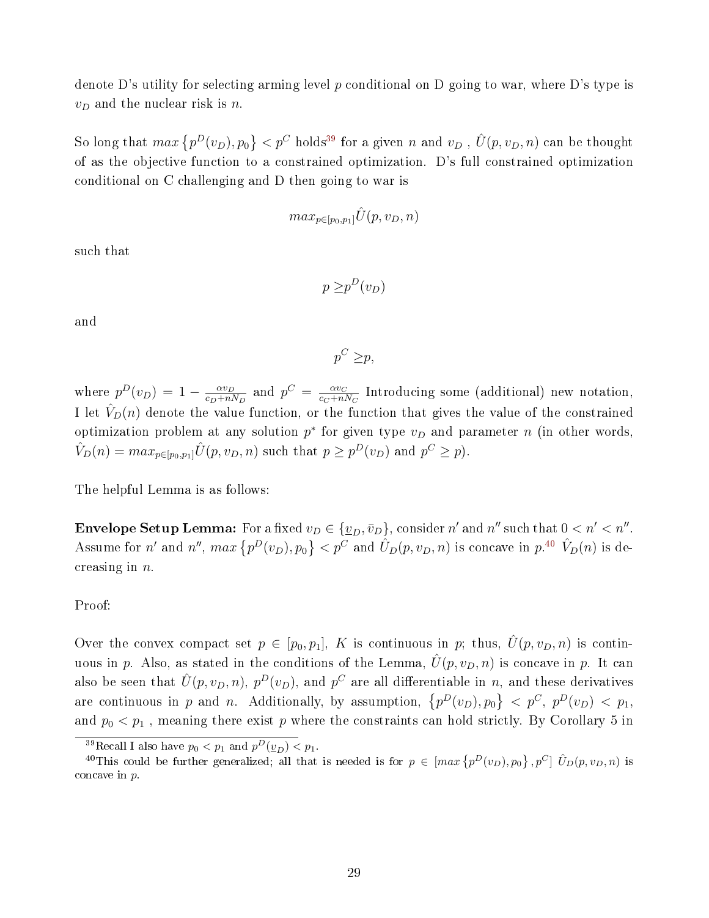denote D's utility for selecting arming level $p$ conditional on D going to war, where D's type is $v_D$ and the nuclear risk is $n$.

So long that $max\left\{p^D(v_D), p_0\right\} < p^C$ holds[39] for a given $n$ and $v_D$ , $\hat{U}(p, v_D, n)$ can be thought of as the objective function to a constrained optimization. D's full constrained optimization conditional on C challenging and D then going to war is

$$max_{p\in[p_0,p_1]}\hat{U}(p, v_D, n)$$

such that

$$p \geq p^D(v_D)$$

and

$$p^C \geq p,$$

where $p^D(v_D) = 1 - \frac{\alpha v_D}{c_D + nN_D}$ and $p^C = \frac{\alpha v_C}{c_C + nN_C}$ Introducing some (additional) new notation, I let $\hat{V}_D(n)$ denote the value function, or the function that gives the value of the constrained optimization problem at any solution $p^*$ for given type $v_D$ and parameter $n$ (in other words, $\hat{V}_D(n) = max_{p\in[p_0,p_1]}\hat{U}(p, v_D, n)$ such that $p \geq p^D(v_D)$ and $p^C \geq p$).

The helpful Lemma is as follows:

**Envelope Setup Lemma:** For a fixed $v_D \in \{\underline{v}_D, \bar{v}_D\}$, consider $n'$ and $n''$ such that $0 < n' < n''$. Assume for $n'$ and $n''$, $max\left\{p^D(v_D), p_0\right\} < p^C$ and $\hat{U}_D(p, v_D, n)$ is concave in $p$.[40] $\hat{V}_D(n)$ is decreasing in $n$.

Proof:

Over the convex compact set $p \in [p_0, p_1]$, $K$ is continuous in $p$; thus, $\hat{U}(p, v_D, n)$ is continuous in $p$. Also, as stated in the conditions of the Lemma, $\hat{U}(p, v_D, n)$ is concave in $p$. It can also be seen that $\hat{U}(p, v_D, n)$, $p^D(v_D)$, and $p^C$ are all differentiable in $n$, and these derivatives are continuous in $p$ and $n$. Additionally, by assumption, $\left\{p^D(v_D), p_0\right\} < p^C$, $p^D(v_D) < p_1$, and $p_0 < p_1$ , meaning there exist $p$ where the constraints can hold strictly. By Corollary 5 in

[39] Recall I also have $p_0 < p_1$ and $p^D(\underline{v}_D) < p_1$.

[40] This could be further generalized; all that is needed is for $p \in [max\left\{p^D(v_D), p_0\right\}, p^C]$ $\hat{U}_D(p, v_D, n)$ is concave in $p$.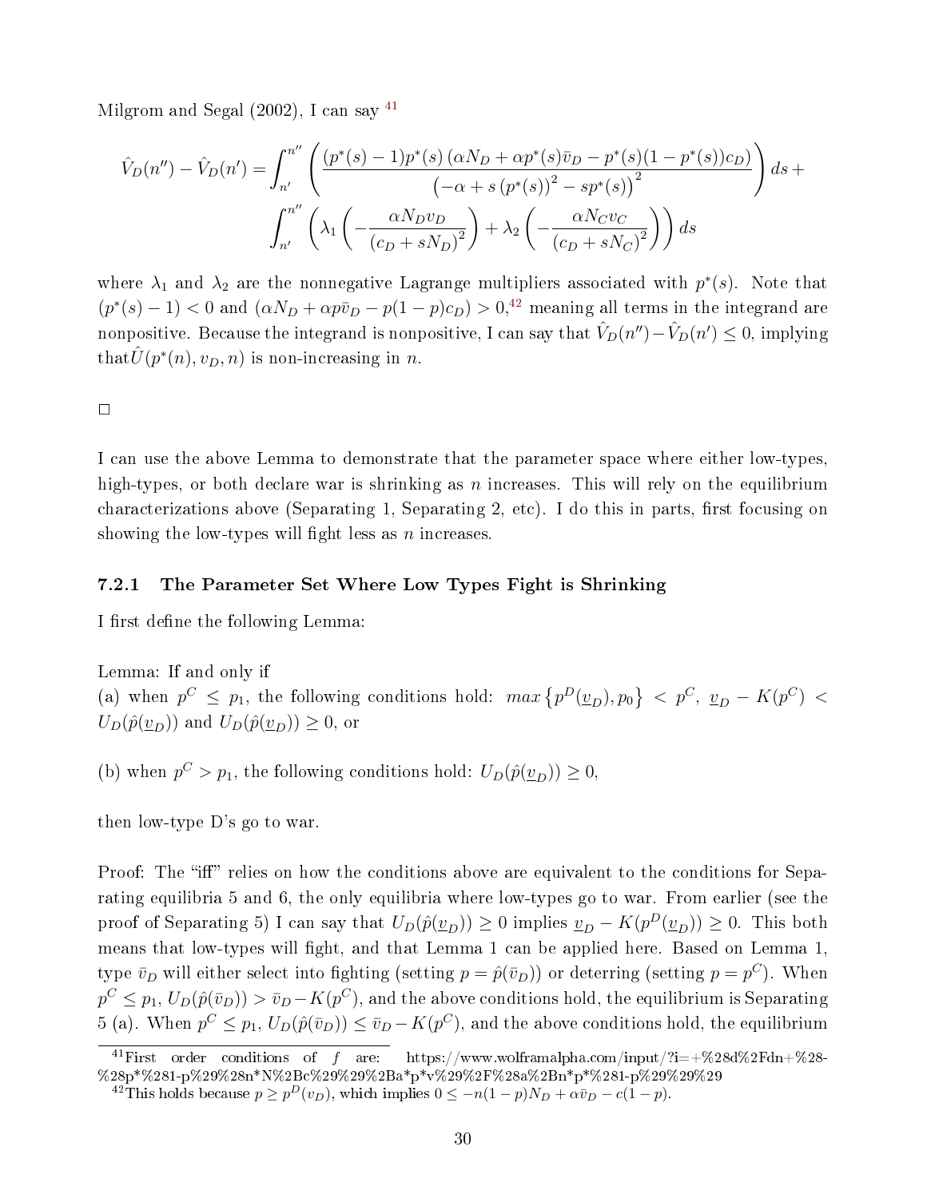Milgrom and Segal (2002), I can say [41]

$$\hat{V}_D(n'') - \hat{V}_D(n') = \int_{n'}^{n''} \left( \frac{(p^*(s)-1)p^*(s)\left(\alpha N_D + \alpha p^*(s)\bar{v}_D - p^*(s)(1-p^*(s))c_D\right)}{\left(-\alpha + s\left(p^*(s)\right)^2 - sp^*(s)\right)^2} \right) ds + \int_{n'}^{n''} \left( \lambda_1 \left( -\frac{\alpha N_D v_D}{\left(c_D + sN_D\right)^2} \right) + \lambda_2 \left( -\frac{\alpha N_C v_C}{\left(c_D + sN_C\right)^2} \right) \right) ds$$

where $\lambda_1$ and $\lambda_2$ are the nonnegative Lagrange multipliers associated with $p^*(s)$. Note that $(p^*(s) - 1) < 0$ and $(\alpha N_D + \alpha p \bar{v}_D - p(1-p)c_D) > 0$,[42] meaning all terms in the integrand are nonpositive. Because the integrand is nonpositive, I can say that $\hat{V}_D(n'') - \hat{V}_D(n') \leq 0$, implying that$\hat{U}(p^*(n), v_D, n)$ is non-increasing in $n$.

□

I can use the above Lemma to demonstrate that the parameter space where either low-types, high-types, or both declare war is shrinking as $n$ increases. This will rely on the equilibrium characterizations above (Separating 1, Separating 2, etc). I do this in parts, first focusing on showing the low-types will fight less as $n$ increases.

### 7.2.1 The Parameter Set Where Low Types Fight is Shrinking

I first define the following Lemma:

Lemma: If and only if
(a) when $p^C \leq p_1$, the following conditions hold: $max\left\{p^D(\underline{v}_D), p_0\right\} < p^C$, $\underline{v}_D - K(p^C) < U_D(\hat{p}(\underline{v}_D))$ and $U_D(\hat{p}(\underline{v}_D)) \geq 0$, or

(b) when $p^C > p_1$, the following conditions hold: $U_D(\hat{p}(\underline{v}_D)) \geq 0$,

then low-type D's go to war.

Proof: The "iff" relies on how the conditions above are equivalent to the conditions for Separating equilibria 5 and 6, the only equilibria where low-types go to war. From earlier (see the proof of Separating 5) I can say that $U_D(\hat{p}(\underline{v}_D)) \geq 0$ implies $\underline{v}_D - K(p^D(\underline{v}_D)) \geq 0$. This both means that low-types will fight, and that Lemma 1 can be applied here. Based on Lemma 1, type $\bar{v}_D$ will either select into fighting (setting $p = \hat{p}(\bar{v}_D)$) or deterring (setting $p = p^C$). When $p^C \leq p_1$, $U_D(\hat{p}(\bar{v}_D)) > \bar{v}_D - K(p^C)$, and the above conditions hold, the equilibrium is Separating 5 (a). When $p^C \leq p_1$, $U_D(\hat{p}(\bar{v}_D)) \leq \bar{v}_D - K(p^C)$, and the above conditions hold, the equilibrium

[41] First order conditions of $f$ are: https://www.wolframalpha.com/input/?i=+%28d%2Fdn+%28-%28p*%281-p%29%28n*N%2Bc%29%29%2Ba*p*v%29%2F%28a%2Bn*p*%281-p%29%29%29

[42] This holds because $p \geq p^D(v_D)$, which implies $0 \leq -n(1-p)N_D + \alpha \bar{v}_D - c(1-p)$.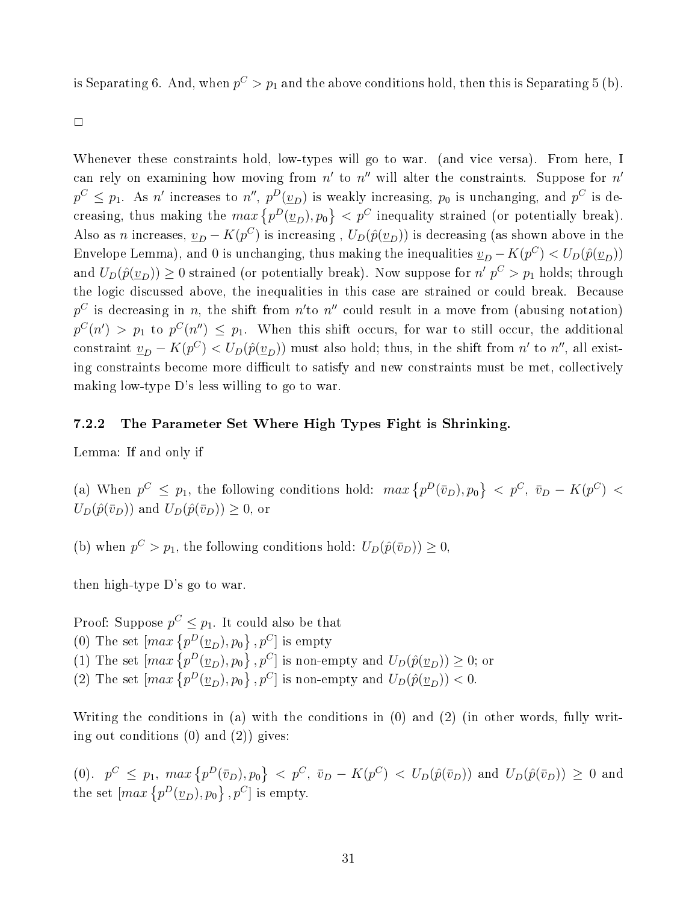is Separating 6. And, when $p^C > p_1$ and the above conditions hold, then this is Separating 5 (b).

□

Whenever these constraints hold, low-types will go to war. (and vice versa). From here, I can rely on examining how moving from $n'$ to $n''$ will alter the constraints. Suppose for $n'$ $p^C \leq p_1$. As $n'$ increases to $n''$, $p^D(\underline{v}_D)$ is weakly increasing, $p_0$ is unchanging, and $p^C$ is decreasing, thus making the $max\left\{p^D(\underline{v}_D), p_0\right\} < p^C$ inequality strained (or potentially break). Also as $n$ increases, $\underline{v}_D - K(p^C)$ is increasing , $U_D(\hat{p}(\underline{v}_D))$ is decreasing (as shown above in the Envelope Lemma), and 0 is unchanging, thus making the inequalities $\underline{v}_D - K(p^C) < U_D(\hat{p}(\underline{v}_D))$ and $U_D(\hat{p}(\underline{v}_D)) \geq 0$ strained (or potentially break). Now suppose for $n'$ $p^C > p_1$ holds; through the logic discussed above, the inequalities in this case are strained or could break. Because $p^C$ is decreasing in $n$, the shift from $n'$to $n''$ could result in a move from (abusing notation) $p^C(n') > p_1$ to $p^C(n'') \leq p_1$. When this shift occurs, for war to still occur, the additional constraint $\underline{v}_D - K(p^C) < U_D(\hat{p}(\underline{v}_D))$ must also hold; thus, in the shift from $n'$ to $n''$, all existing constraints become more difficult to satisfy and new constraints must be met, collectively making low-type D's less willing to go to war.

### 7.2.2 The Parameter Set Where High Types Fight is Shrinking.

Lemma: If and only if

(a) When $p^C \leq p_1$, the following conditions hold: $max\left\{p^D(\bar{v}_D), p_0\right\} < p^C$, $\bar{v}_D - K(p^C) < U_D(\hat{p}(\bar{v}_D))$ and $U_D(\hat{p}(\bar{v}_D)) \geq 0$, or

(b) when $p^C > p_1$, the following conditions hold: $U_D(\hat{p}(\bar{v}_D)) \geq 0$,

then high-type D's go to war.

Proof: Suppose $p^C \leq p_1$. It could also be that
(0) The set $[max\left\{p^D(\underline{v}_D), p_0\right\}, p^C]$ is empty
(1) The set $[max\left\{p^D(\underline{v}_D), p_0\right\}, p^C]$ is non-empty and $U_D(\hat{p}(\underline{v}_D)) \geq 0$; or
(2) The set $[max\left\{p^D(\underline{v}_D), p_0\right\}, p^C]$ is non-empty and $U_D(\hat{p}(\underline{v}_D)) < 0$.

Writing the conditions in (a) with the conditions in (0) and (2) (in other words, fully writing out conditions (0) and (2)) gives:

(0). $p^C \leq p_1$, $max\left\{p^D(\bar{v}_D), p_0\right\} < p^C$, $\bar{v}_D - K(p^C) < U_D(\hat{p}(\bar{v}_D))$ and $U_D(\hat{p}(\bar{v}_D)) \geq 0$ and the set $[max\left\{p^D(\underline{v}_D), p_0\right\}, p^C]$ is empty.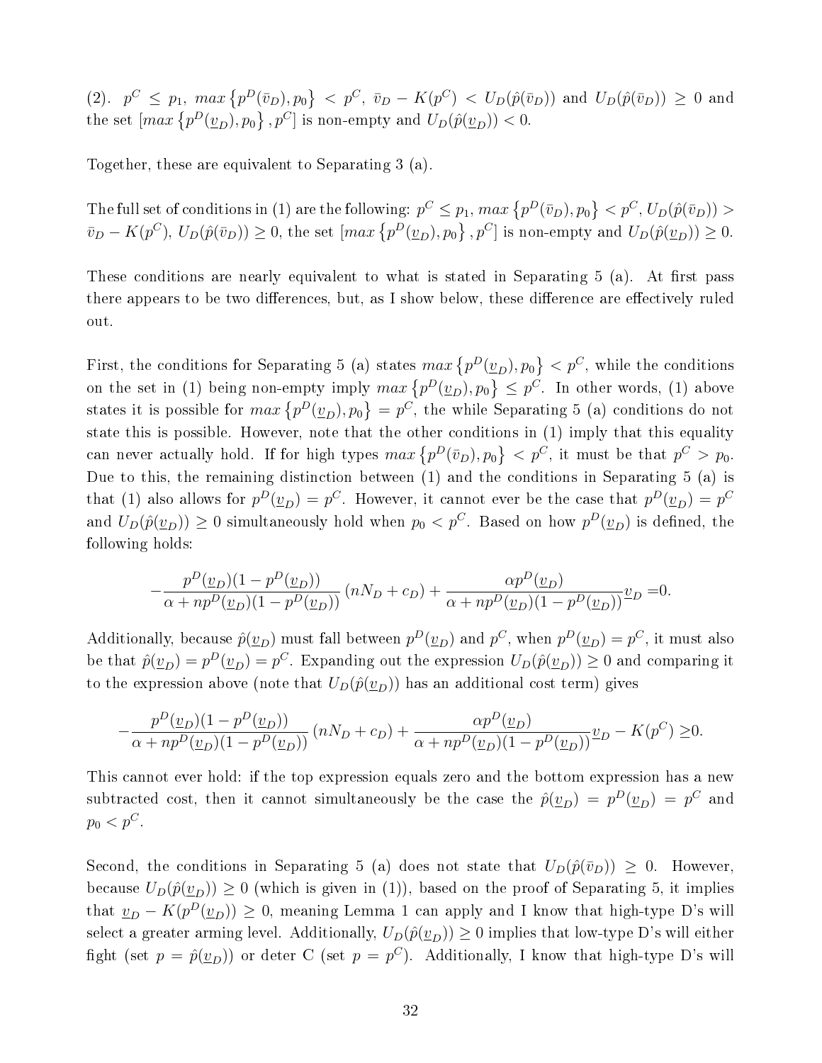(2). $p^C \leq p_1$, $max\left\{p^D(\bar{v}_D), p_0\right\} < p^C$, $\bar{v}_D - K(p^C) < U_D(\hat{p}(\bar{v}_D))$ and $U_D(\hat{p}(\bar{v}_D)) \geq 0$ and the set $[max\left\{p^D(\underline{v}_D), p_0\right\}, p^C]$ is non-empty and $U_D(\hat{p}(\underline{v}_D)) < 0$.

Together, these are equivalent to Separating 3 (a).

The full set of conditions in (1) are the following: $p^C \leq p_1$, $max\left\{p^D(\bar{v}_D), p_0\right\} < p^C$, $U_D(\hat{p}(\bar{v}_D)) > \bar{v}_D - K(p^C)$, $U_D(\hat{p}(\bar{v}_D)) \geq 0$, the set $[max\left\{p^D(\underline{v}_D), p_0\right\}, p^C]$ is non-empty and $U_D(\hat{p}(\underline{v}_D)) \geq 0$.

These conditions are nearly equivalent to what is stated in Separating 5 (a). At first pass there appears to be two differences, but, as I show below, these difference are effectively ruled out.

First, the conditions for Separating 5 (a) states $max\left\{p^D(\underline{v}_D), p_0\right\} < p^C$, while the conditions on the set in (1) being non-empty imply $max\left\{p^D(\underline{v}_D), p_0\right\} \leq p^C$. In other words, (1) above states it is possible for $max\left\{p^D(\underline{v}_D), p_0\right\} = p^C$, the while Separating 5 (a) conditions do not state this is possible. However, note that the other conditions in (1) imply that this equality can never actually hold. If for high types $max\left\{p^D(\bar{v}_D), p_0\right\} < p^C$, it must be that $p^C > p_0$. Due to this, the remaining distinction between (1) and the conditions in Separating 5 (a) is that (1) also allows for $p^D(\underline{v}_D) = p^C$. However, it cannot ever be the case that $p^D(\underline{v}_D) = p^C$ and $U_D(\hat{p}(\underline{v}_D)) \geq 0$ simultaneously hold when $p_0 < p^C$. Based on how $p^D(\underline{v}_D)$ is defined, the following holds:

$$-\frac{p^D(\underline{v}_D)(1-p^D(\underline{v}_D))}{\alpha + np^D(\underline{v}_D)(1-p^D(\underline{v}_D))}(nN_D + c_D) + \frac{\alpha p^D(\underline{v}_D)}{\alpha + np^D(\underline{v}_D)(1-p^D(\underline{v}_D))}\underline{v}_D = 0.$$

Additionally, because $\hat{p}(\underline{v}_D)$ must fall between $p^D(\underline{v}_D)$ and $p^C$, when $p^D(\underline{v}_D) = p^C$, it must also be that $\hat{p}(\underline{v}_D) = p^D(\underline{v}_D) = p^C$. Expanding out the expression $U_D(\hat{p}(\underline{v}_D)) \geq 0$ and comparing it to the expression above (note that $U_D(\hat{p}(\underline{v}_D))$ has an additional cost term) gives

$$-\frac{p^D(\underline{v}_D)(1-p^D(\underline{v}_D))}{\alpha + np^D(\underline{v}_D)(1-p^D(\underline{v}_D))}(nN_D + c_D) + \frac{\alpha p^D(\underline{v}_D)}{\alpha + np^D(\underline{v}_D)(1-p^D(\underline{v}_D))}\underline{v}_D - K(p^C) \geq 0.$$

This cannot ever hold: if the top expression equals zero and the bottom expression has a new subtracted cost, then it cannot simultaneously be the case the $\hat{p}(\underline{v}_D) = p^D(\underline{v}_D) = p^C$ and $p_0 < p^C$.

Second, the conditions in Separating 5 (a) does not state that $U_D(\hat{p}(\bar{v}_D)) \geq 0$. However, because $U_D(\hat{p}(\underline{v}_D)) \geq 0$ (which is given in (1)), based on the proof of Separating 5, it implies that $\underline{v}_D - K(p^D(\underline{v}_D)) \geq 0$, meaning Lemma 1 can apply and I know that high-type D's will select a greater arming level. Additionally, $U_D(\hat{p}(\underline{v}_D)) \geq 0$ implies that low-type D's will either fight (set $p = \hat{p}(\underline{v}_D)$) or deter C (set $p = p^C$). Additionally, I know that high-type D's will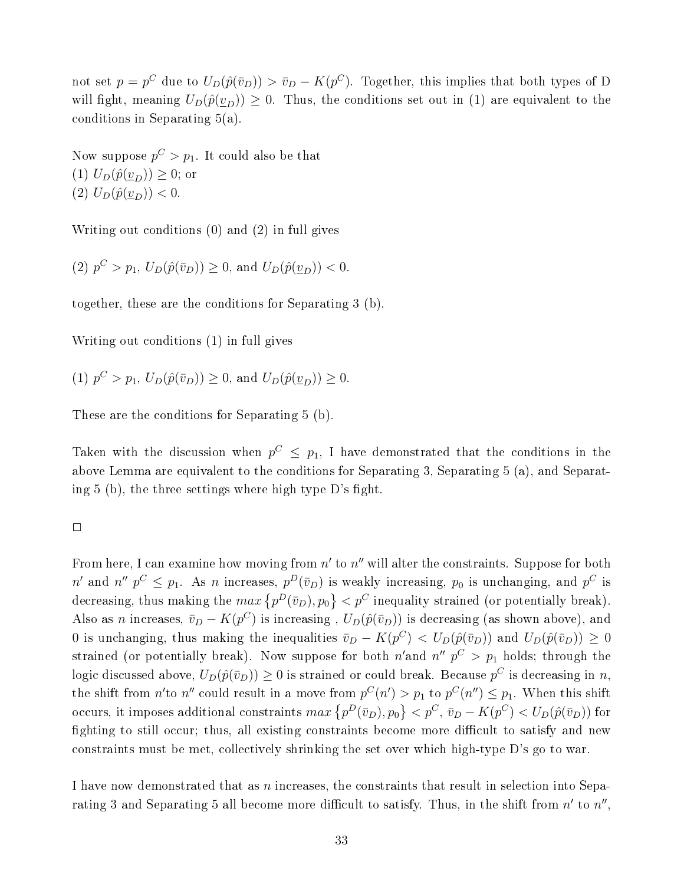not set $p = p^C$ due to $U_D(\hat{p}(\bar{v}_D)) > \bar{v}_D - K(p^C)$. Together, this implies that both types of D will fight, meaning $U_D(\hat{p}(\underline{v}_D)) \geq 0$. Thus, the conditions set out in (1) are equivalent to the conditions in Separating 5(a).

Now suppose $p^C > p_1$. It could also be that
(1) $U_D(\hat{p}(\underline{v}_D)) \geq 0$; or
(2) $U_D(\hat{p}(\underline{v}_D)) < 0$.

Writing out conditions (0) and (2) in full gives

(2) $p^C > p_1$, $U_D(\hat{p}(\bar{v}_D)) \geq 0$, and $U_D(\hat{p}(\underline{v}_D)) < 0$.

together, these are the conditions for Separating 3 (b).

Writing out conditions (1) in full gives

(1) $p^C > p_1$, $U_D(\hat{p}(\bar{v}_D)) \geq 0$, and $U_D(\hat{p}(\underline{v}_D)) \geq 0$.

These are the conditions for Separating 5 (b).

Taken with the discussion when $p^C \leq p_1$, I have demonstrated that the conditions in the above Lemma are equivalent to the conditions for Separating 3, Separating 5 (a), and Separating 5 (b), the three settings where high type D's fight.

□

From here, I can examine how moving from $n'$ to $n''$ will alter the constraints. Suppose for both $n'$ and $n''$ $p^C \leq p_1$. As $n$ increases, $p^D(\bar{v}_D)$ is weakly increasing, $p_0$ is unchanging, and $p^C$ is decreasing, thus making the $max\left\{p^D(\bar{v}_D), p_0\right\} < p^C$ inequality strained (or potentially break). Also as $n$ increases, $\bar{v}_D - K(p^C)$ is increasing , $U_D(\hat{p}(\bar{v}_D))$ is decreasing (as shown above), and 0 is unchanging, thus making the inequalities $\bar{v}_D - K(p^C) < U_D(\hat{p}(\bar{v}_D))$ and $U_D(\hat{p}(\bar{v}_D)) \geq 0$ strained (or potentially break). Now suppose for both $n'$and $n''$ $p^C > p_1$ holds; through the logic discussed above, $U_D(\hat{p}(\bar{v}_D)) \geq 0$ is strained or could break. Because $p^C$ is decreasing in $n$, the shift from $n'$to $n''$ could result in a move from $p^C(n') > p_1$ to $p^C(n'') \leq p_1$. When this shift occurs, it imposes additional constraints $max\left\{p^D(\bar{v}_D), p_0\right\} < p^C$, $\bar{v}_D - K(p^C) < U_D(\hat{p}(\bar{v}_D))$ for fighting to still occur; thus, all existing constraints become more difficult to satisfy and new constraints must be met, collectively shrinking the set over which high-type D's go to war.

I have now demonstrated that as $n$ increases, the constraints that result in selection into Separating 3 and Separating 5 all become more difficult to satisfy. Thus, in the shift from $n'$ to $n''$,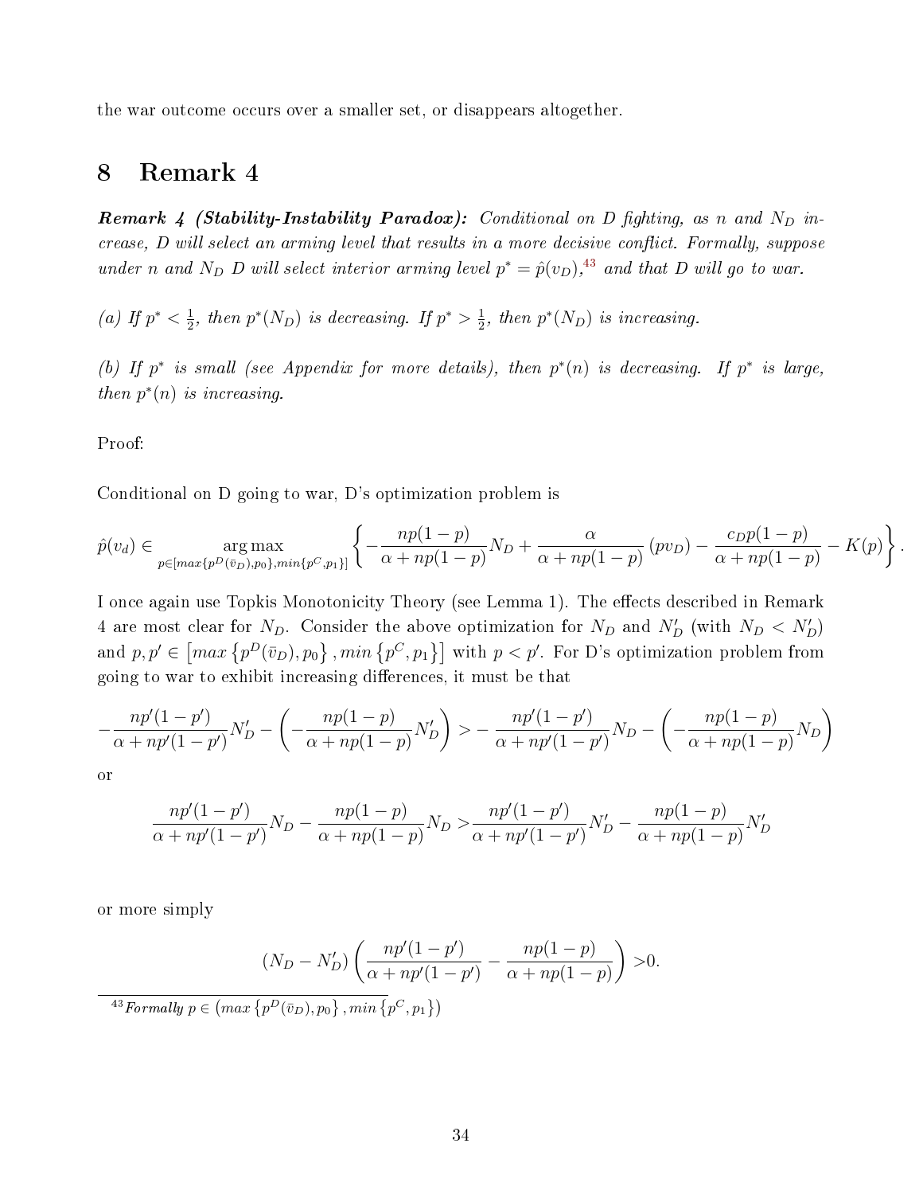the war outcome occurs over a smaller set, or disappears altogether.

# 8 Remark 4

***Remark 4 (Stability-Instability Paradox):*** *Conditional on D fighting, as $n$ and $N_D$ increase, D will select an arming level that results in a more decisive conflict. Formally, suppose under $n$ and $N_D$ D will select interior arming level $p^* = \hat{p}(v_D)$,*[43] *and that D will go to war.*

*(a) If $p^* < \frac{1}{2}$, then $p^*(N_D)$ is decreasing. If $p^* > \frac{1}{2}$, then $p^*(N_D)$ is increasing.*

*(b) If $p^*$ is small (see Appendix for more details), then $p^*(n)$ is decreasing. If $p^*$ is large, then $p^*(n)$ is increasing.*

Proof:

Conditional on D going to war, D's optimization problem is

$$\hat{p}(v_d) \in \underset{p \in [max\{p^D(\bar{v}_D), p_0\}, min\{p^C, p_1\}]}{\arg\max} \left\{ -\frac{np(1-p)}{\alpha + np(1-p)} N_D + \frac{\alpha}{\alpha + np(1-p)} (pv_D) - \frac{c_D p(1-p)}{\alpha + np(1-p)} - K(p) \right\}.$$

I once again use Topkis Monotonicity Theory (see Lemma 1). The effects described in Remark 4 are most clear for $N_D$. Consider the above optimization for $N_D$ and $N_D'$ (with $N_D < N_D'$) and $p, p' \in \left[max\left\{p^D(\bar{v}_D), p_0\right\}, min\left\{p^C, p_1\right\}\right]$ with $p < p'$. For D's optimization problem from going to war to exhibit increasing differences, it must be that

$$-\frac{np'(1-p')}{\alpha + np'(1-p')} N_D' - \left( -\frac{np(1-p)}{\alpha + np(1-p)} N_D' \right) > -\frac{np'(1-p')}{\alpha + np'(1-p')} N_D - \left( -\frac{np(1-p)}{\alpha + np(1-p)} N_D \right)$$

or

$$\frac{np'(1-p')}{\alpha + np'(1-p')} N_D - \frac{np(1-p)}{\alpha + np(1-p)} N_D > \frac{np'(1-p')}{\alpha + np'(1-p')} N_D' - \frac{np(1-p)}{\alpha + np(1-p)} N_D'$$

or more simply

$$(N_D - N_D') \left( \frac{np'(1-p')}{\alpha + np'(1-p')} - \frac{np(1-p)}{\alpha + np(1-p)} \right) > 0.$$

[43] *Formally* $p \in \left(max\left\{p^D(\bar{v}_D), p_0\right\}, min\left\{p^C, p_1\right\}\right)$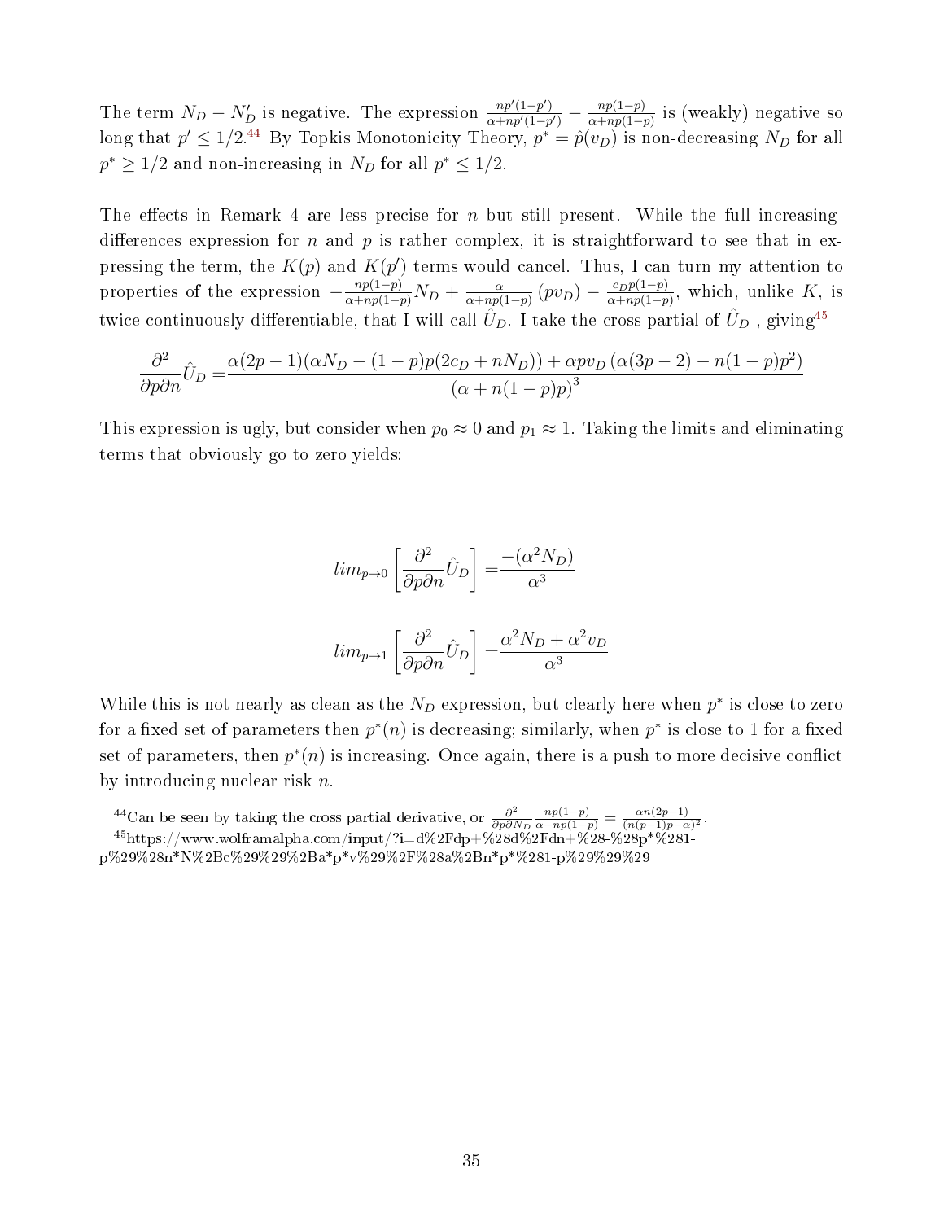The term $N_D - N'_D$ is negative. The expression $\frac{np'(1-p')}{\alpha+np'(1-p')} - \frac{np(1-p)}{\alpha+np(1-p)}$ is (weakly) negative so long that $p' \leq 1/2$.[44] By Topkis Monotonicity Theory, $p^* = \hat{p}(v_D)$ is non-decreasing $N_D$ for all $p^* \geq 1/2$ and non-increasing in $N_D$ for all $p^* \leq 1/2$.

The effects in Remark 4 are less precise for $n$ but still present. While the full increasing-differences expression for $n$ and $p$ is rather complex, it is straightforward to see that in expressing the term, the $K(p)$ and $K(p')$ terms would cancel. Thus, I can turn my attention to properties of the expression $-\frac{np(1-p)}{\alpha+np(1-p)}N_D + \frac{\alpha}{\alpha+np(1-p)}(pv_D) - \frac{c_D p(1-p)}{\alpha+np(1-p)}$, which, unlike $K$, is twice continuously differentiable, that I will call $\hat{U}_D$. I take the cross partial of $\hat{U}_D$ , giving[45]

$$\frac{\partial^2}{\partial p \partial n}\hat{U}_D = \frac{\alpha(2p-1)(\alpha N_D - (1-p)p(2c_D + nN_D)) + \alpha p v_D\left(\alpha(3p-2) - n(1-p)p^2\right)}{\left(\alpha + n(1-p)p\right)^3}$$

This expression is ugly, but consider when $p_0 \approx 0$ and $p_1 \approx 1$. Taking the limits and eliminating terms that obviously go to zero yields:

$$lim_{p\to 0}\left[\frac{\partial^2}{\partial p \partial n}\hat{U}_D\right] = \frac{-(\alpha^2 N_D)}{\alpha^3}$$

$$lim_{p\to 1}\left[\frac{\partial^2}{\partial p \partial n}\hat{U}_D\right] = \frac{\alpha^2 N_D + \alpha^2 v_D}{\alpha^3}$$

While this is not nearly as clean as the $N_D$ expression, but clearly here when $p^*$ is close to zero for a fixed set of parameters then $p^*(n)$ is decreasing; similarly, when $p^*$ is close to 1 for a fixed set of parameters, then $p^*(n)$ is increasing. Once again, there is a push to more decisive conflict by introducing nuclear risk $n$.

---

[44] Can be seen by taking the cross partial derivative, or $\frac{\partial^2}{\partial p \partial N_D}\frac{np(1-p)}{\alpha+np(1-p)} = \frac{\alpha n(2p-1)}{(n(p-1)p-\alpha)^2}$.

[45] https://www.wolframalpha.com/input/?i=d%2Fdp+%28d%2Fdn+%28-%28p*%281-p%29%28n*N%2Bc%29%29%2Ba*p*v%29%2F%28a%2Bn*p*%281-p%29%29%29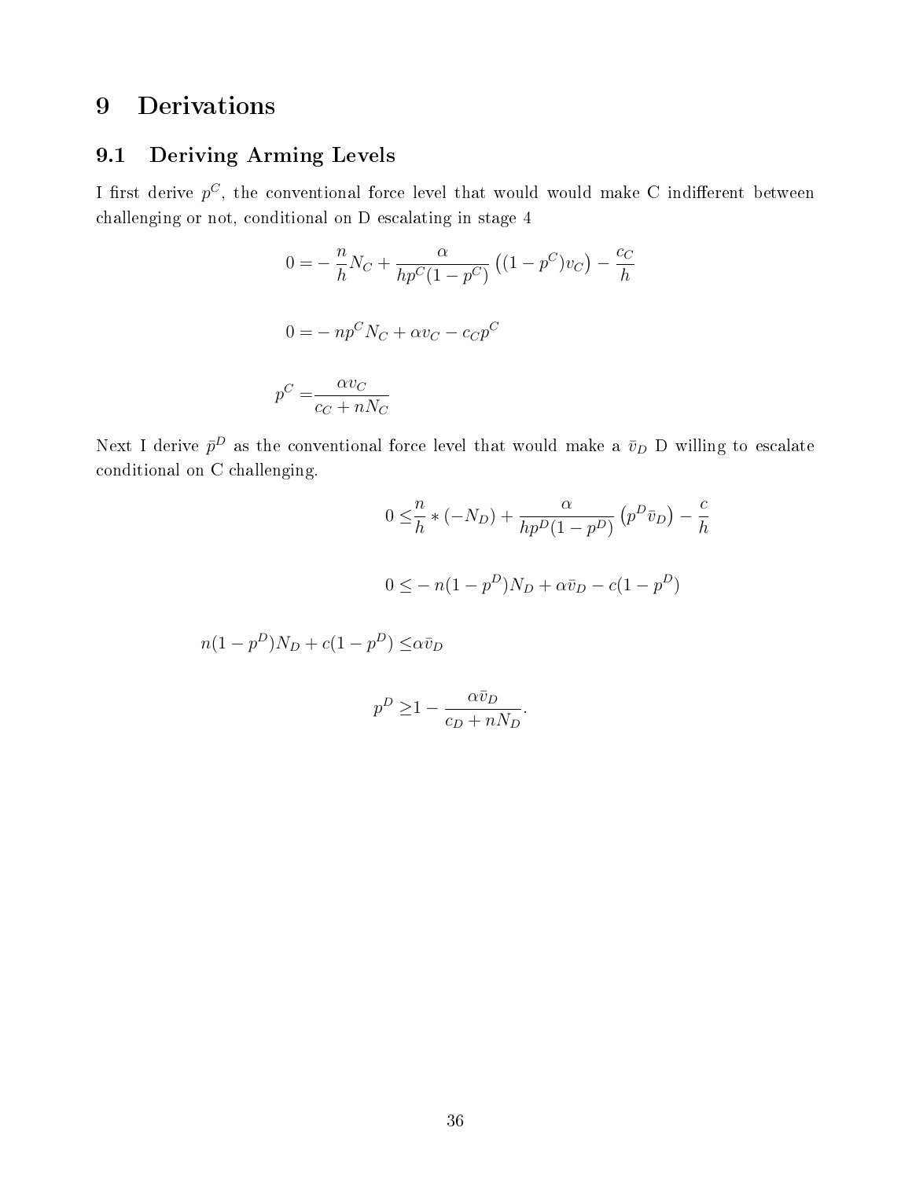# 9 Derivations

## 9.1 Deriving Arming Levels

I first derive $p^C$, the conventional force level that would would make C indifferent between challenging or not, conditional on D escalating in stage 4

$$0 = -\frac{n}{h}N_C + \frac{\alpha}{hp^C(1-p^C)}\left((1-p^C)v_C\right) - \frac{c_C}{h}$$

$$0 = -np^C N_C + \alpha v_C - c_C p^C$$

$$p^C = \frac{\alpha v_C}{c_C + nN_C}$$

Next I derive $\bar{p}^D$ as the conventional force level that would make a $\bar{v}_D$ D willing to escalate conditional on C challenging.

$$0 \leq \frac{n}{h} * (-N_D) + \frac{\alpha}{hp^D(1-p^D)}\left(p^D \bar{v}_D\right) - \frac{c}{h}$$

$$0 \leq -n(1-p^D)N_D + \alpha\bar{v}_D - c(1-p^D)$$

$$n(1-p^D)N_D + c(1-p^D) \leq \alpha\bar{v}_D$$

$$p^D \geq 1 - \frac{\alpha\bar{v}_D}{c_D + nN_D}.$$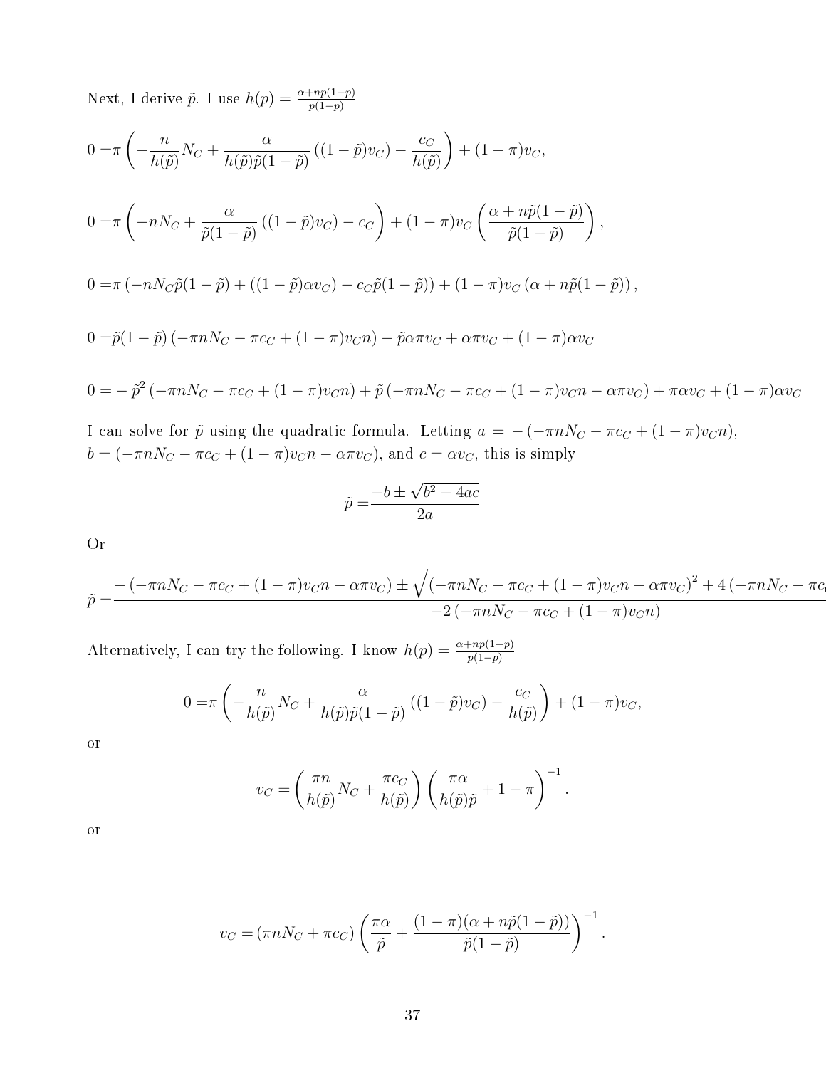Next, I derive $\tilde{p}$. I use $h(p) = \frac{\alpha + np(1-p)}{p(1-p)}$

$$0 = \pi \left( -\frac{n}{h(\tilde{p})} N_C + \frac{\alpha}{h(\tilde{p})\tilde{p}(1-\tilde{p})} \left( (1-\tilde{p})v_C \right) - \frac{c_C}{h(\tilde{p})} \right) + (1-\pi)v_C,$$

$$0 = \pi \left( -nN_C + \frac{\alpha}{\tilde{p}(1-\tilde{p})} \left( (1-\tilde{p})v_C \right) - c_C \right) + (1-\pi)v_C \left( \frac{\alpha + n\tilde{p}(1-\tilde{p})}{\tilde{p}(1-\tilde{p})} \right),$$

$$0 = \pi \left( -nN_C\tilde{p}(1-\tilde{p}) + \left( (1-\tilde{p})\alpha v_C \right) - c_C\tilde{p}(1-\tilde{p}) \right) + (1-\pi)v_C \left( \alpha + n\tilde{p}(1-\tilde{p}) \right),$$

$$0 = \tilde{p}(1-\tilde{p}) \left( -\pi nN_C - \pi c_C + (1-\pi)v_C n \right) - \tilde{p}\alpha\pi v_C + \alpha\pi v_C + (1-\pi)\alpha v_C$$

$$0 = -\tilde{p}^2 \left( -\pi nN_C - \pi c_C + (1-\pi)v_C n \right) + \tilde{p} \left( -\pi nN_C - \pi c_C + (1-\pi)v_C n - \alpha\pi v_C \right) + \pi\alpha v_C + (1-\pi)\alpha v_C$$

I can solve for $\tilde{p}$ using the quadratic formula. Letting $a = -\left( -\pi nN_C - \pi c_C + (1-\pi)v_C n \right)$, $b = \left( -\pi nN_C - \pi c_C + (1-\pi)v_C n - \alpha\pi v_C \right)$, and $c = \alpha v_C$, this is simply

$$\tilde{p} = \frac{-b \pm \sqrt{b^2 - 4ac}}{2a}$$

Or

$$\tilde{p} = \frac{-\left( -\pi nN_C - \pi c_C + (1-\pi)v_C n - \alpha\pi v_C \right) \pm \sqrt{\left( -\pi nN_C - \pi c_C + (1-\pi)v_C n - \alpha\pi v_C \right)^2 + 4\left( -\pi nN_C - \pi c_C \right.}}{-2\left( -\pi nN_C - \pi c_C + (1-\pi)v_C n \right)}$$

Alternatively, I can try the following. I know $h(p) = \frac{\alpha + np(1-p)}{p(1-p)}$

$$0 = \pi \left( -\frac{n}{h(\tilde{p})} N_C + \frac{\alpha}{h(\tilde{p})\tilde{p}(1-\tilde{p})} \left( (1-\tilde{p})v_C \right) - \frac{c_C}{h(\tilde{p})} \right) + (1-\pi)v_C,$$

or

$$v_C = \left( \frac{\pi n}{h(\tilde{p})} N_C + \frac{\pi c_C}{h(\tilde{p})} \right) \left( \frac{\pi\alpha}{h(\tilde{p})\tilde{p}} + 1 - \pi \right)^{-1}.$$

or

$$v_C = \left( \pi nN_C + \pi c_C \right) \left( \frac{\pi\alpha}{\tilde{p}} + \frac{(1-\pi)(\alpha + n\tilde{p}(1-\tilde{p}))}{\tilde{p}(1-\tilde{p})} \right)^{-1}.$$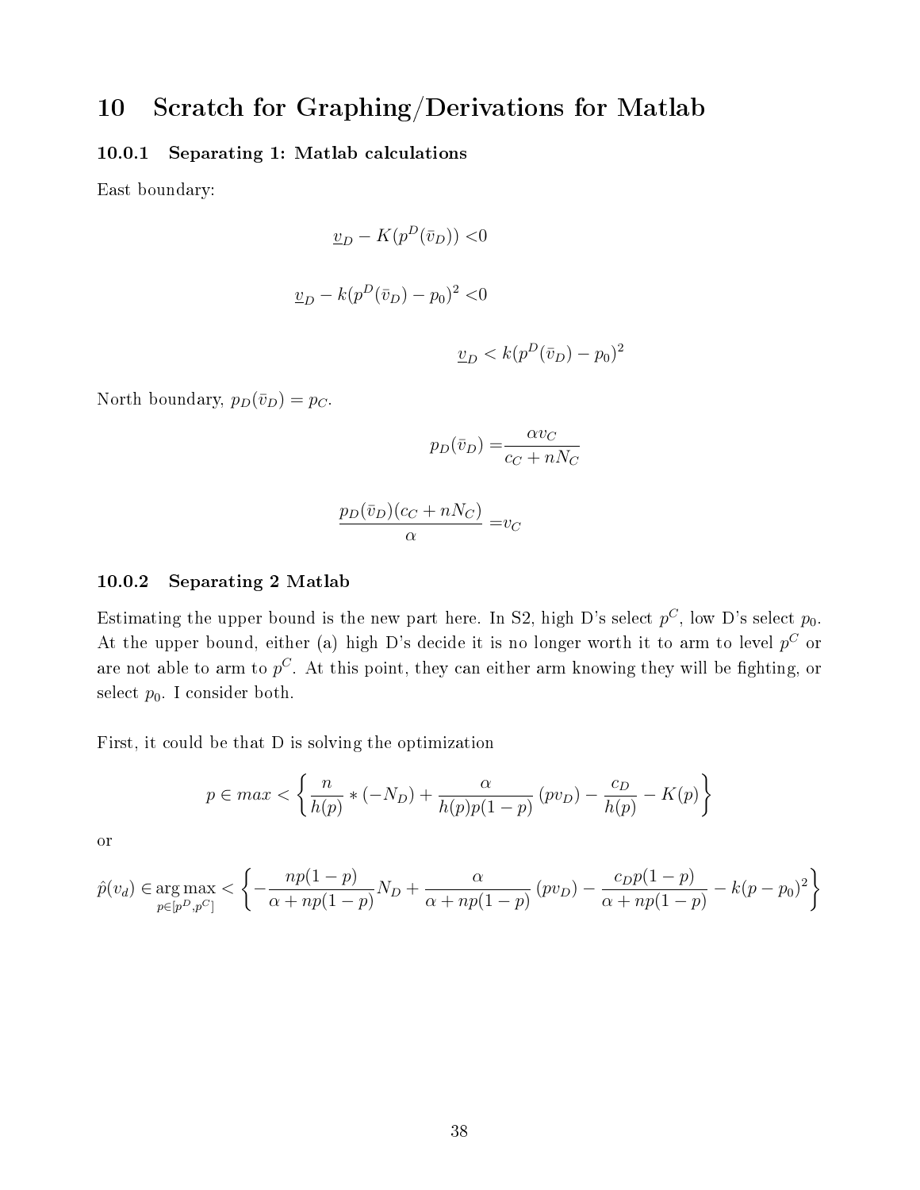# 10 Scratch for Graphing/Derivations for Matlab

### 10.0.1 Separating 1: Matlab calculations

East boundary:

$$\underline{v}_D - K(p^D(\bar{v}_D)) < 0$$

$$\underline{v}_D - k(p^D(\bar{v}_D) - p_0)^2 < 0$$

$$\underline{v}_D < k(p^D(\bar{v}_D) - p_0)^2$$

North boundary, $p_D(\bar{v}_D) = p_C$.

$$p_D(\bar{v}_D) = \frac{\alpha v_C}{c_C + nN_C}$$

$$\frac{p_D(\bar{v}_D)(c_C + nN_C)}{\alpha} = v_C$$

### 10.0.2 Separating 2 Matlab

Estimating the upper bound is the new part here. In S2, high D's select $p^C$, low D's select $p_0$. At the upper bound, either (a) high D's decide it is no longer worth it to arm to level $p^C$ or are not able to arm to $p^C$. At this point, they can either arm knowing they will be fighting, or select $p_0$. I consider both.

First, it could be that D is solving the optimization

$$p \in max < \left\{ \frac{n}{h(p)} * (-N_D) + \frac{\alpha}{h(p)p(1-p)} (pv_D) - \frac{c_D}{h(p)} - K(p) \right\}$$

or

$$\hat{p}(v_d) \in \underset{p \in [p^D, p^C]}{\arg\max} < \left\{ -\frac{np(1-p)}{\alpha + np(1-p)} N_D + \frac{\alpha}{\alpha + np(1-p)} (pv_D) - \frac{c_D p(1-p)}{\alpha + np(1-p)} - k(p - p_0)^2 \right\}$$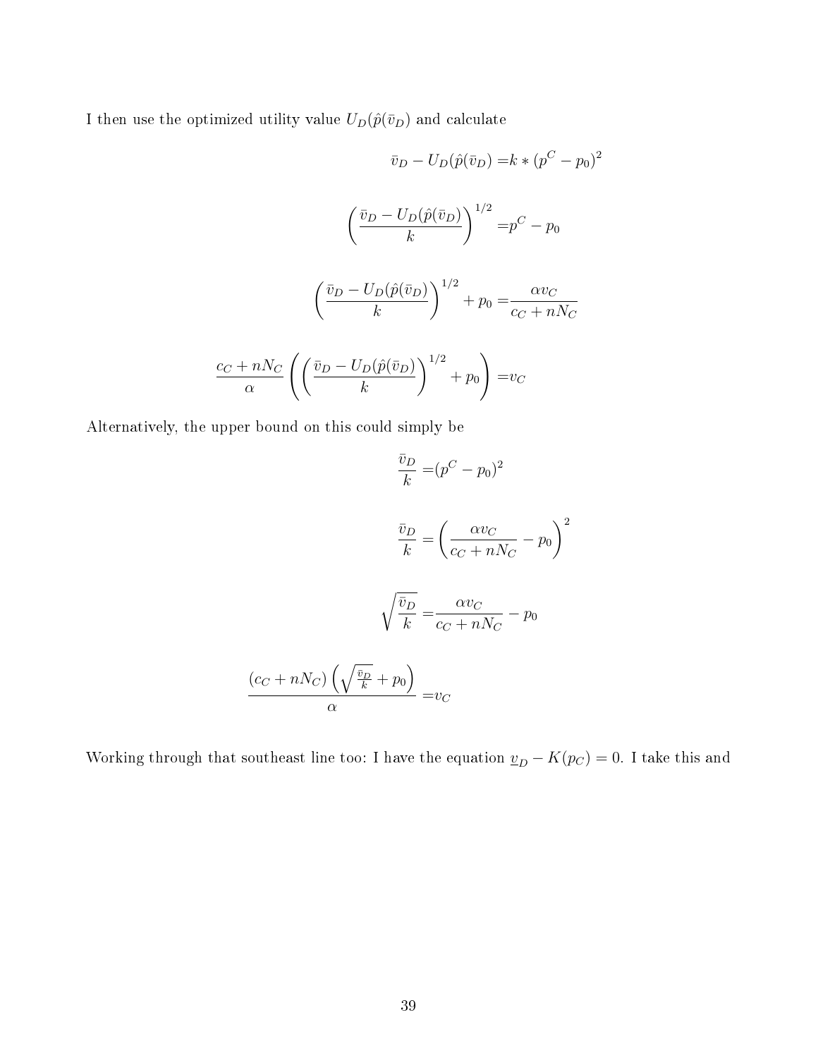I then use the optimized utility value $U_D(\hat{p}(\bar{v}_D)$ and calculate

$$\bar{v}_D - U_D(\hat{p}(\bar{v}_D) = k * (p^C - p_0)^2$$

$$\left(\frac{\bar{v}_D - U_D(\hat{p}(\bar{v}_D)}{k}\right)^{1/2} = p^C - p_0$$

$$\left(\frac{\bar{v}_D - U_D(\hat{p}(\bar{v}_D)}{k}\right)^{1/2} + p_0 = \frac{\alpha v_C}{c_C + nN_C}$$

$$\frac{c_C + nN_C}{\alpha}\left(\left(\frac{\bar{v}_D - U_D(\hat{p}(\bar{v}_D)}{k}\right)^{1/2} + p_0\right) = v_C$$

Alternatively, the upper bound on this could simply be

$$\frac{\bar{v}_D}{k} = (p^C - p_0)^2$$

$$\frac{\bar{v}_D}{k} = \left(\frac{\alpha v_C}{c_C + nN_C} - p_0\right)^2$$

$$\sqrt{\frac{\bar{v}_D}{k}} = \frac{\alpha v_C}{c_C + nN_C} - p_0$$

$$\frac{(c_C + nN_C)\left(\sqrt{\frac{\bar{v}_D}{k}} + p_0\right)}{\alpha} = v_C$$

Working through that southeast line too: I have the equation $\underline{v}_D - K(p_C) = 0$. I take this and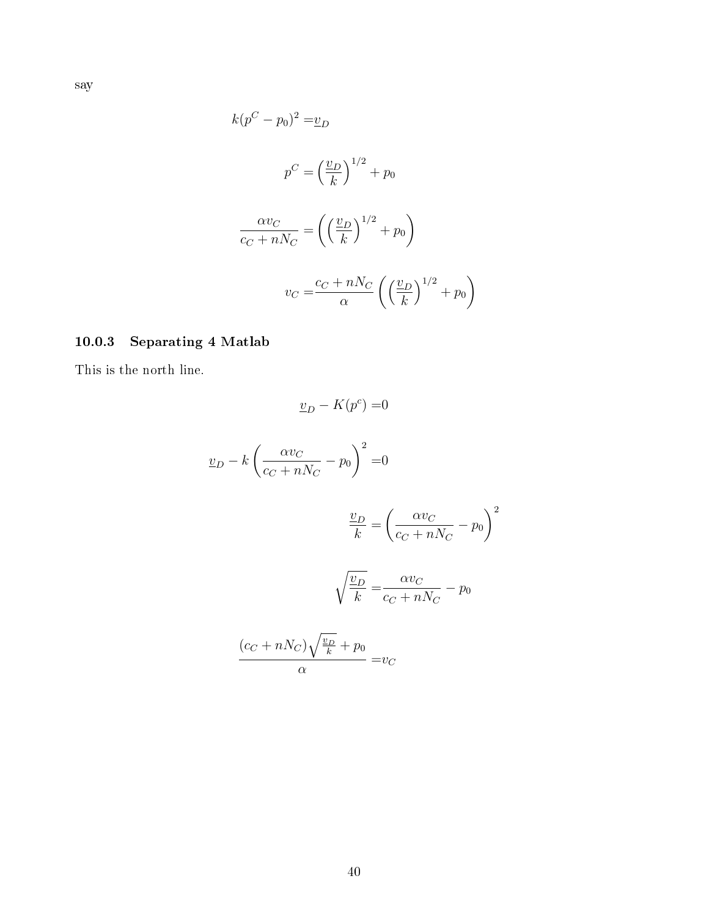say

$$k(p^C - p_0)^2 = \underline{v}_D$$

$$p^C = \left(\frac{\underline{v}_D}{k}\right)^{1/2} + p_0$$

$$\frac{\alpha v_C}{c_C + nN_C} = \left(\left(\frac{\underline{v}_D}{k}\right)^{1/2} + p_0\right)$$

$$v_C = \frac{c_C + nN_C}{\alpha}\left(\left(\frac{\underline{v}_D}{k}\right)^{1/2} + p_0\right)$$

### 10.0.3 Separating 4 Matlab

This is the north line.

$$\underline{v}_D - K(p^c) = 0$$

$$\underline{v}_D - k\left(\frac{\alpha v_C}{c_C + nN_C} - p_0\right)^2 = 0$$

$$\frac{\underline{v}_D}{k} = \left(\frac{\alpha v_C}{c_C + nN_C} - p_0\right)^2$$

$$\sqrt{\frac{\underline{v}_D}{k}} = \frac{\alpha v_C}{c_C + nN_C} - p_0$$

$$\frac{(c_C + nN_C)\sqrt{\frac{\underline{v}_D}{k}} + p_0}{\alpha} = v_C$$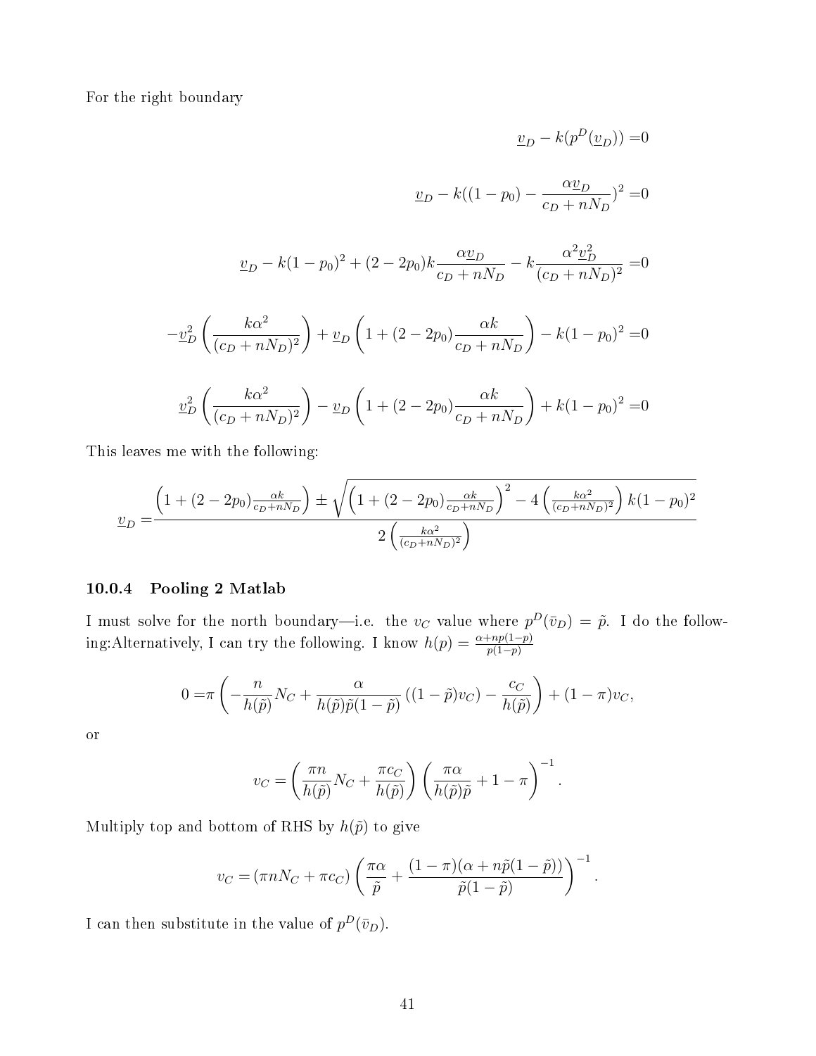For the right boundary

$$
\begin{aligned}
\underline{v}_D - k(p^D(\underline{v}_D)) =& 0 \\
\underline{v}_D - k((1-p_0) - \frac{\alpha \underline{v}_D}{c_D + nN_D})^2 =& 0 \\
\underline{v}_D - k(1-p_0)^2 + (2-2p_0)k\frac{\alpha \underline{v}_D}{c_D + nN_D} - k\frac{\alpha^2 \underline{v}_D^2}{(c_D + nN_D)^2} =& 0 \\
-\underline{v}_D^2\left(\frac{k\alpha^2}{(c_D + nN_D)^2}\right) + \underline{v}_D\left(1 + (2-2p_0)\frac{\alpha k}{c_D + nN_D}\right) - k(1-p_0)^2 =& 0 \\
\underline{v}_D^2\left(\frac{k\alpha^2}{(c_D + nN_D)^2}\right) - \underline{v}_D\left(1 + (2-2p_0)\frac{\alpha k}{c_D + nN_D}\right) + k(1-p_0)^2 =& 0
\end{aligned}
$$

This leaves me with the following:

$$
\underline{v}_D = \frac{\left(1 + (2-2p_0)\frac{\alpha k}{c_D + nN_D}\right) \pm \sqrt{\left(1 + (2-2p_0)\frac{\alpha k}{c_D + nN_D}\right)^2 - 4\left(\frac{k\alpha^2}{(c_D + nN_D)^2}\right)k(1-p_0)^2}}{2\left(\frac{k\alpha^2}{(c_D + nN_D)^2}\right)}
$$

#### 10.0.4 Pooling 2 Matlab

I must solve for the north boundary—i.e. the $v_C$ value where $p^D(\bar{v}_D) = \tilde{p}$. I do the following:Alternatively, I can try the following. I know $h(p) = \frac{\alpha + np(1-p)}{p(1-p)}$

$$
0 = \pi\left(-\frac{n}{h(\tilde{p})}N_C + \frac{\alpha}{h(\tilde{p})\tilde{p}(1-\tilde{p})}((1-\tilde{p})v_C) - \frac{c_C}{h(\tilde{p})}\right) + (1-\pi)v_C,
$$

or

$$
v_C = \left(\frac{\pi n}{h(\tilde{p})}N_C + \frac{\pi c_C}{h(\tilde{p})}\right)\left(\frac{\pi\alpha}{h(\tilde{p})\tilde{p}} + 1 - \pi\right)^{-1}.
$$

Multiply top and bottom of RHS by $h(\tilde{p})$ to give

$$
v_C = (\pi n N_C + \pi c_C)\left(\frac{\pi\alpha}{\tilde{p}} + \frac{(1-\pi)(\alpha + n\tilde{p}(1-\tilde{p}))}{\tilde{p}(1-\tilde{p})}\right)^{-1}.
$$

I can then substitute in the value of $p^D(\bar{v}_D)$.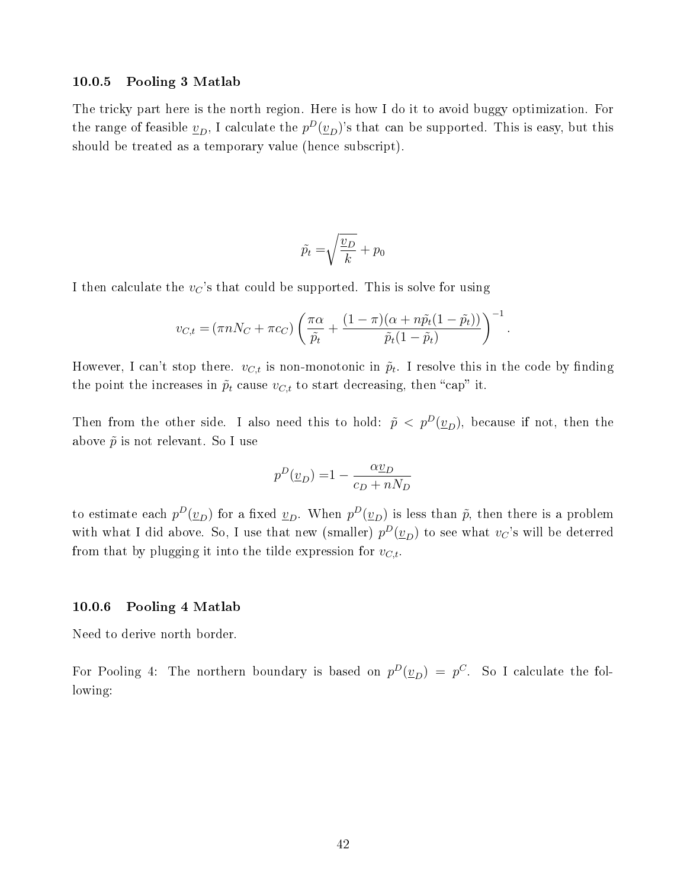### 10.0.5 Pooling 3 Matlab

The tricky part here is the north region. Here is how I do it to avoid buggy optimization. For the range of feasible $\underline{v}_D$, I calculate the $p^D(\underline{v}_D)$'s that can be supported. This is easy, but this should be treated as a temporary value (hence subscript).

$$\tilde{p}_t = \sqrt{\frac{\underline{v}_D}{k}} + p_0$$

I then calculate the $v_C$'s that could be supported. This is solve for using

$$v_{C,t} = (\pi n N_C + \pi c_C)\left(\frac{\pi\alpha}{\tilde{p}_t} + \frac{(1-\pi)(\alpha + n\tilde{p}_t(1-\tilde{p}_t))}{\tilde{p}_t(1-\tilde{p}_t)}\right)^{-1}.$$

However, I can't stop there. $v_{C,t}$ is non-monotonic in $\tilde{p}_t$. I resolve this in the code by finding the point the increases in $\tilde{p}_t$ cause $v_{C,t}$ to start decreasing, then "cap" it.

Then from the other side. I also need this to hold: $\tilde{p} < p^D(\underline{v}_D)$, because if not, then the above $\tilde{p}$ is not relevant. So I use

$$p^D(\underline{v}_D) = 1 - \frac{\alpha\underline{v}_D}{c_D + nN_D}$$

to estimate each $p^D(\underline{v}_D)$ for a fixed $\underline{v}_D$. When $p^D(\underline{v}_D)$ is less than $\tilde{p}$, then there is a problem with what I did above. So, I use that new (smaller) $p^D(\underline{v}_D)$ to see what $v_C$'s will be deterred from that by plugging it into the tilde expression for $v_{C,t}$.

### 10.0.6 Pooling 4 Matlab

Need to derive north border.

For Pooling 4: The northern boundary is based on $p^D(\underline{v}_D) = p^C$. So I calculate the following: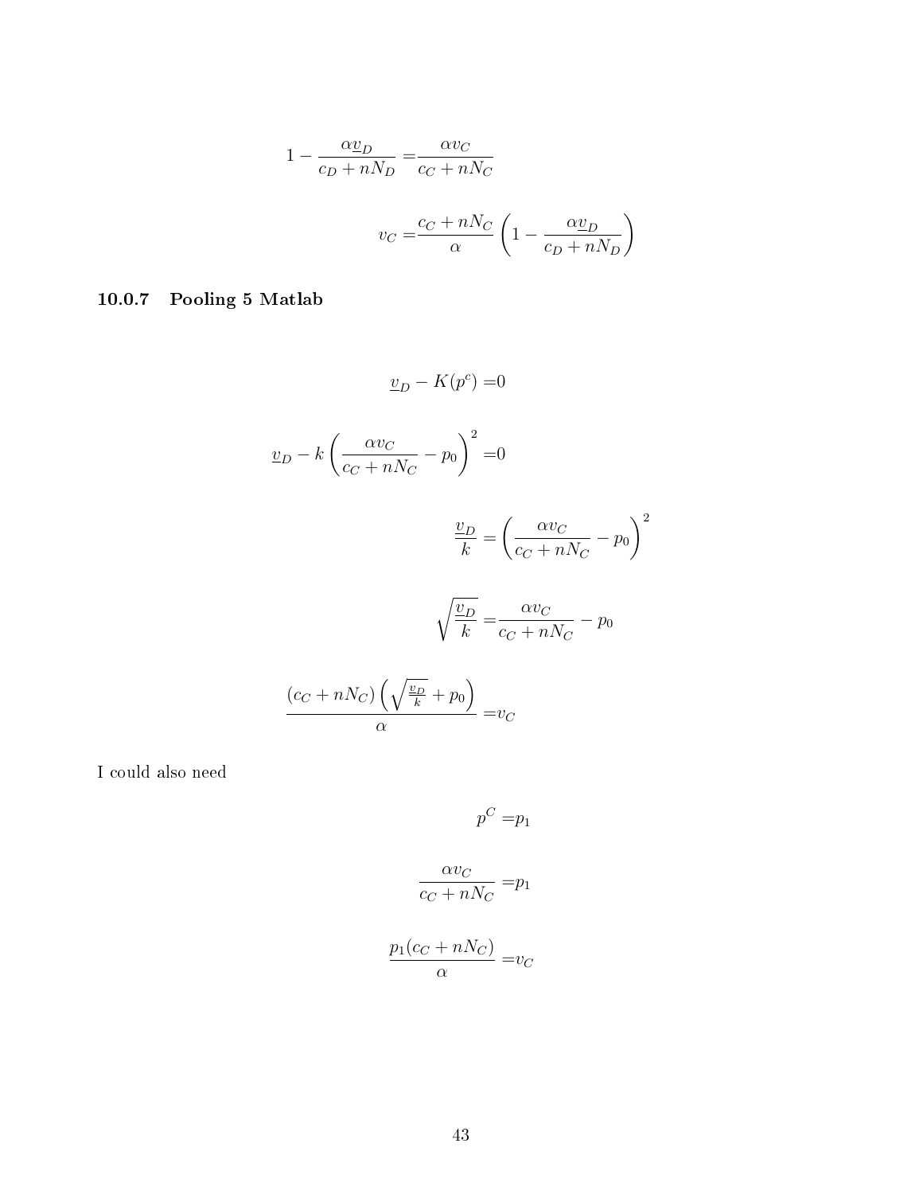$$1 - \frac{\alpha \underline{v}_D}{c_D + nN_D} = \frac{\alpha v_C}{c_C + nN_C}$$

$$v_C = \frac{c_C + nN_C}{\alpha} \left(1 - \frac{\alpha \underline{v}_D}{c_D + nN_D}\right)$$

#### 10.0.7 Pooling 5 Matlab

$$\underline{v}_D - K(p^c) = 0$$

$$\underline{v}_D - k\left(\frac{\alpha v_C}{c_C + nN_C} - p_0\right)^2 = 0$$

$$\frac{\underline{v}_D}{k} = \left(\frac{\alpha v_C}{c_C + nN_C} - p_0\right)^2$$

$$\sqrt{\frac{\underline{v}_D}{k}} = \frac{\alpha v_C}{c_C + nN_C} - p_0$$

$$\frac{(c_C + nN_C)\left(\sqrt{\frac{\underline{v}_D}{k}} + p_0\right)}{\alpha} = v_C$$

I could also need

$$p^C = p_1$$

$$\frac{\alpha v_C}{c_C + nN_C} = p_1$$

$$\frac{p_1(c_C + nN_C)}{\alpha} = v_C$$